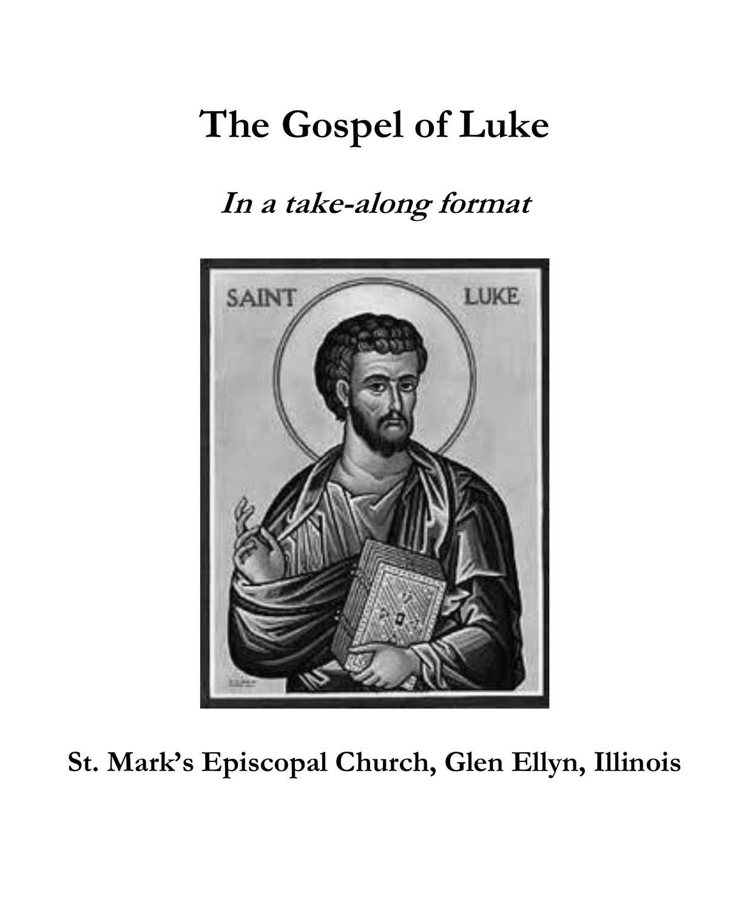# The Gospel of Luke

***In a take-along format***

**St. Mark's Episcopal Church, Glen Ellyn, Illinois**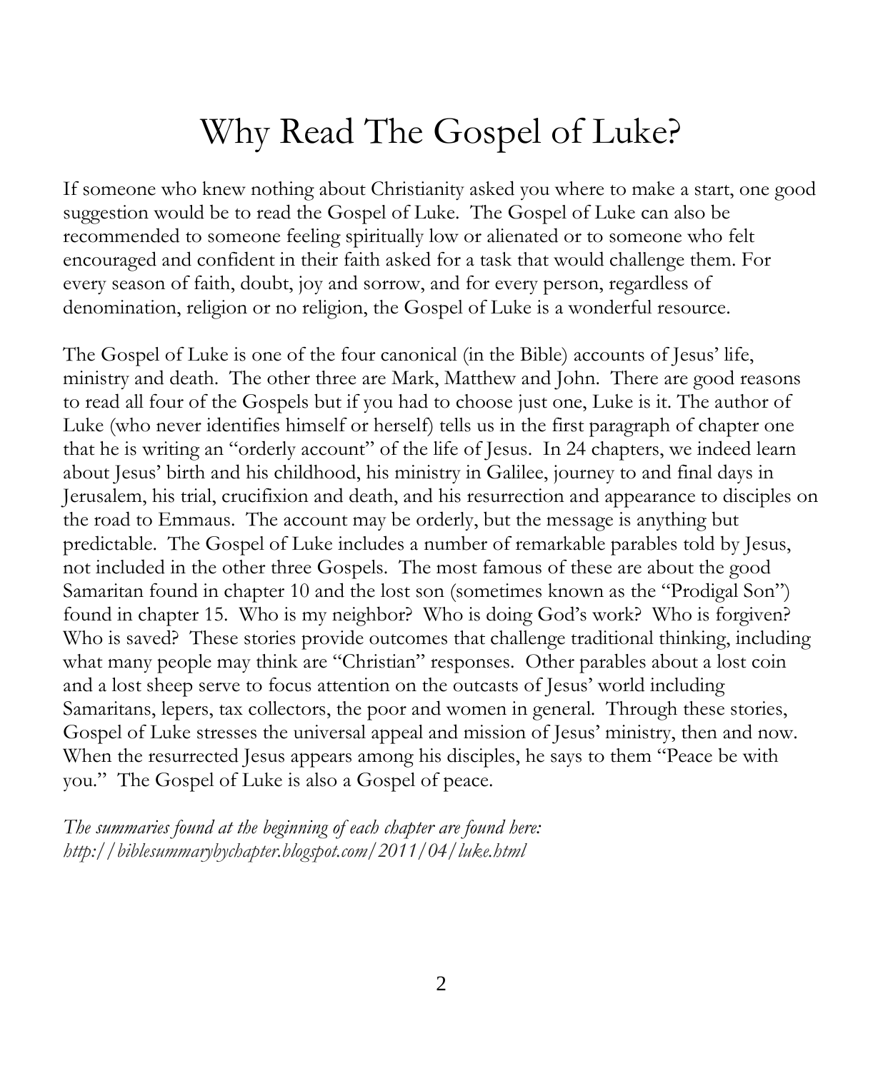# Why Read The Gospel of Luke?

If someone who knew nothing about Christianity asked you where to make a start, one good suggestion would be to read the Gospel of Luke. The Gospel of Luke can also be recommended to someone feeling spiritually low or alienated or to someone who felt encouraged and confident in their faith asked for a task that would challenge them. For every season of faith, doubt, joy and sorrow, and for every person, regardless of denomination, religion or no religion, the Gospel of Luke is a wonderful resource.

The Gospel of Luke is one of the four canonical (in the Bible) accounts of Jesus' life, ministry and death. The other three are Mark, Matthew and John. There are good reasons to read all four of the Gospels but if you had to choose just one, Luke is it. The author of Luke (who never identifies himself or herself) tells us in the first paragraph of chapter one that he is writing an "orderly account" of the life of Jesus. In 24 chapters, we indeed learn about Jesus' birth and his childhood, his ministry in Galilee, journey to and final days in Jerusalem, his trial, crucifixion and death, and his resurrection and appearance to disciples on the road to Emmaus. The account may be orderly, but the message is anything but predictable. The Gospel of Luke includes a number of remarkable parables told by Jesus, not included in the other three Gospels. The most famous of these are about the good Samaritan found in chapter 10 and the lost son (sometimes known as the "Prodigal Son") found in chapter 15. Who is my neighbor? Who is doing God's work? Who is forgiven? Who is saved? These stories provide outcomes that challenge traditional thinking, including what many people may think are "Christian" responses. Other parables about a lost coin and a lost sheep serve to focus attention on the outcasts of Jesus' world including Samaritans, lepers, tax collectors, the poor and women in general. Through these stories, Gospel of Luke stresses the universal appeal and mission of Jesus' ministry, then and now. When the resurrected Jesus appears among his disciples, he says to them "Peace be with you." The Gospel of Luke is also a Gospel of peace.

*The summaries found at the beginning of each chapter are found here: http://biblesummarybychapter.blogspot.com/2011/04/luke.html*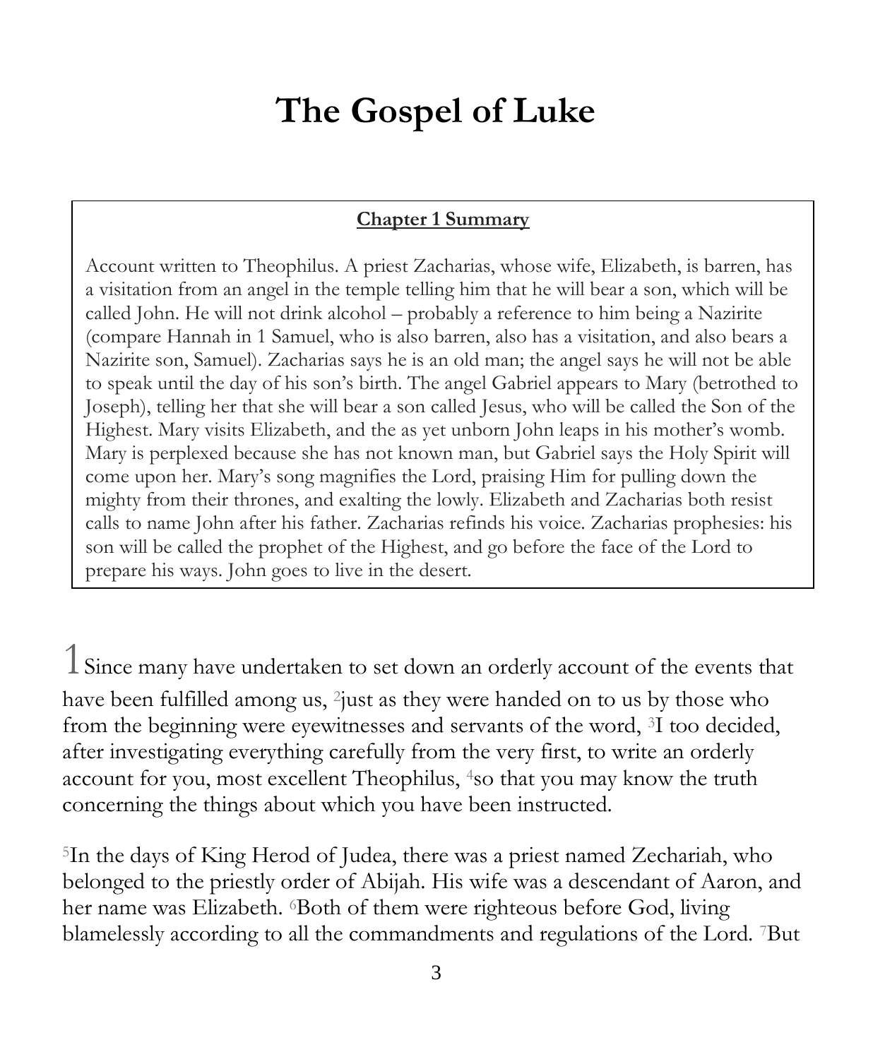# The Gospel of Luke

**Chapter 1 Summary**

Account written to Theophilus. A priest Zacharias, whose wife, Elizabeth, is barren, has a visitation from an angel in the temple telling him that he will bear a son, which will be called John. He will not drink alcohol – probably a reference to him being a Nazirite (compare Hannah in 1 Samuel, who is also barren, also has a visitation, and also bears a Nazirite son, Samuel). Zacharias says he is an old man; the angel says he will not be able to speak until the day of his son's birth. The angel Gabriel appears to Mary (betrothed to Joseph), telling her that she will bear a son called Jesus, who will be called the Son of the Highest. Mary visits Elizabeth, and the as yet unborn John leaps in his mother's womb. Mary is perplexed because she has not known man, but Gabriel says the Holy Spirit will come upon her. Mary's song magnifies the Lord, praising Him for pulling down the mighty from their thrones, and exalting the lowly. Elizabeth and Zacharias both resist calls to name John after his father. Zacharias refinds his voice. Zacharias prophesies: his son will be called the prophet of the Highest, and go before the face of the Lord to prepare his ways. John goes to live in the desert.

1 Since many have undertaken to set down an orderly account of the events that have been fulfilled among us, [2]just as they were handed on to us by those who from the beginning were eyewitnesses and servants of the word, [3]I too decided, after investigating everything carefully from the very first, to write an orderly account for you, most excellent Theophilus, [4]so that you may know the truth concerning the things about which you have been instructed.

[5]In the days of King Herod of Judea, there was a priest named Zechariah, who belonged to the priestly order of Abijah. His wife was a descendant of Aaron, and her name was Elizabeth. [6]Both of them were righteous before God, living blamelessly according to all the commandments and regulations of the Lord. [7]But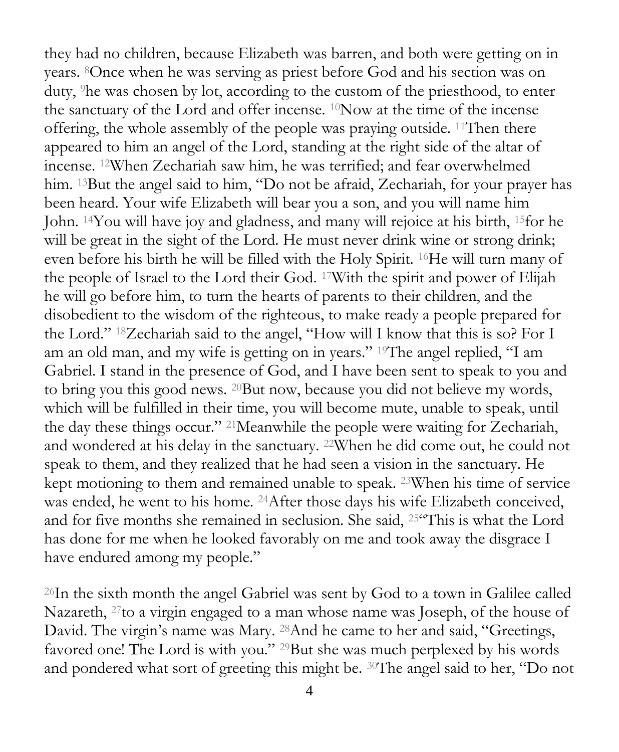they had no children, because Elizabeth was barren, and both were getting on in years. [8]Once when he was serving as priest before God and his section was on duty, [9]he was chosen by lot, according to the custom of the priesthood, to enter the sanctuary of the Lord and offer incense. [10]Now at the time of the incense offering, the whole assembly of the people was praying outside. [11]Then there appeared to him an angel of the Lord, standing at the right side of the altar of incense. [12]When Zechariah saw him, he was terrified; and fear overwhelmed him. [13]But the angel said to him, "Do not be afraid, Zechariah, for your prayer has been heard. Your wife Elizabeth will bear you a son, and you will name him John. [14]You will have joy and gladness, and many will rejoice at his birth, [15]for he will be great in the sight of the Lord. He must never drink wine or strong drink; even before his birth he will be filled with the Holy Spirit. [16]He will turn many of the people of Israel to the Lord their God. [17]With the spirit and power of Elijah he will go before him, to turn the hearts of parents to their children, and the disobedient to the wisdom of the righteous, to make ready a people prepared for the Lord." [18]Zechariah said to the angel, "How will I know that this is so? For I am an old man, and my wife is getting on in years." [19]The angel replied, "I am Gabriel. I stand in the presence of God, and I have been sent to speak to you and to bring you this good news. [20]But now, because you did not believe my words, which will be fulfilled in their time, you will become mute, unable to speak, until the day these things occur." [21]Meanwhile the people were waiting for Zechariah, and wondered at his delay in the sanctuary. [22]When he did come out, he could not speak to them, and they realized that he had seen a vision in the sanctuary. He kept motioning to them and remained unable to speak. [23]When his time of service was ended, he went to his home. [24]After those days his wife Elizabeth conceived, and for five months she remained in seclusion. She said, [25]"This is what the Lord has done for me when he looked favorably on me and took away the disgrace I have endured among my people."

[26]In the sixth month the angel Gabriel was sent by God to a town in Galilee called Nazareth, [27]to a virgin engaged to a man whose name was Joseph, of the house of David. The virgin's name was Mary. [28]And he came to her and said, "Greetings, favored one! The Lord is with you." [29]But she was much perplexed by his words and pondered what sort of greeting this might be. [30]The angel said to her, "Do not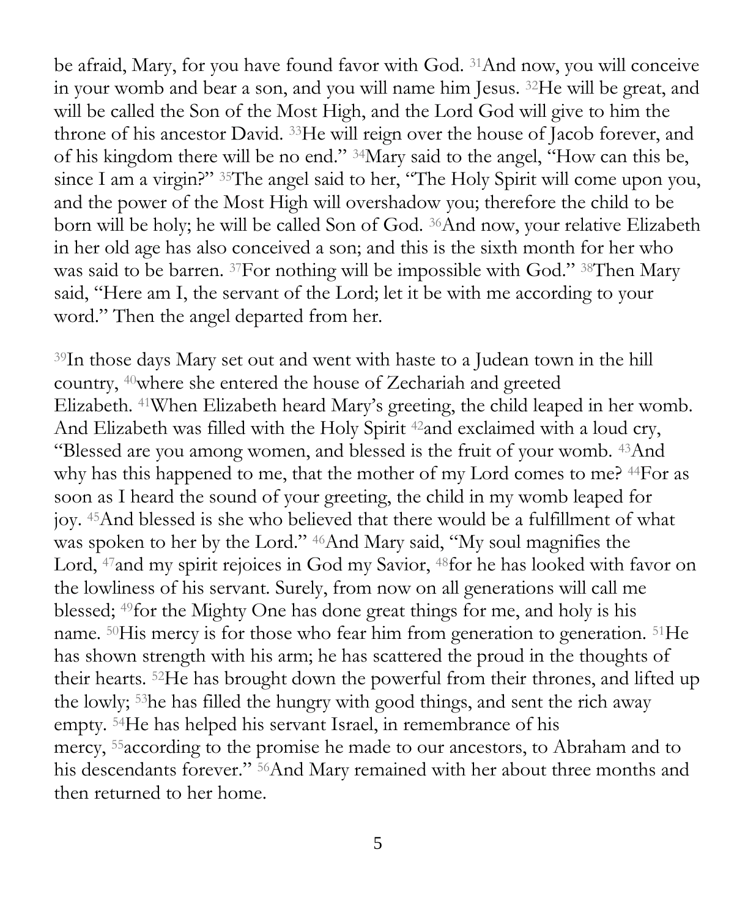be afraid, Mary, for you have found favor with God. [31]And now, you will conceive in your womb and bear a son, and you will name him Jesus. [32]He will be great, and will be called the Son of the Most High, and the Lord God will give to him the throne of his ancestor David. [33]He will reign over the house of Jacob forever, and of his kingdom there will be no end." [34]Mary said to the angel, "How can this be, since I am a virgin?" [35]The angel said to her, "The Holy Spirit will come upon you, and the power of the Most High will overshadow you; therefore the child to be born will be holy; he will be called Son of God. [36]And now, your relative Elizabeth in her old age has also conceived a son; and this is the sixth month for her who was said to be barren. [37]For nothing will be impossible with God." [38]Then Mary said, "Here am I, the servant of the Lord; let it be with me according to your word." Then the angel departed from her.

[39]In those days Mary set out and went with haste to a Judean town in the hill country, [40]where she entered the house of Zechariah and greeted Elizabeth. [41]When Elizabeth heard Mary's greeting, the child leaped in her womb. And Elizabeth was filled with the Holy Spirit [42]and exclaimed with a loud cry, "Blessed are you among women, and blessed is the fruit of your womb. [43]And why has this happened to me, that the mother of my Lord comes to me? [44]For as soon as I heard the sound of your greeting, the child in my womb leaped for joy. [45]And blessed is she who believed that there would be a fulfillment of what was spoken to her by the Lord." [46]And Mary said, "My soul magnifies the Lord, [47]and my spirit rejoices in God my Savior, [48]for he has looked with favor on the lowliness of his servant. Surely, from now on all generations will call me blessed; [49]for the Mighty One has done great things for me, and holy is his name. [50]His mercy is for those who fear him from generation to generation. [51]He has shown strength with his arm; he has scattered the proud in the thoughts of their hearts. [52]He has brought down the powerful from their thrones, and lifted up the lowly; [53]he has filled the hungry with good things, and sent the rich away empty. [54]He has helped his servant Israel, in remembrance of his mercy, [55]according to the promise he made to our ancestors, to Abraham and to his descendants forever." [56]And Mary remained with her about three months and then returned to her home.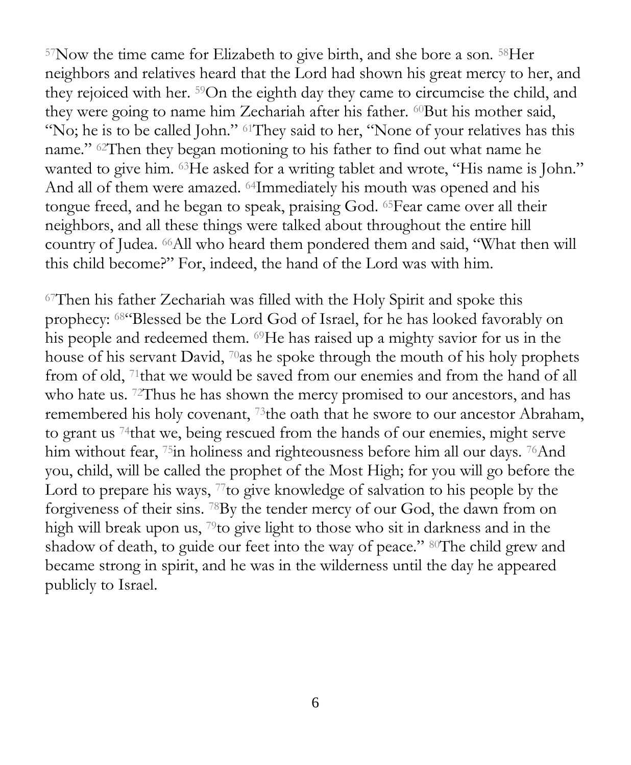[57]Now the time came for Elizabeth to give birth, and she bore a son. [58]Her neighbors and relatives heard that the Lord had shown his great mercy to her, and they rejoiced with her. [59]On the eighth day they came to circumcise the child, and they were going to name him Zechariah after his father. [60]But his mother said, "No; he is to be called John." [61]They said to her, "None of your relatives has this name." [62]Then they began motioning to his father to find out what name he wanted to give him. [63]He asked for a writing tablet and wrote, "His name is John." And all of them were amazed. [64]Immediately his mouth was opened and his tongue freed, and he began to speak, praising God. [65]Fear came over all their neighbors, and all these things were talked about throughout the entire hill country of Judea. [66]All who heard them pondered them and said, "What then will this child become?" For, indeed, the hand of the Lord was with him.

[67]Then his father Zechariah was filled with the Holy Spirit and spoke this prophecy: [68]"Blessed be the Lord God of Israel, for he has looked favorably on his people and redeemed them. [69]He has raised up a mighty savior for us in the house of his servant David, [70]as he spoke through the mouth of his holy prophets from of old, [71]that we would be saved from our enemies and from the hand of all who hate us. [72]Thus he has shown the mercy promised to our ancestors, and has remembered his holy covenant, [73]the oath that he swore to our ancestor Abraham, to grant us [74]that we, being rescued from the hands of our enemies, might serve him without fear, [75]in holiness and righteousness before him all our days. [76]And you, child, will be called the prophet of the Most High; for you will go before the Lord to prepare his ways, [77]to give knowledge of salvation to his people by the forgiveness of their sins. [78]By the tender mercy of our God, the dawn from on high will break upon us, [79]to give light to those who sit in darkness and in the shadow of death, to guide our feet into the way of peace." [80]The child grew and became strong in spirit, and he was in the wilderness until the day he appeared publicly to Israel.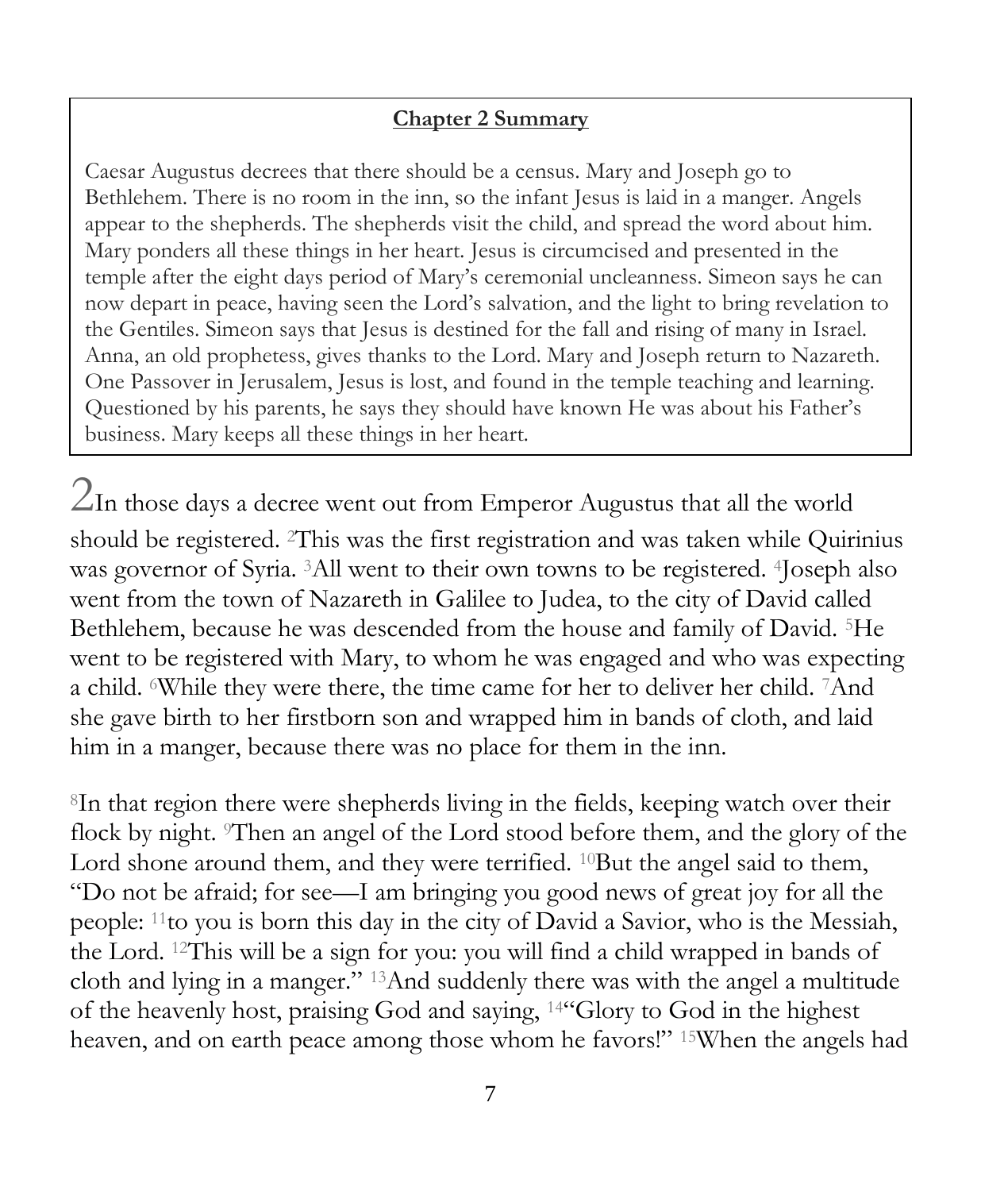**Chapter 2 Summary**

Caesar Augustus decrees that there should be a census. Mary and Joseph go to Bethlehem. There is no room in the inn, so the infant Jesus is laid in a manger. Angels appear to the shepherds. The shepherds visit the child, and spread the word about him. Mary ponders all these things in her heart. Jesus is circumcised and presented in the temple after the eight days period of Mary's ceremonial uncleanness. Simeon says he can now depart in peace, having seen the Lord's salvation, and the light to bring revelation to the Gentiles. Simeon says that Jesus is destined for the fall and rising of many in Israel. Anna, an old prophetess, gives thanks to the Lord. Mary and Joseph return to Nazareth. One Passover in Jerusalem, Jesus is lost, and found in the temple teaching and learning. Questioned by his parents, he says they should have known He was about his Father's business. Mary keeps all these things in her heart.

2 In those days a decree went out from Emperor Augustus that all the world should be registered. [2]This was the first registration and was taken while Quirinius was governor of Syria. [3]All went to their own towns to be registered. [4]Joseph also went from the town of Nazareth in Galilee to Judea, to the city of David called Bethlehem, because he was descended from the house and family of David. [5]He went to be registered with Mary, to whom he was engaged and who was expecting a child. [6]While they were there, the time came for her to deliver her child. [7]And she gave birth to her firstborn son and wrapped him in bands of cloth, and laid him in a manger, because there was no place for them in the inn.

[8]In that region there were shepherds living in the fields, keeping watch over their flock by night. [9]Then an angel of the Lord stood before them, and the glory of the Lord shone around them, and they were terrified. [10]But the angel said to them, "Do not be afraid; for see—I am bringing you good news of great joy for all the people: [11]to you is born this day in the city of David a Savior, who is the Messiah, the Lord. [12]This will be a sign for you: you will find a child wrapped in bands of cloth and lying in a manger." [13]And suddenly there was with the angel a multitude of the heavenly host, praising God and saying, [14]"Glory to God in the highest heaven, and on earth peace among those whom he favors!" [15]When the angels had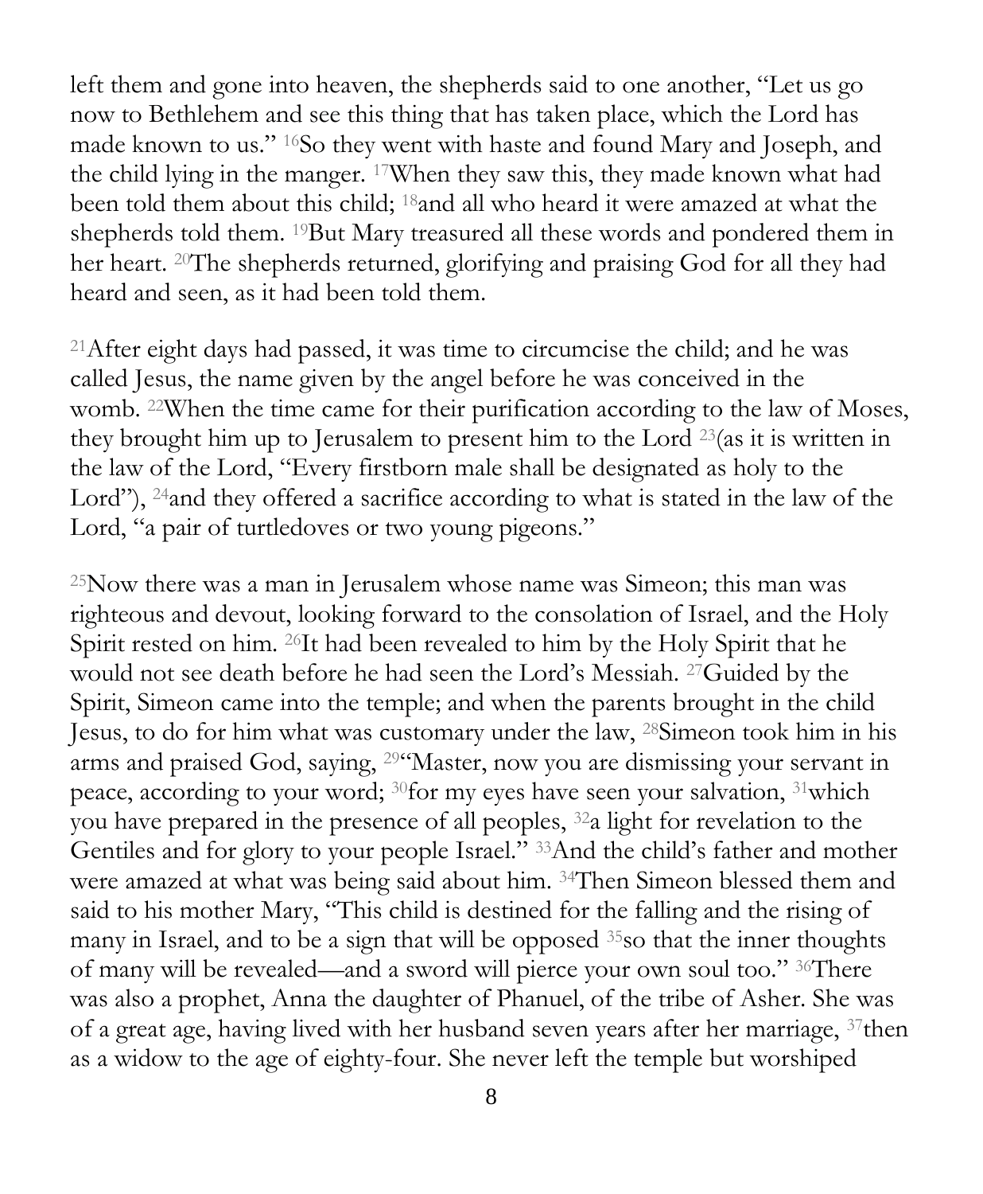left them and gone into heaven, the shepherds said to one another, "Let us go now to Bethlehem and see this thing that has taken place, which the Lord has made known to us." [16]So they went with haste and found Mary and Joseph, and the child lying in the manger. [17]When they saw this, they made known what had been told them about this child; [18]and all who heard it were amazed at what the shepherds told them. [19]But Mary treasured all these words and pondered them in her heart. [20]The shepherds returned, glorifying and praising God for all they had heard and seen, as it had been told them.

[21]After eight days had passed, it was time to circumcise the child; and he was called Jesus, the name given by the angel before he was conceived in the womb. [22]When the time came for their purification according to the law of Moses, they brought him up to Jerusalem to present him to the Lord [23](as it is written in the law of the Lord, "Every firstborn male shall be designated as holy to the Lord"), [24]and they offered a sacrifice according to what is stated in the law of the Lord, "a pair of turtledoves or two young pigeons."

[25]Now there was a man in Jerusalem whose name was Simeon; this man was righteous and devout, looking forward to the consolation of Israel, and the Holy Spirit rested on him. [26]It had been revealed to him by the Holy Spirit that he would not see death before he had seen the Lord's Messiah. [27]Guided by the Spirit, Simeon came into the temple; and when the parents brought in the child Jesus, to do for him what was customary under the law, [28]Simeon took him in his arms and praised God, saying, [29]"Master, now you are dismissing your servant in peace, according to your word; [30]for my eyes have seen your salvation, [31]which you have prepared in the presence of all peoples, [32]a light for revelation to the Gentiles and for glory to your people Israel." [33]And the child's father and mother were amazed at what was being said about him. [34]Then Simeon blessed them and said to his mother Mary, "This child is destined for the falling and the rising of many in Israel, and to be a sign that will be opposed [35]so that the inner thoughts of many will be revealed—and a sword will pierce your own soul too." [36]There was also a prophet, Anna the daughter of Phanuel, of the tribe of Asher. She was of a great age, having lived with her husband seven years after her marriage, [37]then as a widow to the age of eighty-four. She never left the temple but worshiped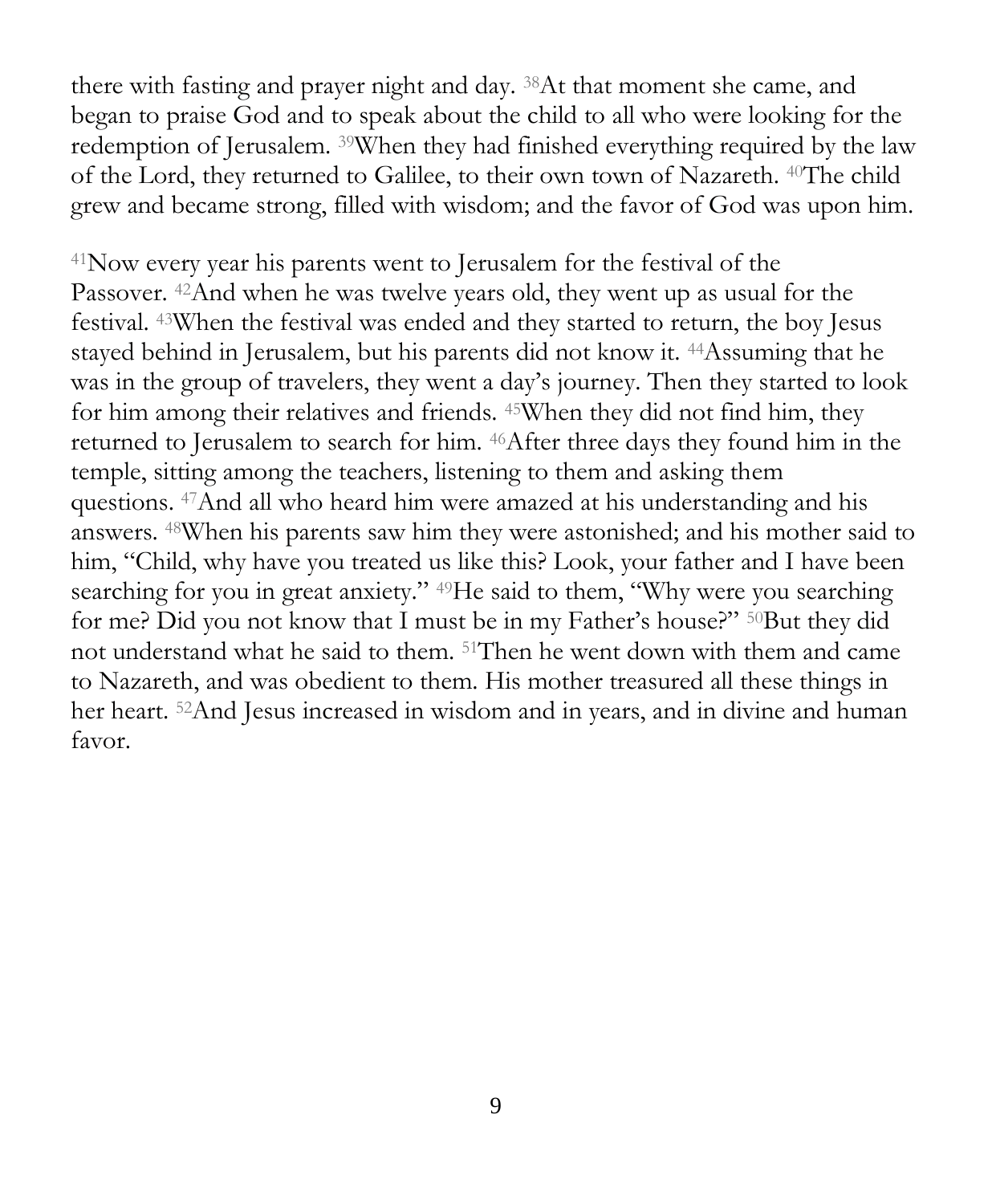there with fasting and prayer night and day. [38]At that moment she came, and began to praise God and to speak about the child to all who were looking for the redemption of Jerusalem. [39]When they had finished everything required by the law of the Lord, they returned to Galilee, to their own town of Nazareth. [40]The child grew and became strong, filled with wisdom; and the favor of God was upon him.

[41]Now every year his parents went to Jerusalem for the festival of the Passover. [42]And when he was twelve years old, they went up as usual for the festival. [43]When the festival was ended and they started to return, the boy Jesus stayed behind in Jerusalem, but his parents did not know it. [44]Assuming that he was in the group of travelers, they went a day's journey. Then they started to look for him among their relatives and friends. [45]When they did not find him, they returned to Jerusalem to search for him. [46]After three days they found him in the temple, sitting among the teachers, listening to them and asking them questions. [47]And all who heard him were amazed at his understanding and his answers. [48]When his parents saw him they were astonished; and his mother said to him, "Child, why have you treated us like this? Look, your father and I have been searching for you in great anxiety." [49]He said to them, "Why were you searching for me? Did you not know that I must be in my Father's house?" [50]But they did not understand what he said to them. [51]Then he went down with them and came to Nazareth, and was obedient to them. His mother treasured all these things in her heart. [52]And Jesus increased in wisdom and in years, and in divine and human favor.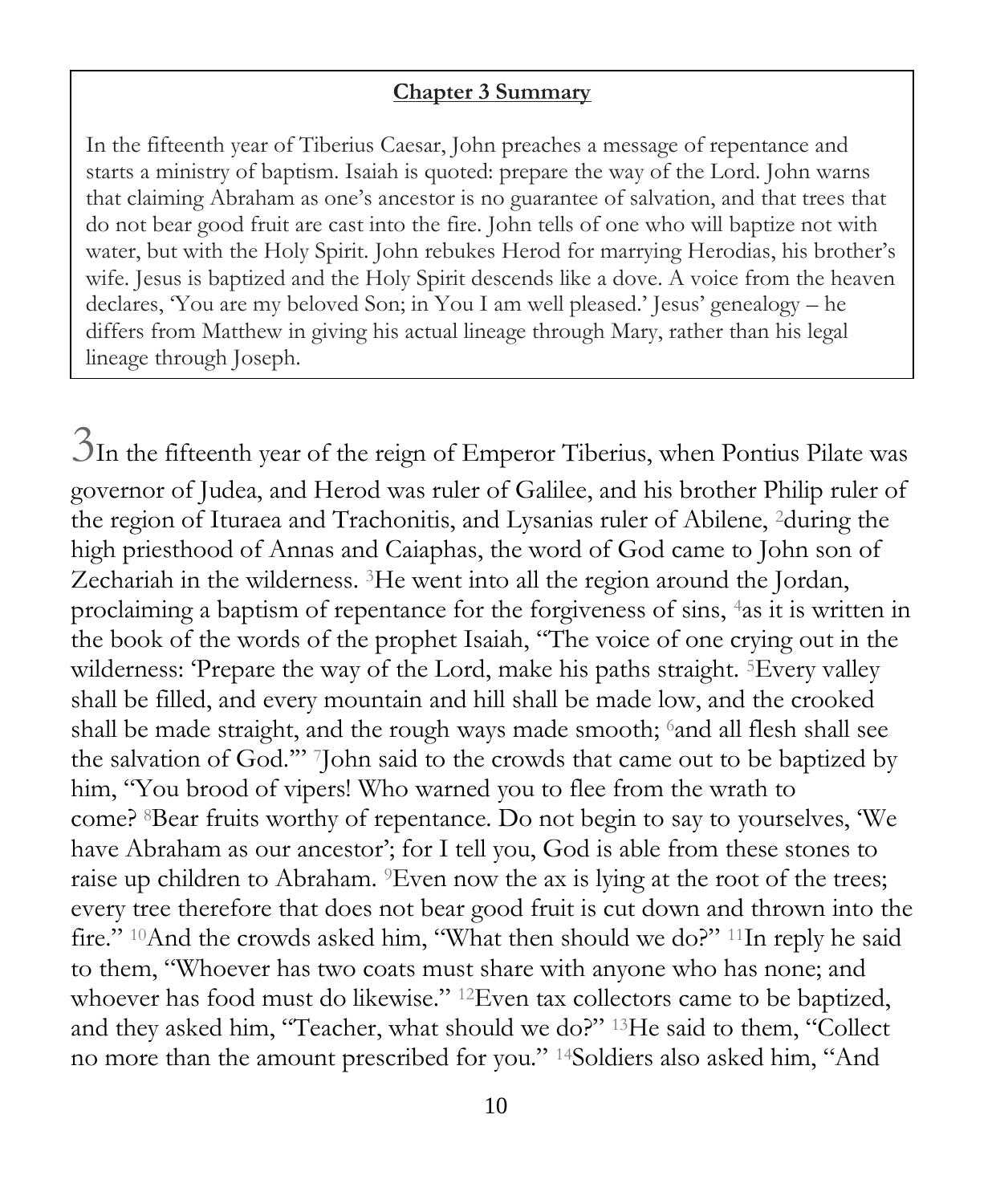**Chapter 3 Summary**

In the fifteenth year of Tiberius Caesar, John preaches a message of repentance and starts a ministry of baptism. Isaiah is quoted: prepare the way of the Lord. John warns that claiming Abraham as one's ancestor is no guarantee of salvation, and that trees that do not bear good fruit are cast into the fire. John tells of one who will baptize not with water, but with the Holy Spirit. John rebukes Herod for marrying Herodias, his brother's wife. Jesus is baptized and the Holy Spirit descends like a dove. A voice from the heaven declares, 'You are my beloved Son; in You I am well pleased.' Jesus' genealogy – he differs from Matthew in giving his actual lineage through Mary, rather than his legal lineage through Joseph.

3 In the fifteenth year of the reign of Emperor Tiberius, when Pontius Pilate was governor of Judea, and Herod was ruler of Galilee, and his brother Philip ruler of the region of Ituraea and Trachonitis, and Lysanias ruler of Abilene, 2 during the high priesthood of Annas and Caiaphas, the word of God came to John son of Zechariah in the wilderness. 3 He went into all the region around the Jordan, proclaiming a baptism of repentance for the forgiveness of sins, 4 as it is written in the book of the words of the prophet Isaiah, "The voice of one crying out in the wilderness: 'Prepare the way of the Lord, make his paths straight. 5 Every valley shall be filled, and every mountain and hill shall be made low, and the crooked shall be made straight, and the rough ways made smooth; 6 and all flesh shall see the salvation of God.'" 7 John said to the crowds that came out to be baptized by him, "You brood of vipers! Who warned you to flee from the wrath to come? 8 Bear fruits worthy of repentance. Do not begin to say to yourselves, 'We have Abraham as our ancestor'; for I tell you, God is able from these stones to raise up children to Abraham. 9 Even now the ax is lying at the root of the trees; every tree therefore that does not bear good fruit is cut down and thrown into the fire." 10 And the crowds asked him, "What then should we do?" 11 In reply he said to them, "Whoever has two coats must share with anyone who has none; and whoever has food must do likewise." 12 Even tax collectors came to be baptized, and they asked him, "Teacher, what should we do?" 13 He said to them, "Collect no more than the amount prescribed for you." 14 Soldiers also asked him, "And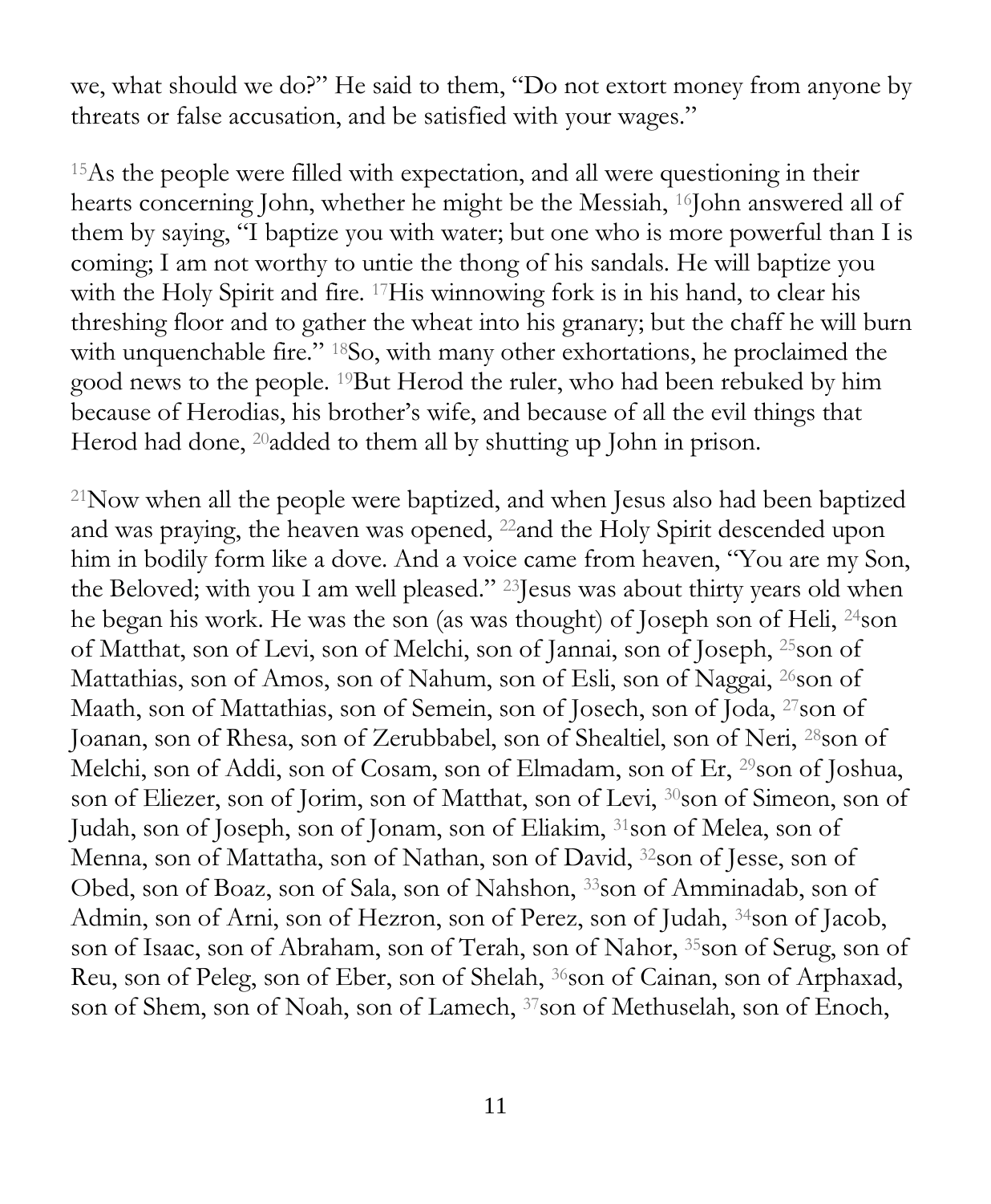we, what should we do?" He said to them, "Do not extort money from anyone by threats or false accusation, and be satisfied with your wages."

[15]As the people were filled with expectation, and all were questioning in their hearts concerning John, whether he might be the Messiah, [16]John answered all of them by saying, "I baptize you with water; but one who is more powerful than I is coming; I am not worthy to untie the thong of his sandals. He will baptize you with the Holy Spirit and fire. [17]His winnowing fork is in his hand, to clear his threshing floor and to gather the wheat into his granary; but the chaff he will burn with unquenchable fire." [18]So, with many other exhortations, he proclaimed the good news to the people. [19]But Herod the ruler, who had been rebuked by him because of Herodias, his brother's wife, and because of all the evil things that Herod had done, [20]added to them all by shutting up John in prison.

[21]Now when all the people were baptized, and when Jesus also had been baptized and was praying, the heaven was opened, [22]and the Holy Spirit descended upon him in bodily form like a dove. And a voice came from heaven, "You are my Son, the Beloved; with you I am well pleased." [23]Jesus was about thirty years old when he began his work. He was the son (as was thought) of Joseph son of Heli, [24]son of Matthat, son of Levi, son of Melchi, son of Jannai, son of Joseph, [25]son of Mattathias, son of Amos, son of Nahum, son of Esli, son of Naggai, [26]son of Maath, son of Mattathias, son of Semein, son of Josech, son of Joda, [27]son of Joanan, son of Rhesa, son of Zerubbabel, son of Shealtiel, son of Neri, [28]son of Melchi, son of Addi, son of Cosam, son of Elmadam, son of Er, [29]son of Joshua, son of Eliezer, son of Jorim, son of Matthat, son of Levi, [30]son of Simeon, son of Judah, son of Joseph, son of Jonam, son of Eliakim, [31]son of Melea, son of Menna, son of Mattatha, son of Nathan, son of David, [32]son of Jesse, son of Obed, son of Boaz, son of Sala, son of Nahshon, [33]son of Amminadab, son of Admin, son of Arni, son of Hezron, son of Perez, son of Judah, [34]son of Jacob, son of Isaac, son of Abraham, son of Terah, son of Nahor, [35]son of Serug, son of Reu, son of Peleg, son of Eber, son of Shelah, [36]son of Cainan, son of Arphaxad, son of Shem, son of Noah, son of Lamech, [37]son of Methuselah, son of Enoch,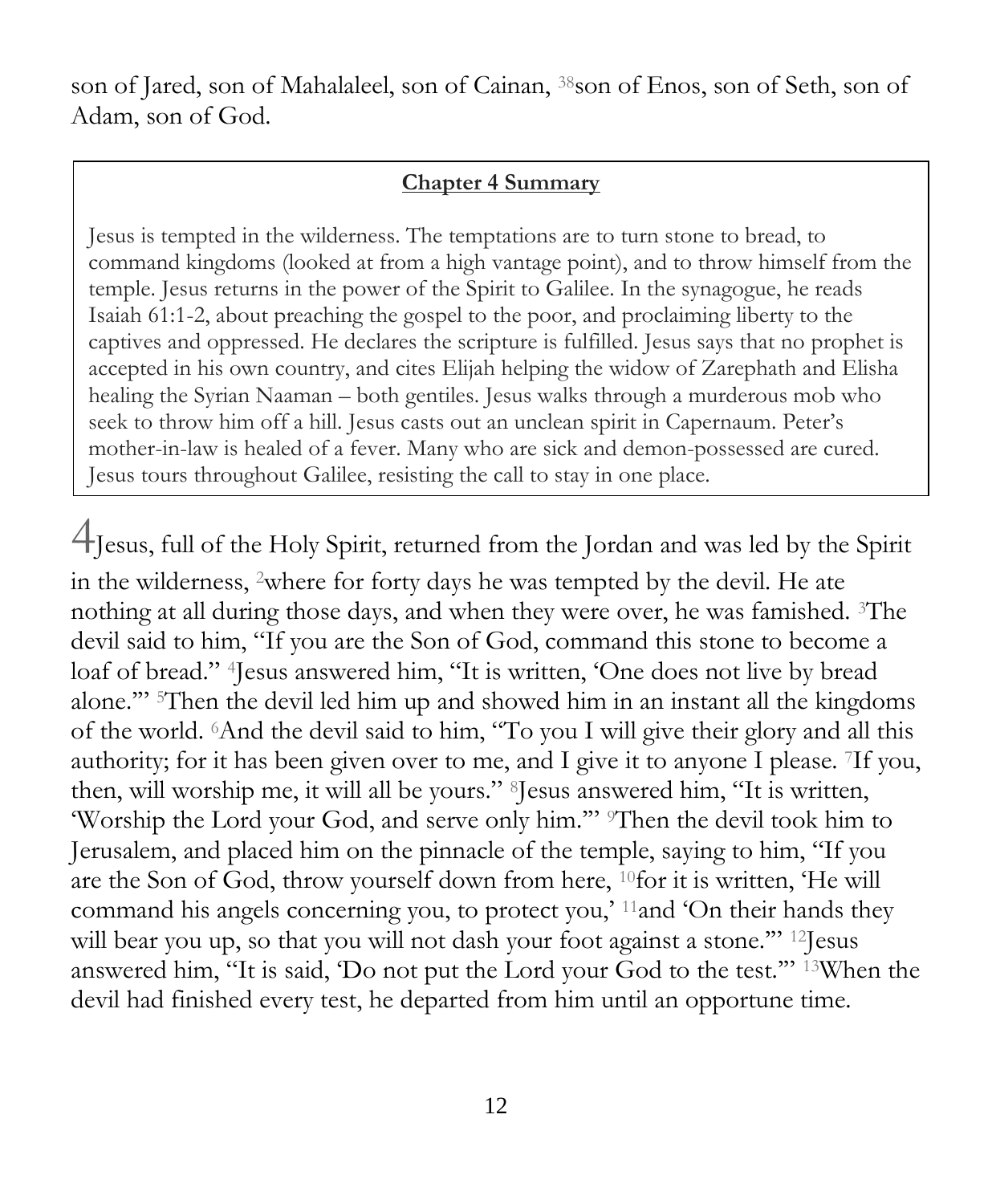son of Jared, son of Mahalaleel, son of Cainan, [38]son of Enos, son of Seth, son of Adam, son of God.

**Chapter 4 Summary**

Jesus is tempted in the wilderness. The temptations are to turn stone to bread, to command kingdoms (looked at from a high vantage point), and to throw himself from the temple. Jesus returns in the power of the Spirit to Galilee. In the synagogue, he reads Isaiah 61:1-2, about preaching the gospel to the poor, and proclaiming liberty to the captives and oppressed. He declares the scripture is fulfilled. Jesus says that no prophet is accepted in his own country, and cites Elijah helping the widow of Zarephath and Elisha healing the Syrian Naaman – both gentiles. Jesus walks through a murderous mob who seek to throw him off a hill. Jesus casts out an unclean spirit in Capernaum. Peter's mother-in-law is healed of a fever. Many who are sick and demon-possessed are cured. Jesus tours throughout Galilee, resisting the call to stay in one place.

4 Jesus, full of the Holy Spirit, returned from the Jordan and was led by the Spirit in the wilderness, [2]where for forty days he was tempted by the devil. He ate nothing at all during those days, and when they were over, he was famished. [3]The devil said to him, "If you are the Son of God, command this stone to become a loaf of bread." [4]Jesus answered him, "It is written, 'One does not live by bread alone.'" [5]Then the devil led him up and showed him in an instant all the kingdoms of the world. [6]And the devil said to him, "To you I will give their glory and all this authority; for it has been given over to me, and I give it to anyone I please. [7]If you, then, will worship me, it will all be yours." [8]Jesus answered him, "It is written, 'Worship the Lord your God, and serve only him.'" [9]Then the devil took him to Jerusalem, and placed him on the pinnacle of the temple, saying to him, "If you are the Son of God, throw yourself down from here, [10]for it is written, 'He will command his angels concerning you, to protect you,' [11]and 'On their hands they will bear you up, so that you will not dash your foot against a stone.'" [12]Jesus answered him, "It is said, 'Do not put the Lord your God to the test.'" [13]When the devil had finished every test, he departed from him until an opportune time.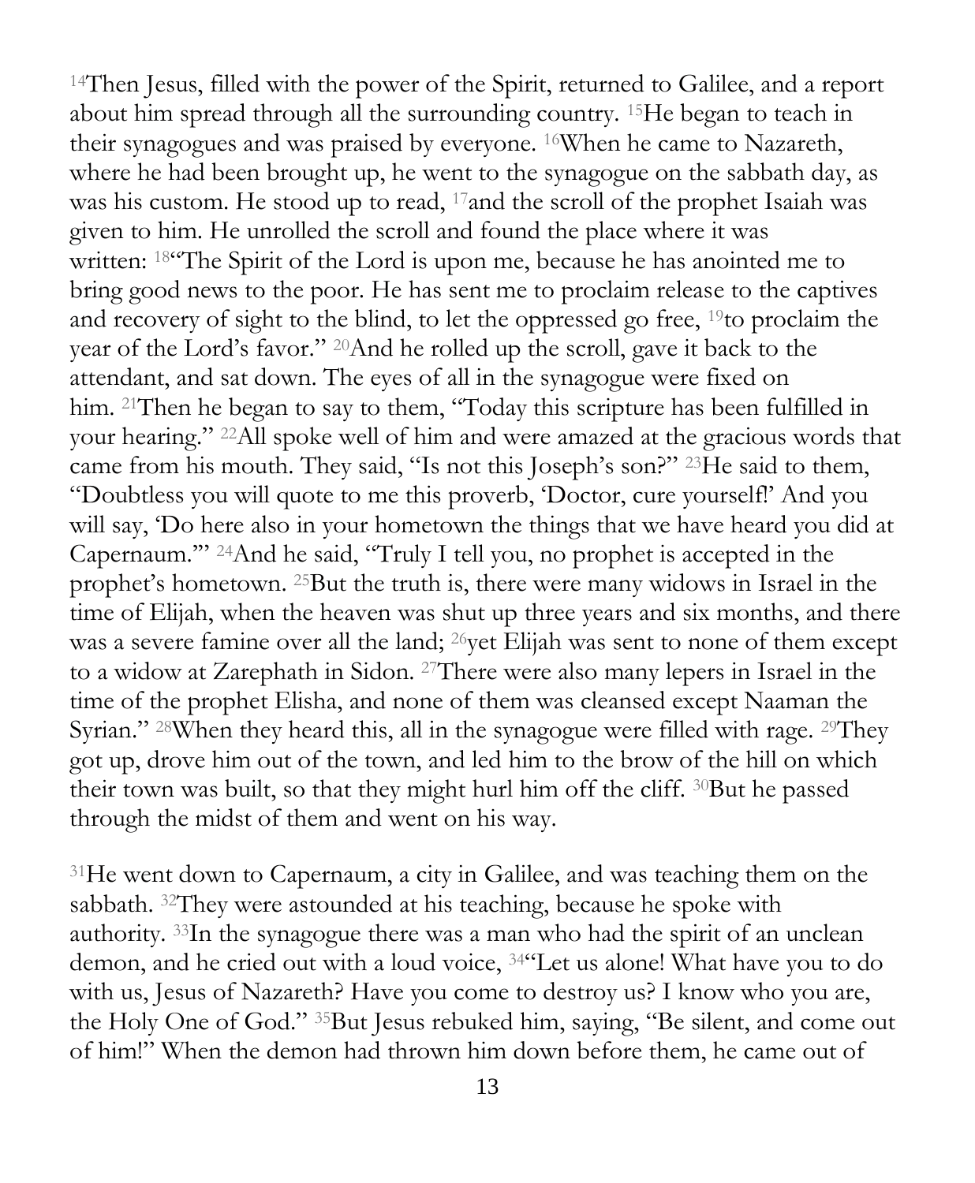[14]Then Jesus, filled with the power of the Spirit, returned to Galilee, and a report about him spread through all the surrounding country. [15]He began to teach in their synagogues and was praised by everyone. [16]When he came to Nazareth, where he had been brought up, he went to the synagogue on the sabbath day, as was his custom. He stood up to read, [17]and the scroll of the prophet Isaiah was given to him. He unrolled the scroll and found the place where it was written: [18]"The Spirit of the Lord is upon me, because he has anointed me to bring good news to the poor. He has sent me to proclaim release to the captives and recovery of sight to the blind, to let the oppressed go free, [19]to proclaim the year of the Lord's favor." [20]And he rolled up the scroll, gave it back to the attendant, and sat down. The eyes of all in the synagogue were fixed on him. [21]Then he began to say to them, "Today this scripture has been fulfilled in your hearing." [22]All spoke well of him and were amazed at the gracious words that came from his mouth. They said, "Is not this Joseph's son?" [23]He said to them, "Doubtless you will quote to me this proverb, 'Doctor, cure yourself!' And you will say, 'Do here also in your hometown the things that we have heard you did at Capernaum.'" [24]And he said, "Truly I tell you, no prophet is accepted in the prophet's hometown. [25]But the truth is, there were many widows in Israel in the time of Elijah, when the heaven was shut up three years and six months, and there was a severe famine over all the land; [26]yet Elijah was sent to none of them except to a widow at Zarephath in Sidon. [27]There were also many lepers in Israel in the time of the prophet Elisha, and none of them was cleansed except Naaman the Syrian." [28]When they heard this, all in the synagogue were filled with rage. [29]They got up, drove him out of the town, and led him to the brow of the hill on which their town was built, so that they might hurl him off the cliff. [30]But he passed through the midst of them and went on his way.

[31]He went down to Capernaum, a city in Galilee, and was teaching them on the sabbath. [32]They were astounded at his teaching, because he spoke with authority. [33]In the synagogue there was a man who had the spirit of an unclean demon, and he cried out with a loud voice, [34]"Let us alone! What have you to do with us, Jesus of Nazareth? Have you come to destroy us? I know who you are, the Holy One of God." [35]But Jesus rebuked him, saying, "Be silent, and come out of him!" When the demon had thrown him down before them, he came out of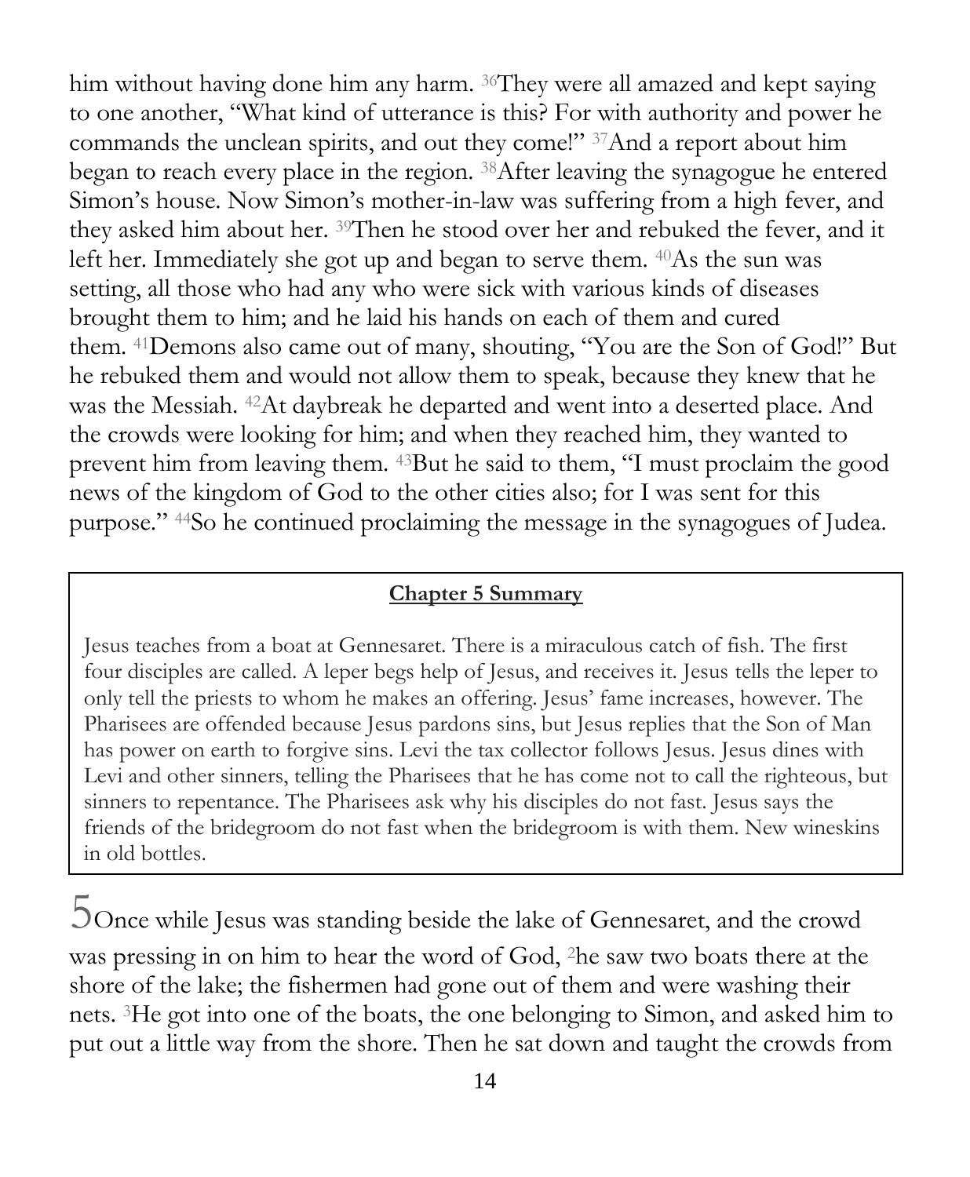him without having done him any harm. [36]They were all amazed and kept saying to one another, "What kind of utterance is this? For with authority and power he commands the unclean spirits, and out they come!" [37]And a report about him began to reach every place in the region. [38]After leaving the synagogue he entered Simon's house. Now Simon's mother-in-law was suffering from a high fever, and they asked him about her. [39]Then he stood over her and rebuked the fever, and it left her. Immediately she got up and began to serve them. [40]As the sun was setting, all those who had any who were sick with various kinds of diseases brought them to him; and he laid his hands on each of them and cured them. [41]Demons also came out of many, shouting, "You are the Son of God!" But he rebuked them and would not allow them to speak, because they knew that he was the Messiah. [42]At daybreak he departed and went into a deserted place. And the crowds were looking for him; and when they reached him, they wanted to prevent him from leaving them. [43]But he said to them, "I must proclaim the good news of the kingdom of God to the other cities also; for I was sent for this purpose." [44]So he continued proclaiming the message in the synagogues of Judea.

**Chapter 5 Summary**

Jesus teaches from a boat at Gennesaret. There is a miraculous catch of fish. The first four disciples are called. A leper begs help of Jesus, and receives it. Jesus tells the leper to only tell the priests to whom he makes an offering. Jesus' fame increases, however. The Pharisees are offended because Jesus pardons sins, but Jesus replies that the Son of Man has power on earth to forgive sins. Levi the tax collector follows Jesus. Jesus dines with Levi and other sinners, telling the Pharisees that he has come not to call the righteous, but sinners to repentance. The Pharisees ask why his disciples do not fast. Jesus says the friends of the bridegroom do not fast when the bridegroom is with them. New wineskins in old bottles.

5 Once while Jesus was standing beside the lake of Gennesaret, and the crowd was pressing in on him to hear the word of God, [2]he saw two boats there at the shore of the lake; the fishermen had gone out of them and were washing their nets. [3]He got into one of the boats, the one belonging to Simon, and asked him to put out a little way from the shore. Then he sat down and taught the crowds from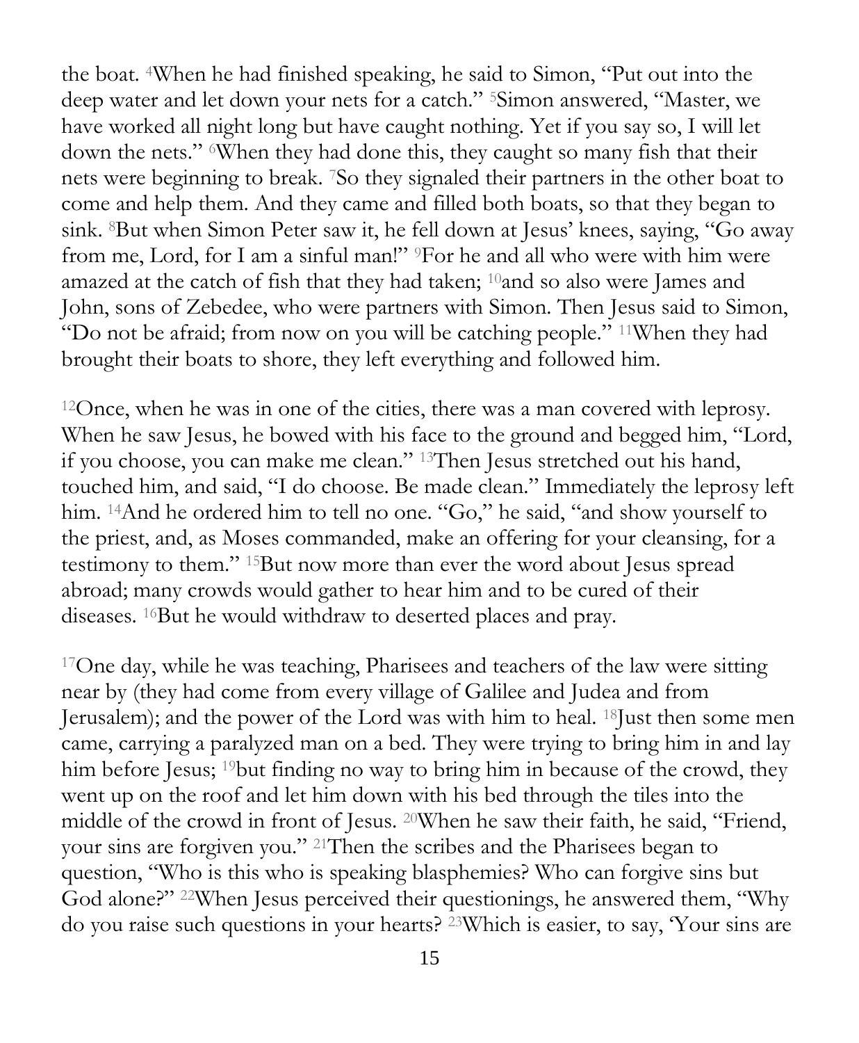the boat. [4]When he had finished speaking, he said to Simon, "Put out into the deep water and let down your nets for a catch." [5]Simon answered, "Master, we have worked all night long but have caught nothing. Yet if you say so, I will let down the nets." [6]When they had done this, they caught so many fish that their nets were beginning to break. [7]So they signaled their partners in the other boat to come and help them. And they came and filled both boats, so that they began to sink. [8]But when Simon Peter saw it, he fell down at Jesus' knees, saying, "Go away from me, Lord, for I am a sinful man!" [9]For he and all who were with him were amazed at the catch of fish that they had taken; [10]and so also were James and John, sons of Zebedee, who were partners with Simon. Then Jesus said to Simon, "Do not be afraid; from now on you will be catching people." [11]When they had brought their boats to shore, they left everything and followed him.

[12]Once, when he was in one of the cities, there was a man covered with leprosy. When he saw Jesus, he bowed with his face to the ground and begged him, "Lord, if you choose, you can make me clean." [13]Then Jesus stretched out his hand, touched him, and said, "I do choose. Be made clean." Immediately the leprosy left him. [14]And he ordered him to tell no one. "Go," he said, "and show yourself to the priest, and, as Moses commanded, make an offering for your cleansing, for a testimony to them." [15]But now more than ever the word about Jesus spread abroad; many crowds would gather to hear him and to be cured of their diseases. [16]But he would withdraw to deserted places and pray.

[17]One day, while he was teaching, Pharisees and teachers of the law were sitting near by (they had come from every village of Galilee and Judea and from Jerusalem); and the power of the Lord was with him to heal. [18]Just then some men came, carrying a paralyzed man on a bed. They were trying to bring him in and lay him before Jesus; [19]but finding no way to bring him in because of the crowd, they went up on the roof and let him down with his bed through the tiles into the middle of the crowd in front of Jesus. [20]When he saw their faith, he said, "Friend, your sins are forgiven you." [21]Then the scribes and the Pharisees began to question, "Who is this who is speaking blasphemies? Who can forgive sins but God alone?" [22]When Jesus perceived their questionings, he answered them, "Why do you raise such questions in your hearts? [23]Which is easier, to say, 'Your sins are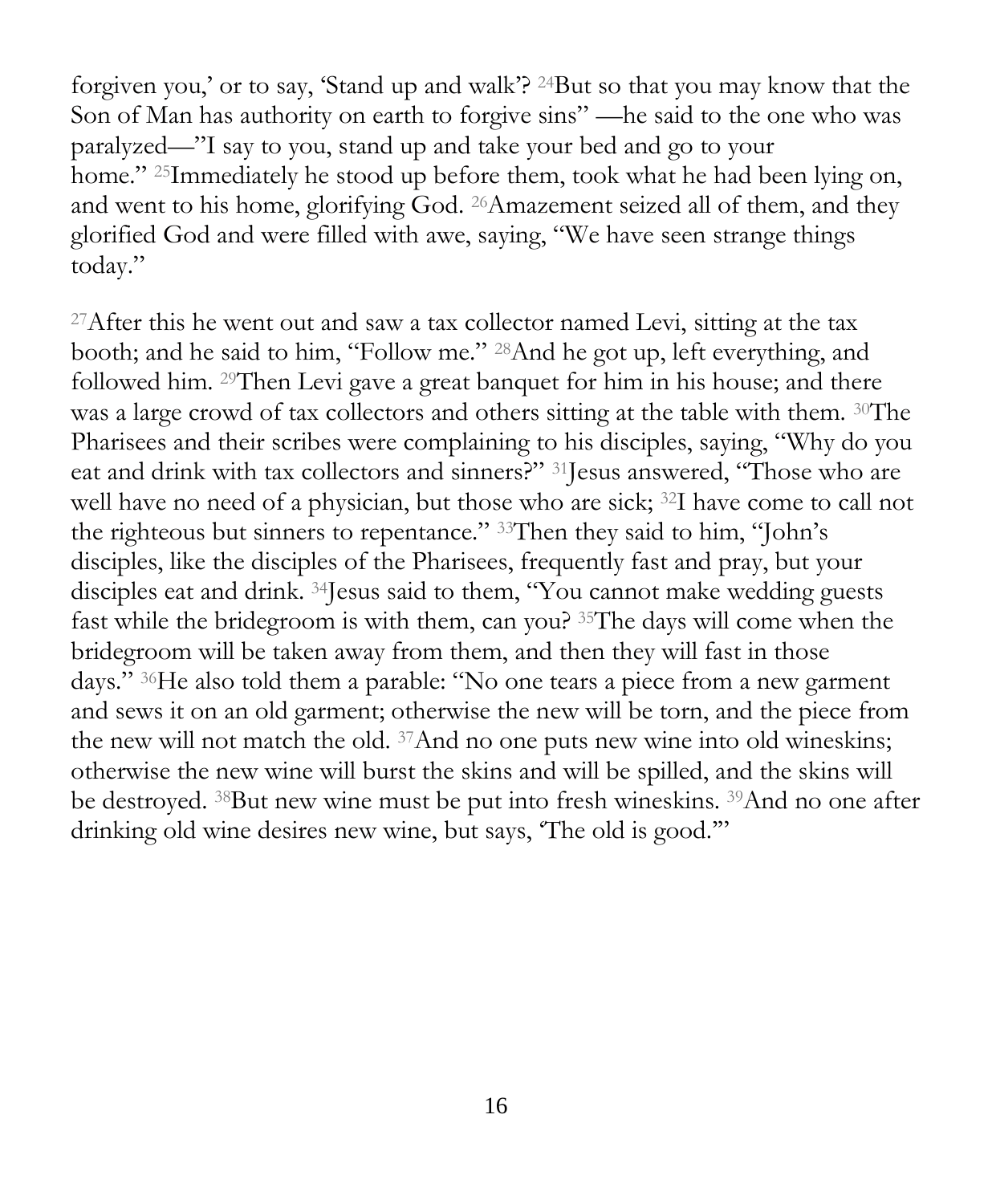forgiven you,' or to say, 'Stand up and walk'? [24]But so that you may know that the Son of Man has authority on earth to forgive sins" —he said to the one who was paralyzed—"I say to you, stand up and take your bed and go to your home." [25]Immediately he stood up before them, took what he had been lying on, and went to his home, glorifying God. [26]Amazement seized all of them, and they glorified God and were filled with awe, saying, "We have seen strange things today."

[27]After this he went out and saw a tax collector named Levi, sitting at the tax booth; and he said to him, "Follow me." [28]And he got up, left everything, and followed him. [29]Then Levi gave a great banquet for him in his house; and there was a large crowd of tax collectors and others sitting at the table with them. [30]The Pharisees and their scribes were complaining to his disciples, saying, "Why do you eat and drink with tax collectors and sinners?" [31]Jesus answered, "Those who are well have no need of a physician, but those who are sick; [32]I have come to call not the righteous but sinners to repentance." [33]Then they said to him, "John's disciples, like the disciples of the Pharisees, frequently fast and pray, but your disciples eat and drink. [34]Jesus said to them, "You cannot make wedding guests fast while the bridegroom is with them, can you? [35]The days will come when the bridegroom will be taken away from them, and then they will fast in those days." [36]He also told them a parable: "No one tears a piece from a new garment and sews it on an old garment; otherwise the new will be torn, and the piece from the new will not match the old. [37]And no one puts new wine into old wineskins; otherwise the new wine will burst the skins and will be spilled, and the skins will be destroyed. [38]But new wine must be put into fresh wineskins. [39]And no one after drinking old wine desires new wine, but says, 'The old is good.'"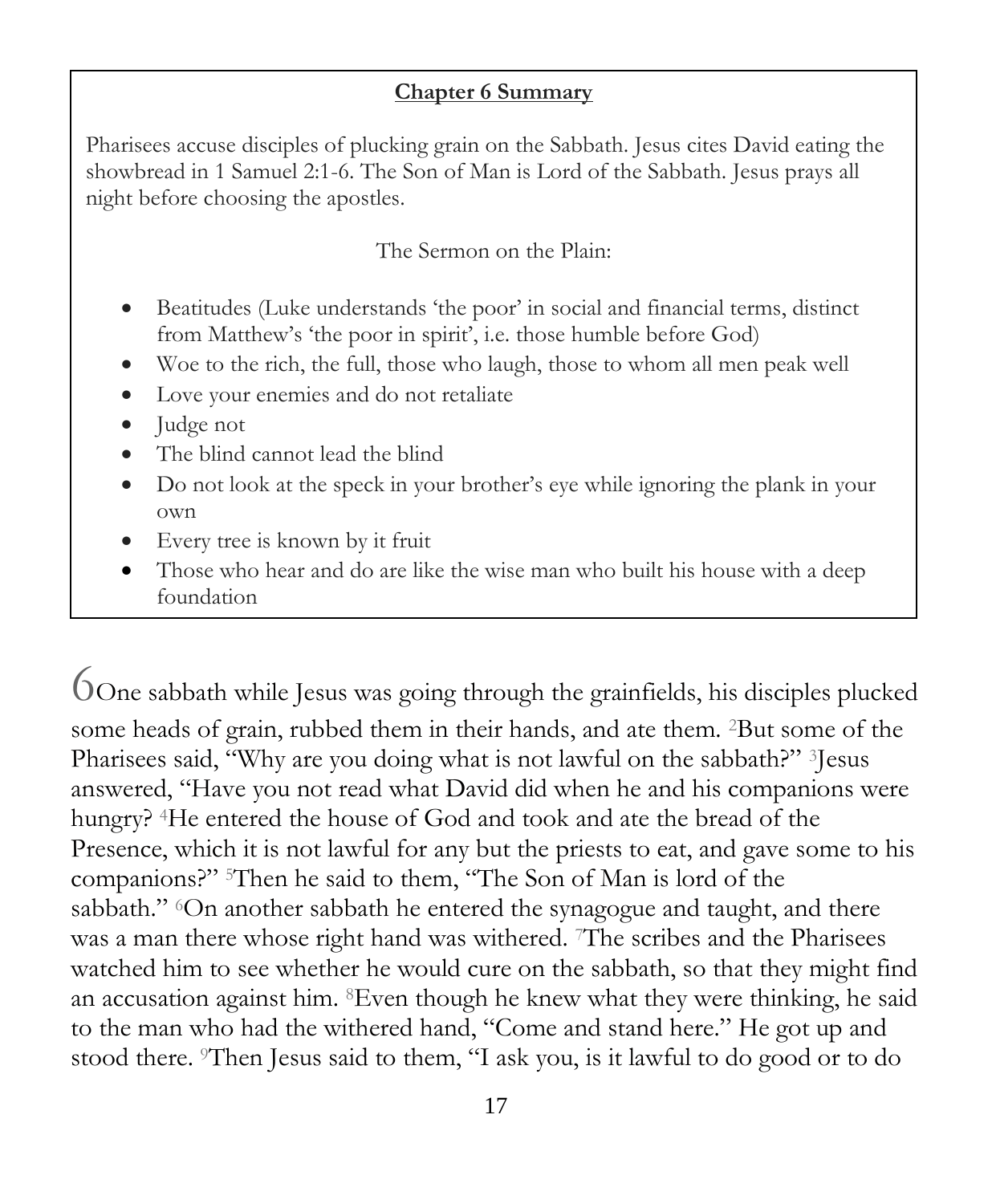**Chapter 6 Summary**

Pharisees accuse disciples of plucking grain on the Sabbath. Jesus cites David eating the showbread in 1 Samuel 2:1-6. The Son of Man is Lord of the Sabbath. Jesus prays all night before choosing the apostles.

The Sermon on the Plain:

- Beatitudes (Luke understands 'the poor' in social and financial terms, distinct from Matthew's 'the poor in spirit', i.e. those humble before God)
- Woe to the rich, the full, those who laugh, those to whom all men peak well
- Love your enemies and do not retaliate
- Judge not
- The blind cannot lead the blind
- Do not look at the speck in your brother's eye while ignoring the plank in your own
- Every tree is known by it fruit
- Those who hear and do are like the wise man who built his house with a deep foundation

6 One sabbath while Jesus was going through the grainfields, his disciples plucked some heads of grain, rubbed them in their hands, and ate them. 2 But some of the Pharisees said, "Why are you doing what is not lawful on the sabbath?" 3 Jesus answered, "Have you not read what David did when he and his companions were hungry? 4 He entered the house of God and took and ate the bread of the Presence, which it is not lawful for any but the priests to eat, and gave some to his companions?" 5 Then he said to them, "The Son of Man is lord of the sabbath." 6 On another sabbath he entered the synagogue and taught, and there was a man there whose right hand was withered. 7 The scribes and the Pharisees watched him to see whether he would cure on the sabbath, so that they might find an accusation against him. 8 Even though he knew what they were thinking, he said to the man who had the withered hand, "Come and stand here." He got up and stood there. 9 Then Jesus said to them, "I ask you, is it lawful to do good or to do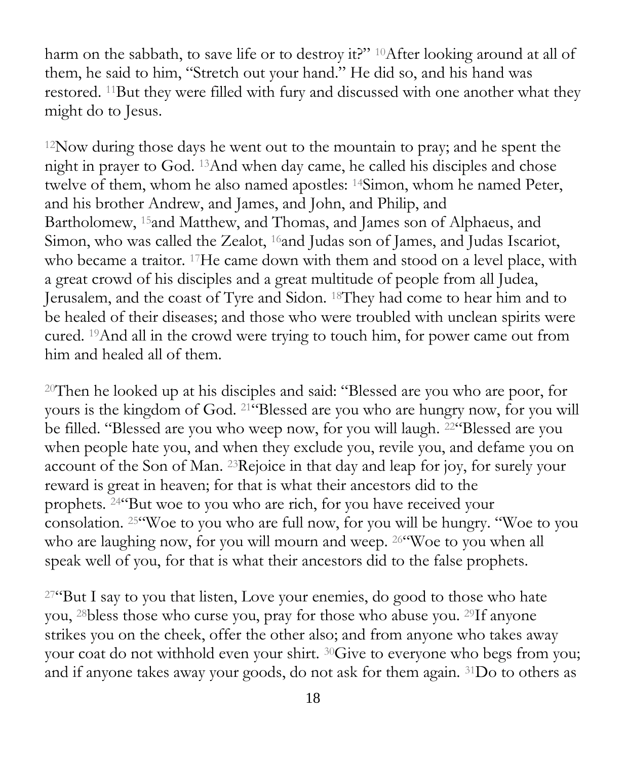harm on the sabbath, to save life or to destroy it?" [10]After looking around at all of them, he said to him, "Stretch out your hand." He did so, and his hand was restored. [11]But they were filled with fury and discussed with one another what they might do to Jesus.

[12]Now during those days he went out to the mountain to pray; and he spent the night in prayer to God. [13]And when day came, he called his disciples and chose twelve of them, whom he also named apostles: [14]Simon, whom he named Peter, and his brother Andrew, and James, and John, and Philip, and Bartholomew, [15]and Matthew, and Thomas, and James son of Alphaeus, and Simon, who was called the Zealot, [16]and Judas son of James, and Judas Iscariot, who became a traitor. [17]He came down with them and stood on a level place, with a great crowd of his disciples and a great multitude of people from all Judea, Jerusalem, and the coast of Tyre and Sidon. [18]They had come to hear him and to be healed of their diseases; and those who were troubled with unclean spirits were cured. [19]And all in the crowd were trying to touch him, for power came out from him and healed all of them.

[20]Then he looked up at his disciples and said: "Blessed are you who are poor, for yours is the kingdom of God. [21]"Blessed are you who are hungry now, for you will be filled. "Blessed are you who weep now, for you will laugh. [22]"Blessed are you when people hate you, and when they exclude you, revile you, and defame you on account of the Son of Man. [23]Rejoice in that day and leap for joy, for surely your reward is great in heaven; for that is what their ancestors did to the prophets. [24]"But woe to you who are rich, for you have received your consolation. [25]"Woe to you who are full now, for you will be hungry. "Woe to you who are laughing now, for you will mourn and weep. [26]"Woe to you when all speak well of you, for that is what their ancestors did to the false prophets.

[27]"But I say to you that listen, Love your enemies, do good to those who hate you, [28]bless those who curse you, pray for those who abuse you. [29]If anyone strikes you on the cheek, offer the other also; and from anyone who takes away your coat do not withhold even your shirt. [30]Give to everyone who begs from you; and if anyone takes away your goods, do not ask for them again. [31]Do to others as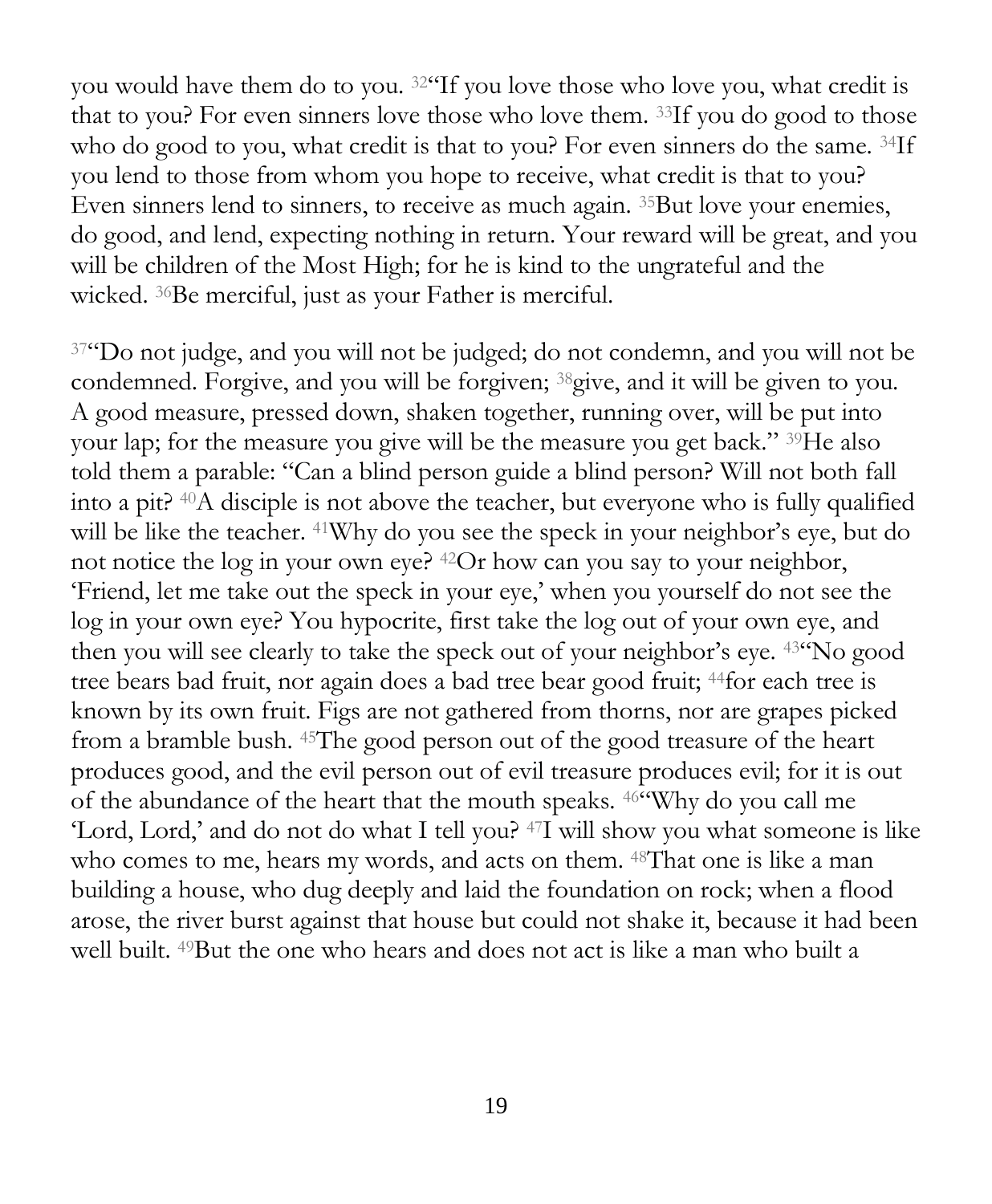you would have them do to you. [32]"If you love those who love you, what credit is that to you? For even sinners love those who love them. [33]If you do good to those who do good to you, what credit is that to you? For even sinners do the same. [34]If you lend to those from whom you hope to receive, what credit is that to you? Even sinners lend to sinners, to receive as much again. [35]But love your enemies, do good, and lend, expecting nothing in return. Your reward will be great, and you will be children of the Most High; for he is kind to the ungrateful and the wicked. [36]Be merciful, just as your Father is merciful.

[37]"Do not judge, and you will not be judged; do not condemn, and you will not be condemned. Forgive, and you will be forgiven; [38]give, and it will be given to you. A good measure, pressed down, shaken together, running over, will be put into your lap; for the measure you give will be the measure you get back." [39]He also told them a parable: "Can a blind person guide a blind person? Will not both fall into a pit? [40]A disciple is not above the teacher, but everyone who is fully qualified will be like the teacher. [41]Why do you see the speck in your neighbor's eye, but do not notice the log in your own eye? [42]Or how can you say to your neighbor, 'Friend, let me take out the speck in your eye,' when you yourself do not see the log in your own eye? You hypocrite, first take the log out of your own eye, and then you will see clearly to take the speck out of your neighbor's eye. [43]"No good tree bears bad fruit, nor again does a bad tree bear good fruit; [44]for each tree is known by its own fruit. Figs are not gathered from thorns, nor are grapes picked from a bramble bush. [45]The good person out of the good treasure of the heart produces good, and the evil person out of evil treasure produces evil; for it is out of the abundance of the heart that the mouth speaks. [46]"Why do you call me 'Lord, Lord,' and do not do what I tell you? [47]I will show you what someone is like who comes to me, hears my words, and acts on them. [48]That one is like a man building a house, who dug deeply and laid the foundation on rock; when a flood arose, the river burst against that house but could not shake it, because it had been well built. [49]But the one who hears and does not act is like a man who built a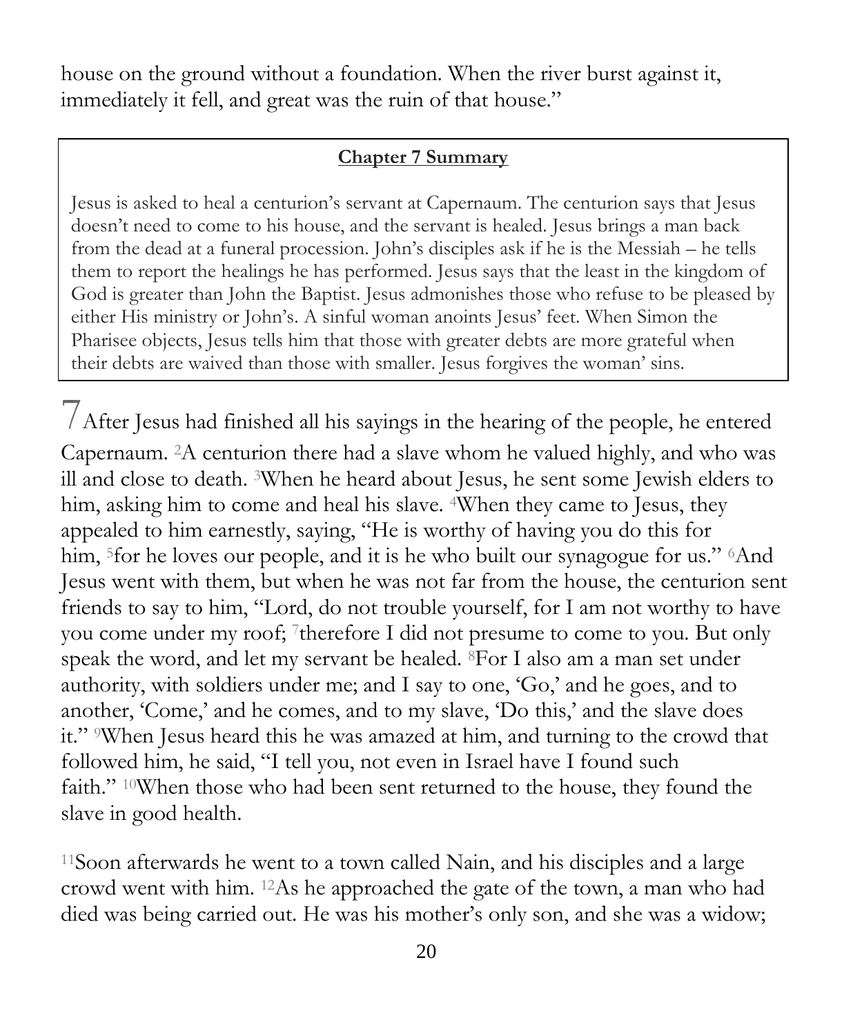house on the ground without a foundation. When the river burst against it, immediately it fell, and great was the ruin of that house."

**Chapter 7 Summary**

Jesus is asked to heal a centurion's servant at Capernaum. The centurion says that Jesus doesn't need to come to his house, and the servant is healed. Jesus brings a man back from the dead at a funeral procession. John's disciples ask if he is the Messiah – he tells them to report the healings he has performed. Jesus says that the least in the kingdom of God is greater than John the Baptist. Jesus admonishes those who refuse to be pleased by either His ministry or John's. A sinful woman anoints Jesus' feet. When Simon the Pharisee objects, Jesus tells him that those with greater debts are more grateful when their debts are waived than those with smaller. Jesus forgives the woman' sins.

7 After Jesus had finished all his sayings in the hearing of the people, he entered Capernaum. 2A centurion there had a slave whom he valued highly, and who was ill and close to death. 3When he heard about Jesus, he sent some Jewish elders to him, asking him to come and heal his slave. 4When they came to Jesus, they appealed to him earnestly, saying, "He is worthy of having you do this for him, 5for he loves our people, and it is he who built our synagogue for us." 6And Jesus went with them, but when he was not far from the house, the centurion sent friends to say to him, "Lord, do not trouble yourself, for I am not worthy to have you come under my roof; 7therefore I did not presume to come to you. But only speak the word, and let my servant be healed. 8For I also am a man set under authority, with soldiers under me; and I say to one, 'Go,' and he goes, and to another, 'Come,' and he comes, and to my slave, 'Do this,' and the slave does it." 9When Jesus heard this he was amazed at him, and turning to the crowd that followed him, he said, "I tell you, not even in Israel have I found such faith." 10When those who had been sent returned to the house, they found the slave in good health.

11Soon afterwards he went to a town called Nain, and his disciples and a large crowd went with him. 12As he approached the gate of the town, a man who had died was being carried out. He was his mother's only son, and she was a widow;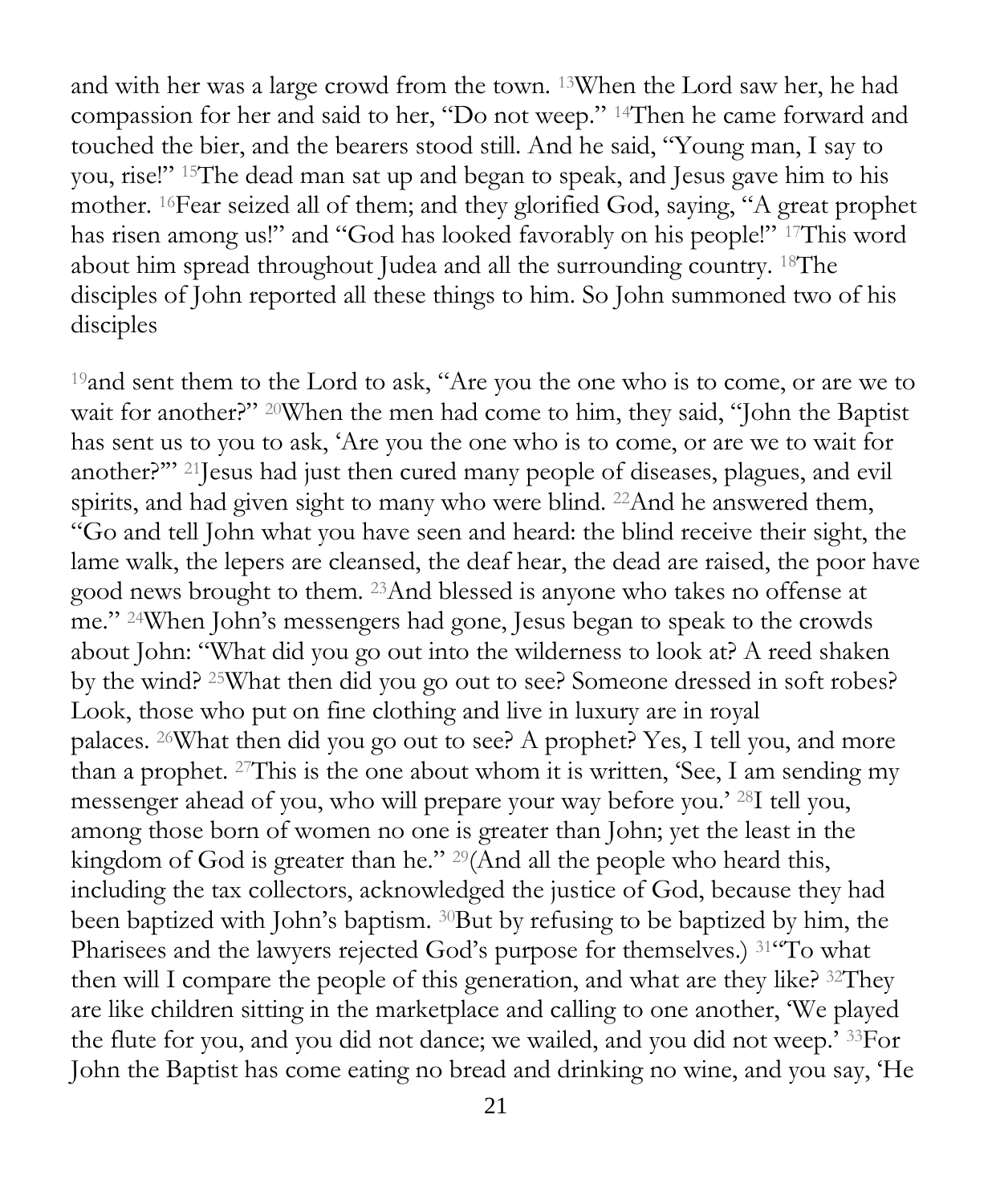and with her was a large crowd from the town. [13]When the Lord saw her, he had compassion for her and said to her, "Do not weep." [14]Then he came forward and touched the bier, and the bearers stood still. And he said, "Young man, I say to you, rise!" [15]The dead man sat up and began to speak, and Jesus gave him to his mother. [16]Fear seized all of them; and they glorified God, saying, "A great prophet has risen among us!" and "God has looked favorably on his people!" [17]This word about him spread throughout Judea and all the surrounding country. [18]The disciples of John reported all these things to him. So John summoned two of his disciples

[19]and sent them to the Lord to ask, "Are you the one who is to come, or are we to wait for another?" [20]When the men had come to him, they said, "John the Baptist has sent us to you to ask, 'Are you the one who is to come, or are we to wait for another?'" [21]Jesus had just then cured many people of diseases, plagues, and evil spirits, and had given sight to many who were blind. [22]And he answered them, "Go and tell John what you have seen and heard: the blind receive their sight, the lame walk, the lepers are cleansed, the deaf hear, the dead are raised, the poor have good news brought to them. [23]And blessed is anyone who takes no offense at me." [24]When John's messengers had gone, Jesus began to speak to the crowds about John: "What did you go out into the wilderness to look at? A reed shaken by the wind? [25]What then did you go out to see? Someone dressed in soft robes? Look, those who put on fine clothing and live in luxury are in royal palaces. [26]What then did you go out to see? A prophet? Yes, I tell you, and more than a prophet. [27]This is the one about whom it is written, 'See, I am sending my messenger ahead of you, who will prepare your way before you.' [28]I tell you, among those born of women no one is greater than John; yet the least in the kingdom of God is greater than he." [29](And all the people who heard this, including the tax collectors, acknowledged the justice of God, because they had been baptized with John's baptism. [30]But by refusing to be baptized by him, the Pharisees and the lawyers rejected God's purpose for themselves.) [31]"To what then will I compare the people of this generation, and what are they like? [32]They are like children sitting in the marketplace and calling to one another, 'We played the flute for you, and you did not dance; we wailed, and you did not weep.' [33]For John the Baptist has come eating no bread and drinking no wine, and you say, 'He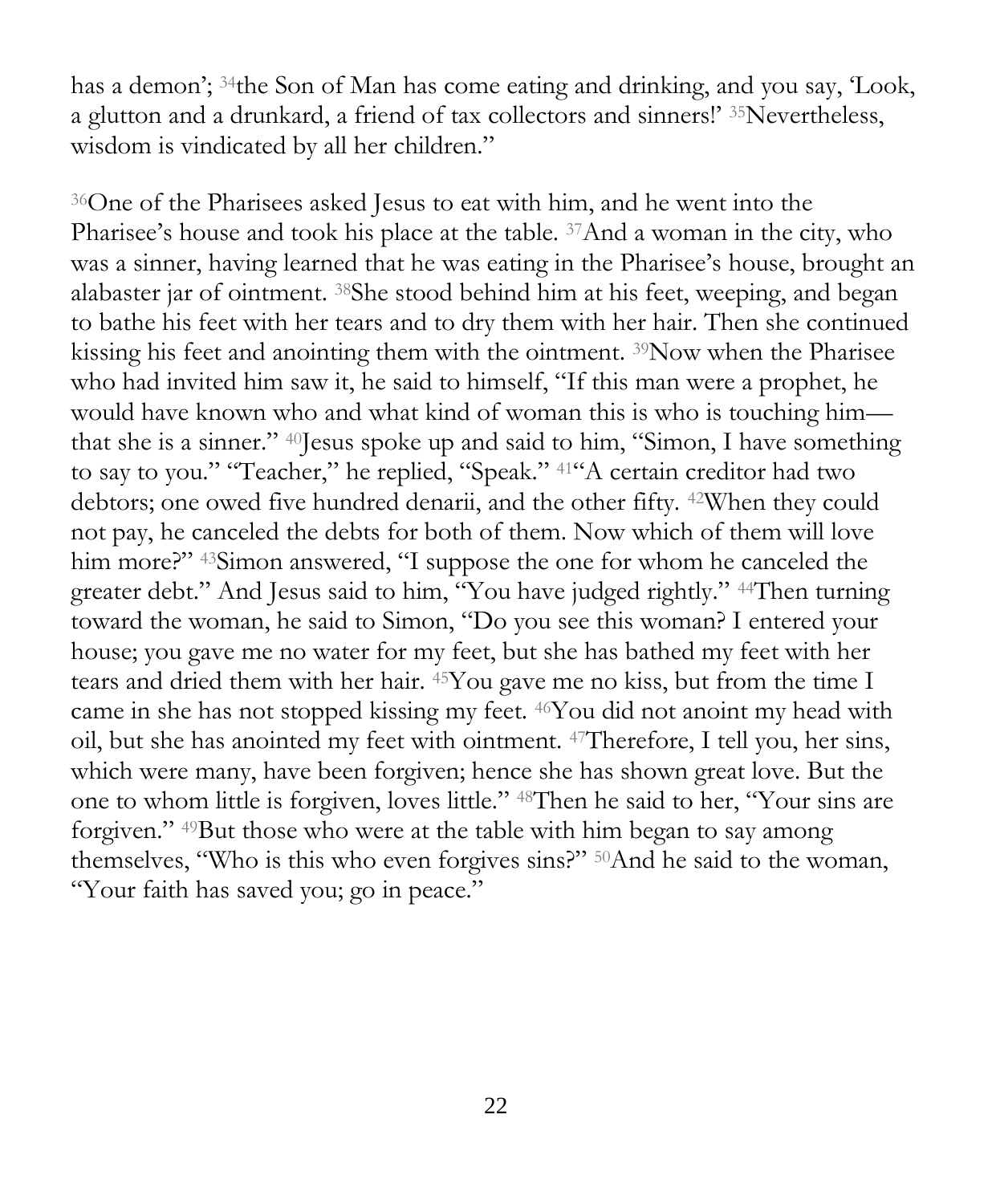has a demon'; [34]the Son of Man has come eating and drinking, and you say, 'Look, a glutton and a drunkard, a friend of tax collectors and sinners!' [35]Nevertheless, wisdom is vindicated by all her children."

[36]One of the Pharisees asked Jesus to eat with him, and he went into the Pharisee's house and took his place at the table. [37]And a woman in the city, who was a sinner, having learned that he was eating in the Pharisee's house, brought an alabaster jar of ointment. [38]She stood behind him at his feet, weeping, and began to bathe his feet with her tears and to dry them with her hair. Then she continued kissing his feet and anointing them with the ointment. [39]Now when the Pharisee who had invited him saw it, he said to himself, "If this man were a prophet, he would have known who and what kind of woman this is who is touching him—that she is a sinner." [40]Jesus spoke up and said to him, "Simon, I have something to say to you." "Teacher," he replied, "Speak." [41]"A certain creditor had two debtors; one owed five hundred denarii, and the other fifty. [42]When they could not pay, he canceled the debts for both of them. Now which of them will love him more?" [43]Simon answered, "I suppose the one for whom he canceled the greater debt." And Jesus said to him, "You have judged rightly." [44]Then turning toward the woman, he said to Simon, "Do you see this woman? I entered your house; you gave me no water for my feet, but she has bathed my feet with her tears and dried them with her hair. [45]You gave me no kiss, but from the time I came in she has not stopped kissing my feet. [46]You did not anoint my head with oil, but she has anointed my feet with ointment. [47]Therefore, I tell you, her sins, which were many, have been forgiven; hence she has shown great love. But the one to whom little is forgiven, loves little." [48]Then he said to her, "Your sins are forgiven." [49]But those who were at the table with him began to say among themselves, "Who is this who even forgives sins?" [50]And he said to the woman, "Your faith has saved you; go in peace."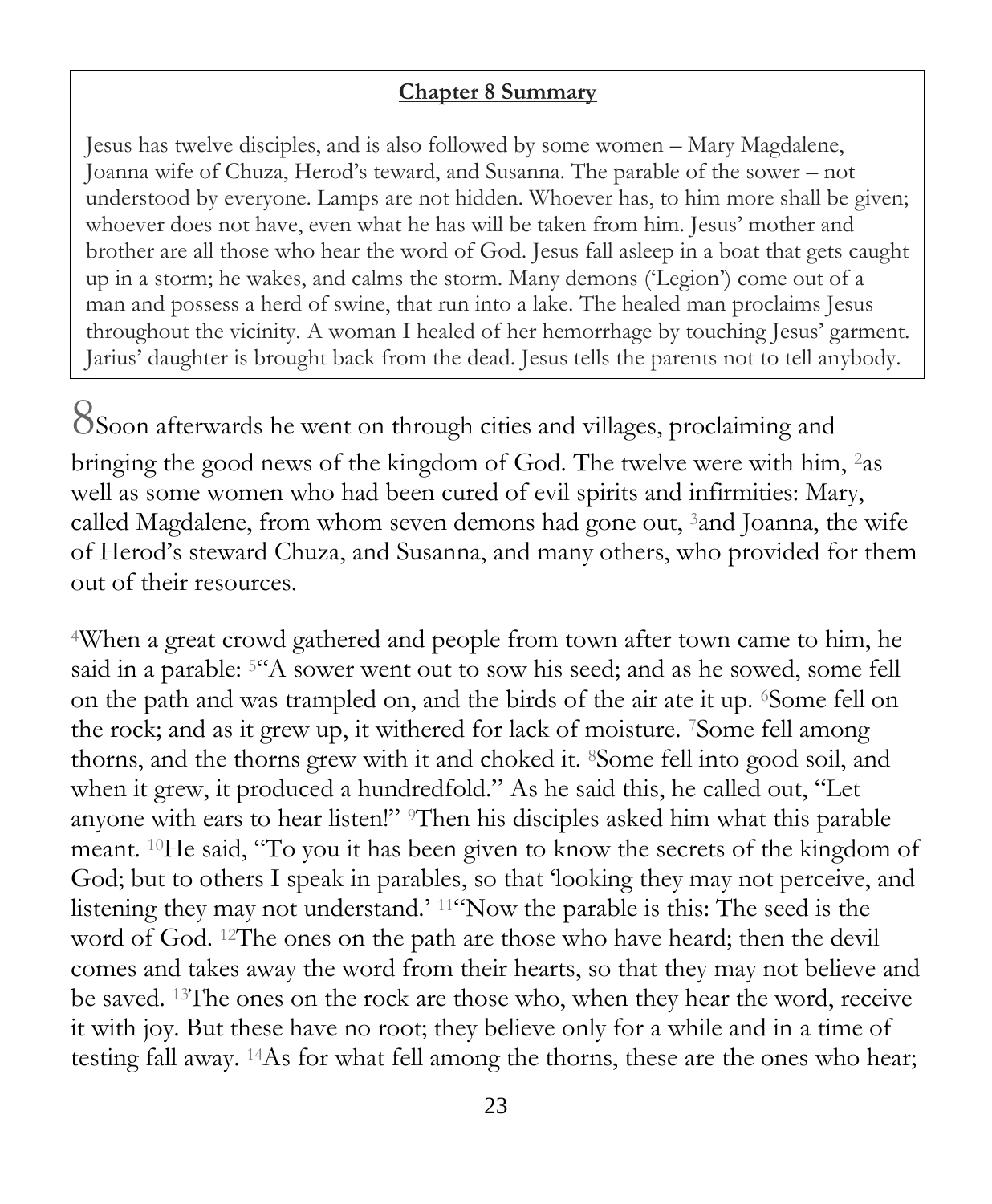**Chapter 8 Summary**

Jesus has twelve disciples, and is also followed by some women – Mary Magdalene, Joanna wife of Chuza, Herod's teward, and Susanna. The parable of the sower – not understood by everyone. Lamps are not hidden. Whoever has, to him more shall be given; whoever does not have, even what he has will be taken from him. Jesus' mother and brother are all those who hear the word of God. Jesus fall asleep in a boat that gets caught up in a storm; he wakes, and calms the storm. Many demons ('Legion') come out of a man and possess a herd of swine, that run into a lake. The healed man proclaims Jesus throughout the vicinity. A woman I healed of her hemorrhage by touching Jesus' garment. Jarius' daughter is brought back from the dead. Jesus tells the parents not to tell anybody.

8 Soon afterwards he went on through cities and villages, proclaiming and bringing the good news of the kingdom of God. The twelve were with him, [2]as well as some women who had been cured of evil spirits and infirmities: Mary, called Magdalene, from whom seven demons had gone out, [3]and Joanna, the wife of Herod's steward Chuza, and Susanna, and many others, who provided for them out of their resources.

[4]When a great crowd gathered and people from town after town came to him, he said in a parable: [5]"A sower went out to sow his seed; and as he sowed, some fell on the path and was trampled on, and the birds of the air ate it up. [6]Some fell on the rock; and as it grew up, it withered for lack of moisture. [7]Some fell among thorns, and the thorns grew with it and choked it. [8]Some fell into good soil, and when it grew, it produced a hundredfold." As he said this, he called out, "Let anyone with ears to hear listen!" [9]Then his disciples asked him what this parable meant. [10]He said, "To you it has been given to know the secrets of the kingdom of God; but to others I speak in parables, so that 'looking they may not perceive, and listening they may not understand.' [11]"Now the parable is this: The seed is the word of God. [12]The ones on the path are those who have heard; then the devil comes and takes away the word from their hearts, so that they may not believe and be saved. [13]The ones on the rock are those who, when they hear the word, receive it with joy. But these have no root; they believe only for a while and in a time of testing fall away. [14]As for what fell among the thorns, these are the ones who hear;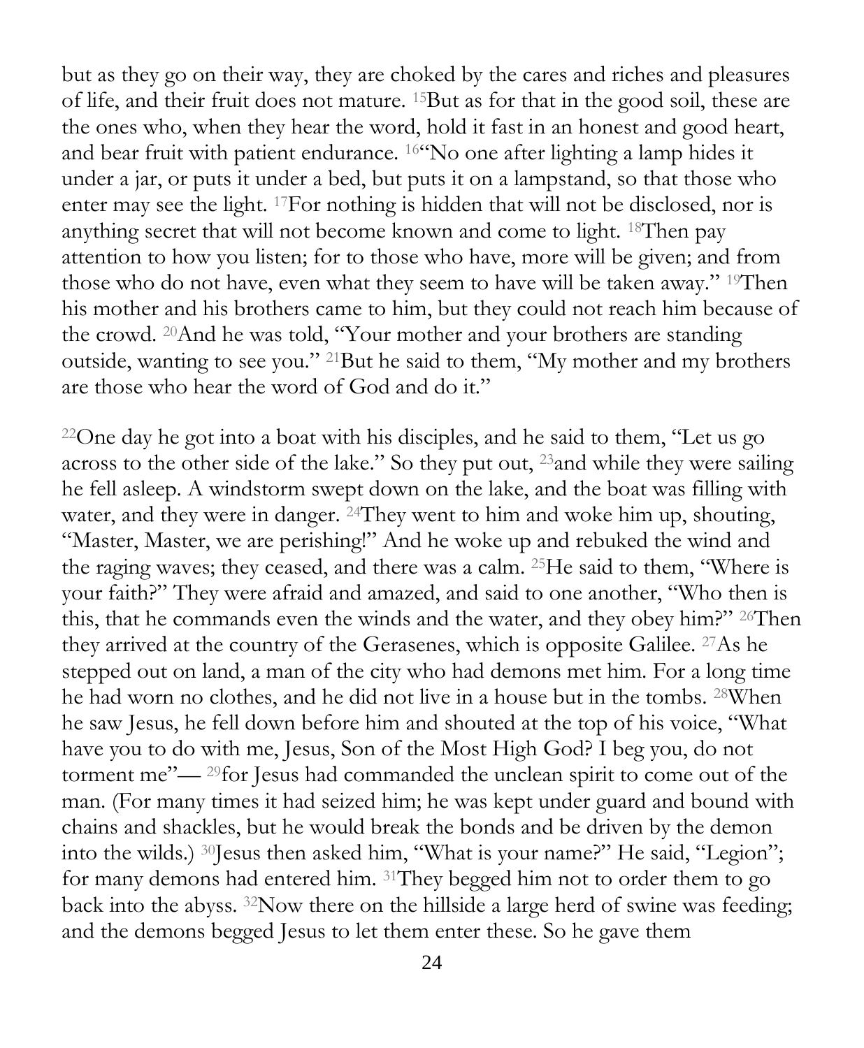but as they go on their way, they are choked by the cares and riches and pleasures of life, and their fruit does not mature. [15]But as for that in the good soil, these are the ones who, when they hear the word, hold it fast in an honest and good heart, and bear fruit with patient endurance. [16]"No one after lighting a lamp hides it under a jar, or puts it under a bed, but puts it on a lampstand, so that those who enter may see the light. [17]For nothing is hidden that will not be disclosed, nor is anything secret that will not become known and come to light. [18]Then pay attention to how you listen; for to those who have, more will be given; and from those who do not have, even what they seem to have will be taken away." [19]Then his mother and his brothers came to him, but they could not reach him because of the crowd. [20]And he was told, "Your mother and your brothers are standing outside, wanting to see you." [21]But he said to them, "My mother and my brothers are those who hear the word of God and do it."

[22]One day he got into a boat with his disciples, and he said to them, "Let us go across to the other side of the lake." So they put out, [23]and while they were sailing he fell asleep. A windstorm swept down on the lake, and the boat was filling with water, and they were in danger. [24]They went to him and woke him up, shouting, "Master, Master, we are perishing!" And he woke up and rebuked the wind and the raging waves; they ceased, and there was a calm. [25]He said to them, "Where is your faith?" They were afraid and amazed, and said to one another, "Who then is this, that he commands even the winds and the water, and they obey him?" [26]Then they arrived at the country of the Gerasenes, which is opposite Galilee. [27]As he stepped out on land, a man of the city who had demons met him. For a long time he had worn no clothes, and he did not live in a house but in the tombs. [28]When he saw Jesus, he fell down before him and shouted at the top of his voice, "What have you to do with me, Jesus, Son of the Most High God? I beg you, do not torment me"— [29]for Jesus had commanded the unclean spirit to come out of the man. (For many times it had seized him; he was kept under guard and bound with chains and shackles, but he would break the bonds and be driven by the demon into the wilds.) [30]Jesus then asked him, "What is your name?" He said, "Legion"; for many demons had entered him. [31]They begged him not to order them to go back into the abyss. [32]Now there on the hillside a large herd of swine was feeding; and the demons begged Jesus to let them enter these. So he gave them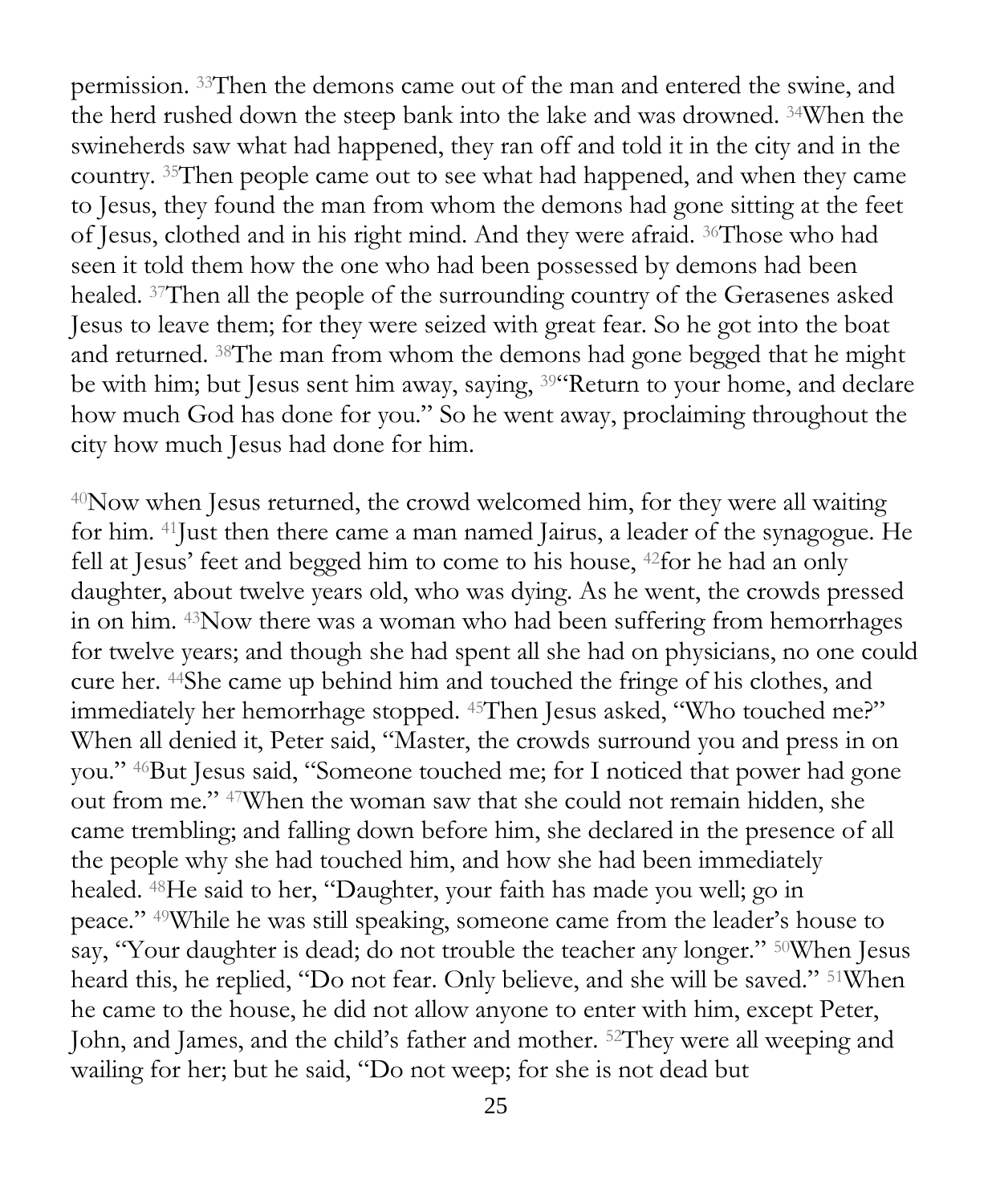permission. [33]Then the demons came out of the man and entered the swine, and the herd rushed down the steep bank into the lake and was drowned. [34]When the swineherds saw what had happened, they ran off and told it in the city and in the country. [35]Then people came out to see what had happened, and when they came to Jesus, they found the man from whom the demons had gone sitting at the feet of Jesus, clothed and in his right mind. And they were afraid. [36]Those who had seen it told them how the one who had been possessed by demons had been healed. [37]Then all the people of the surrounding country of the Gerasenes asked Jesus to leave them; for they were seized with great fear. So he got into the boat and returned. [38]The man from whom the demons had gone begged that he might be with him; but Jesus sent him away, saying, [39]"Return to your home, and declare how much God has done for you." So he went away, proclaiming throughout the city how much Jesus had done for him.

[40]Now when Jesus returned, the crowd welcomed him, for they were all waiting for him. [41]Just then there came a man named Jairus, a leader of the synagogue. He fell at Jesus' feet and begged him to come to his house, [42]for he had an only daughter, about twelve years old, who was dying. As he went, the crowds pressed in on him. [43]Now there was a woman who had been suffering from hemorrhages for twelve years; and though she had spent all she had on physicians, no one could cure her. [44]She came up behind him and touched the fringe of his clothes, and immediately her hemorrhage stopped. [45]Then Jesus asked, "Who touched me?" When all denied it, Peter said, "Master, the crowds surround you and press in on you." [46]But Jesus said, "Someone touched me; for I noticed that power had gone out from me." [47]When the woman saw that she could not remain hidden, she came trembling; and falling down before him, she declared in the presence of all the people why she had touched him, and how she had been immediately healed. [48]He said to her, "Daughter, your faith has made you well; go in peace." [49]While he was still speaking, someone came from the leader's house to say, "Your daughter is dead; do not trouble the teacher any longer." [50]When Jesus heard this, he replied, "Do not fear. Only believe, and she will be saved." [51]When he came to the house, he did not allow anyone to enter with him, except Peter, John, and James, and the child's father and mother. [52]They were all weeping and wailing for her; but he said, "Do not weep; for she is not dead but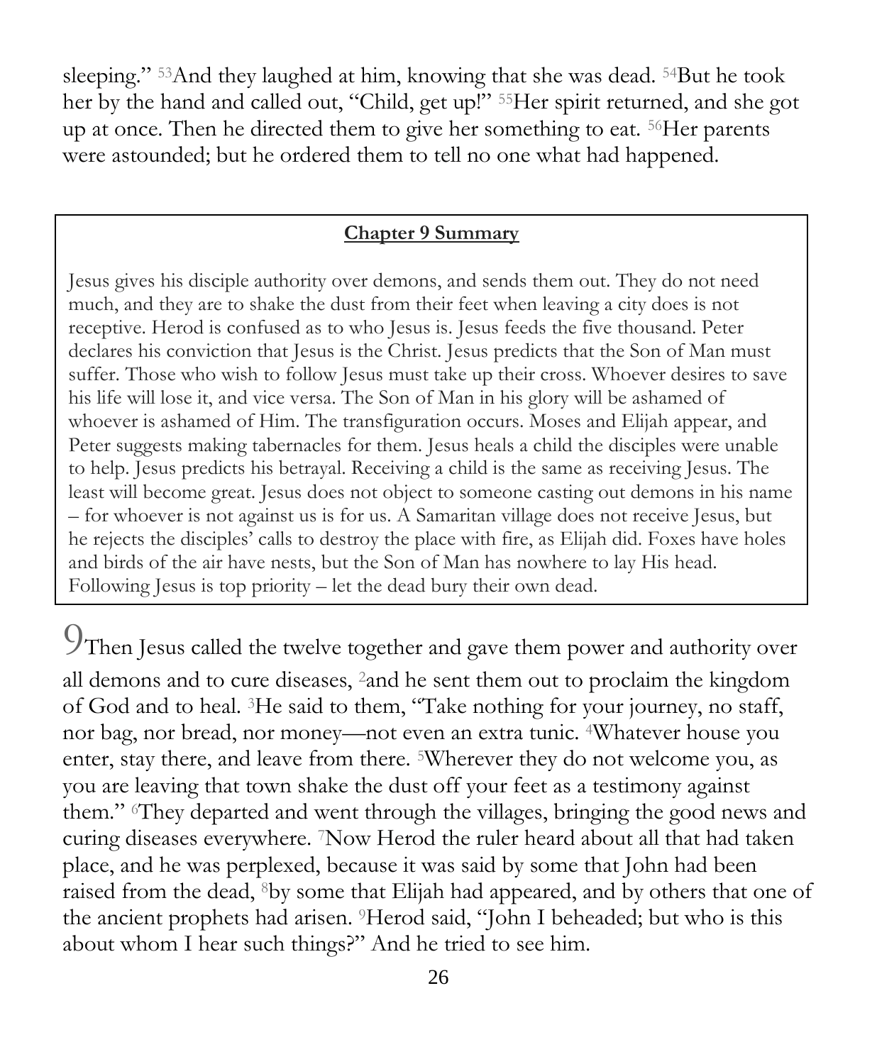sleeping." [53]And they laughed at him, knowing that she was dead. [54]But he took her by the hand and called out, "Child, get up!" [55]Her spirit returned, and she got up at once. Then he directed them to give her something to eat. [56]Her parents were astounded; but he ordered them to tell no one what had happened.

> **Chapter 9 Summary**
>
> Jesus gives his disciple authority over demons, and sends them out. They do not need much, and they are to shake the dust from their feet when leaving a city does is not receptive. Herod is confused as to who Jesus is. Jesus feeds the five thousand. Peter declares his conviction that Jesus is the Christ. Jesus predicts that the Son of Man must suffer. Those who wish to follow Jesus must take up their cross. Whoever desires to save his life will lose it, and vice versa. The Son of Man in his glory will be ashamed of whoever is ashamed of Him. The transfiguration occurs. Moses and Elijah appear, and Peter suggests making tabernacles for them. Jesus heals a child the disciples were unable to help. Jesus predicts his betrayal. Receiving a child is the same as receiving Jesus. The least will become great. Jesus does not object to someone casting out demons in his name – for whoever is not against us is for us. A Samaritan village does not receive Jesus, but he rejects the disciples' calls to destroy the place with fire, as Elijah did. Foxes have holes and birds of the air have nests, but the Son of Man has nowhere to lay His head. Following Jesus is top priority – let the dead bury their own dead.

9Then Jesus called the twelve together and gave them power and authority over all demons and to cure diseases, [2]and he sent them out to proclaim the kingdom of God and to heal. [3]He said to them, "Take nothing for your journey, no staff, nor bag, nor bread, nor money—not even an extra tunic. [4]Whatever house you enter, stay there, and leave from there. [5]Wherever they do not welcome you, as you are leaving that town shake the dust off your feet as a testimony against them." [6]They departed and went through the villages, bringing the good news and curing diseases everywhere. [7]Now Herod the ruler heard about all that had taken place, and he was perplexed, because it was said by some that John had been raised from the dead, [8]by some that Elijah had appeared, and by others that one of the ancient prophets had arisen. [9]Herod said, "John I beheaded; but who is this about whom I hear such things?" And he tried to see him.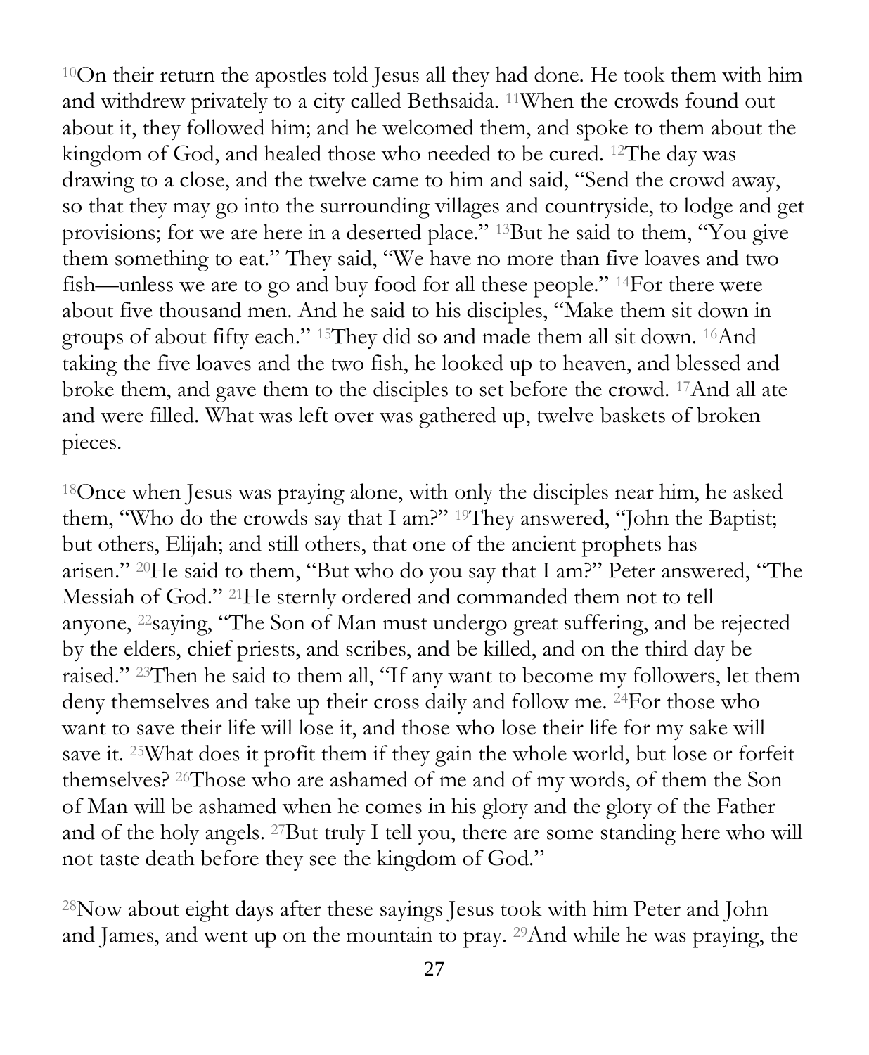[10]On their return the apostles told Jesus all they had done. He took them with him and withdrew privately to a city called Bethsaida. [11]When the crowds found out about it, they followed him; and he welcomed them, and spoke to them about the kingdom of God, and healed those who needed to be cured. [12]The day was drawing to a close, and the twelve came to him and said, "Send the crowd away, so that they may go into the surrounding villages and countryside, to lodge and get provisions; for we are here in a deserted place." [13]But he said to them, "You give them something to eat." They said, "We have no more than five loaves and two fish—unless we are to go and buy food for all these people." [14]For there were about five thousand men. And he said to his disciples, "Make them sit down in groups of about fifty each." [15]They did so and made them all sit down. [16]And taking the five loaves and the two fish, he looked up to heaven, and blessed and broke them, and gave them to the disciples to set before the crowd. [17]And all ate and were filled. What was left over was gathered up, twelve baskets of broken pieces.

[18]Once when Jesus was praying alone, with only the disciples near him, he asked them, "Who do the crowds say that I am?" [19]They answered, "John the Baptist; but others, Elijah; and still others, that one of the ancient prophets has arisen." [20]He said to them, "But who do you say that I am?" Peter answered, "The Messiah of God." [21]He sternly ordered and commanded them not to tell anyone, [22]saying, "The Son of Man must undergo great suffering, and be rejected by the elders, chief priests, and scribes, and be killed, and on the third day be raised." [23]Then he said to them all, "If any want to become my followers, let them deny themselves and take up their cross daily and follow me. [24]For those who want to save their life will lose it, and those who lose their life for my sake will save it. [25]What does it profit them if they gain the whole world, but lose or forfeit themselves? [26]Those who are ashamed of me and of my words, of them the Son of Man will be ashamed when he comes in his glory and the glory of the Father and of the holy angels. [27]But truly I tell you, there are some standing here who will not taste death before they see the kingdom of God."

[28]Now about eight days after these sayings Jesus took with him Peter and John and James, and went up on the mountain to pray. [29]And while he was praying, the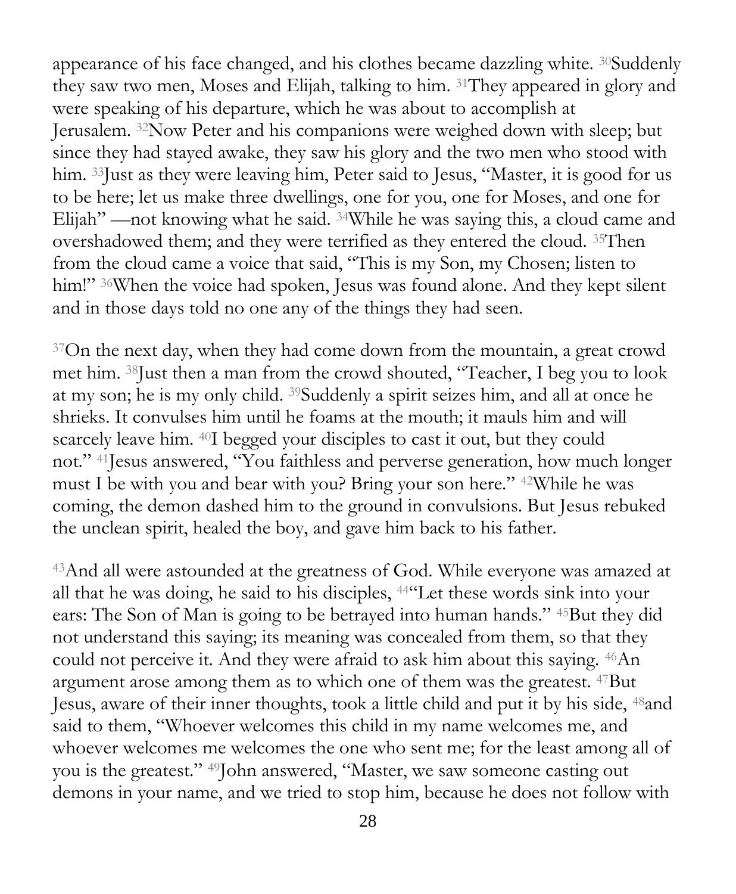appearance of his face changed, and his clothes became dazzling white. [30]Suddenly they saw two men, Moses and Elijah, talking to him. [31]They appeared in glory and were speaking of his departure, which he was about to accomplish at Jerusalem. [32]Now Peter and his companions were weighed down with sleep; but since they had stayed awake, they saw his glory and the two men who stood with him. [33]Just as they were leaving him, Peter said to Jesus, "Master, it is good for us to be here; let us make three dwellings, one for you, one for Moses, and one for Elijah" —not knowing what he said. [34]While he was saying this, a cloud came and overshadowed them; and they were terrified as they entered the cloud. [35]Then from the cloud came a voice that said, "This is my Son, my Chosen; listen to him!" [36]When the voice had spoken, Jesus was found alone. And they kept silent and in those days told no one any of the things they had seen.

[37]On the next day, when they had come down from the mountain, a great crowd met him. [38]Just then a man from the crowd shouted, "Teacher, I beg you to look at my son; he is my only child. [39]Suddenly a spirit seizes him, and all at once he shrieks. It convulses him until he foams at the mouth; it mauls him and will scarcely leave him. [40]I begged your disciples to cast it out, but they could not." [41]Jesus answered, "You faithless and perverse generation, how much longer must I be with you and bear with you? Bring your son here." [42]While he was coming, the demon dashed him to the ground in convulsions. But Jesus rebuked the unclean spirit, healed the boy, and gave him back to his father.

[43]And all were astounded at the greatness of God. While everyone was amazed at all that he was doing, he said to his disciples, [44]"Let these words sink into your ears: The Son of Man is going to be betrayed into human hands." [45]But they did not understand this saying; its meaning was concealed from them, so that they could not perceive it. And they were afraid to ask him about this saying. [46]An argument arose among them as to which one of them was the greatest. [47]But Jesus, aware of their inner thoughts, took a little child and put it by his side, [48]and said to them, "Whoever welcomes this child in my name welcomes me, and whoever welcomes me welcomes the one who sent me; for the least among all of you is the greatest." [49]John answered, "Master, we saw someone casting out demons in your name, and we tried to stop him, because he does not follow with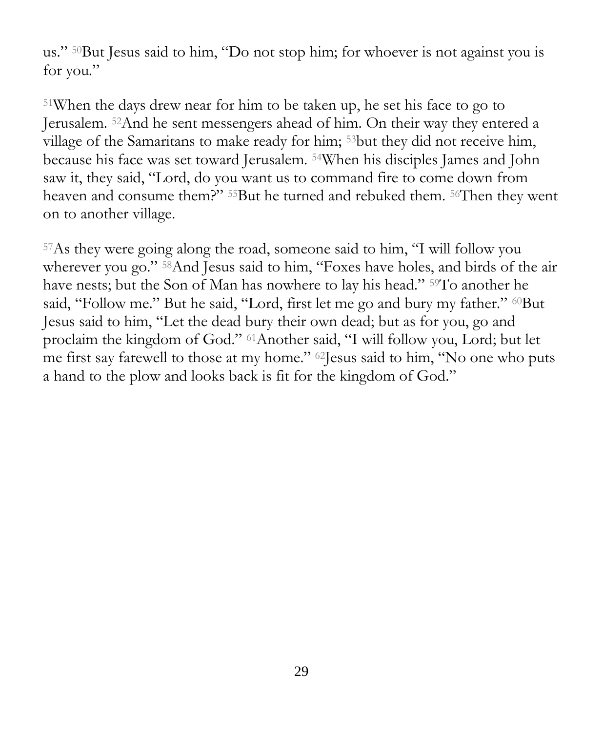us." [50]But Jesus said to him, "Do not stop him; for whoever is not against you is for you."

[51]When the days drew near for him to be taken up, he set his face to go to Jerusalem. [52]And he sent messengers ahead of him. On their way they entered a village of the Samaritans to make ready for him; [53]but they did not receive him, because his face was set toward Jerusalem. [54]When his disciples James and John saw it, they said, "Lord, do you want us to command fire to come down from heaven and consume them?" [55]But he turned and rebuked them. [56]Then they went on to another village.

[57]As they were going along the road, someone said to him, "I will follow you wherever you go." [58]And Jesus said to him, "Foxes have holes, and birds of the air have nests; but the Son of Man has nowhere to lay his head." [59]To another he said, "Follow me." But he said, "Lord, first let me go and bury my father." [60]But Jesus said to him, "Let the dead bury their own dead; but as for you, go and proclaim the kingdom of God." [61]Another said, "I will follow you, Lord; but let me first say farewell to those at my home." [62]Jesus said to him, "No one who puts a hand to the plow and looks back is fit for the kingdom of God."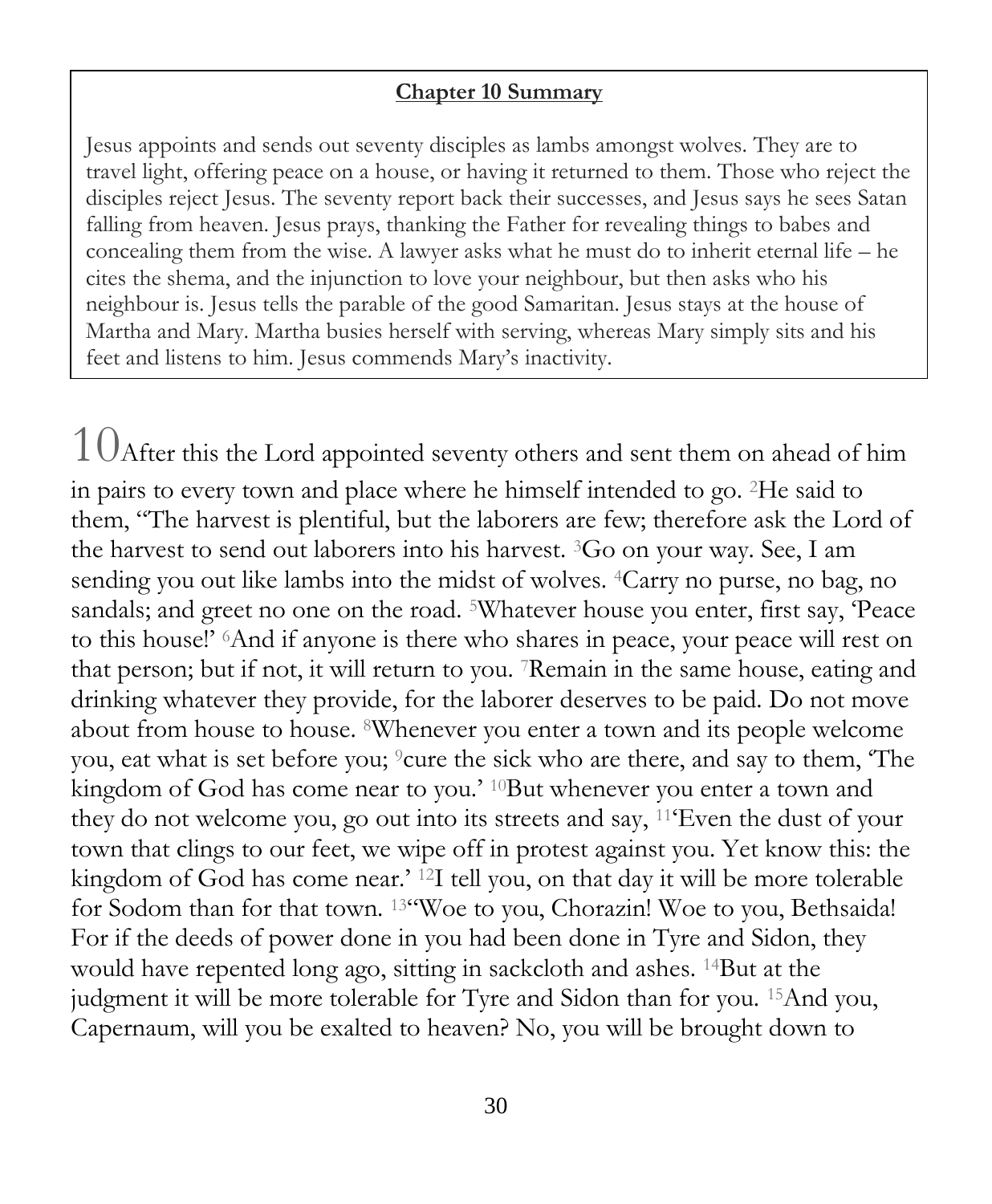**Chapter 10 Summary**

Jesus appoints and sends out seventy disciples as lambs amongst wolves. They are to travel light, offering peace on a house, or having it returned to them. Those who reject the disciples reject Jesus. The seventy report back their successes, and Jesus says he sees Satan falling from heaven. Jesus prays, thanking the Father for revealing things to babes and concealing them from the wise. A lawyer asks what he must do to inherit eternal life – he cites the shema, and the injunction to love your neighbour, but then asks who his neighbour is. Jesus tells the parable of the good Samaritan. Jesus stays at the house of Martha and Mary. Martha busies herself with serving, whereas Mary simply sits and his feet and listens to him. Jesus commends Mary's inactivity.

10 After this the Lord appointed seventy others and sent them on ahead of him in pairs to every town and place where he himself intended to go. [2]He said to them, "The harvest is plentiful, but the laborers are few; therefore ask the Lord of the harvest to send out laborers into his harvest. [3]Go on your way. See, I am sending you out like lambs into the midst of wolves. [4]Carry no purse, no bag, no sandals; and greet no one on the road. [5]Whatever house you enter, first say, 'Peace to this house!' [6]And if anyone is there who shares in peace, your peace will rest on that person; but if not, it will return to you. [7]Remain in the same house, eating and drinking whatever they provide, for the laborer deserves to be paid. Do not move about from house to house. [8]Whenever you enter a town and its people welcome you, eat what is set before you; [9]cure the sick who are there, and say to them, 'The kingdom of God has come near to you.' [10]But whenever you enter a town and they do not welcome you, go out into its streets and say, [11]'Even the dust of your town that clings to our feet, we wipe off in protest against you. Yet know this: the kingdom of God has come near.' [12]I tell you, on that day it will be more tolerable for Sodom than for that town. [13]"Woe to you, Chorazin! Woe to you, Bethsaida! For if the deeds of power done in you had been done in Tyre and Sidon, they would have repented long ago, sitting in sackcloth and ashes. [14]But at the judgment it will be more tolerable for Tyre and Sidon than for you. [15]And you, Capernaum, will you be exalted to heaven? No, you will be brought down to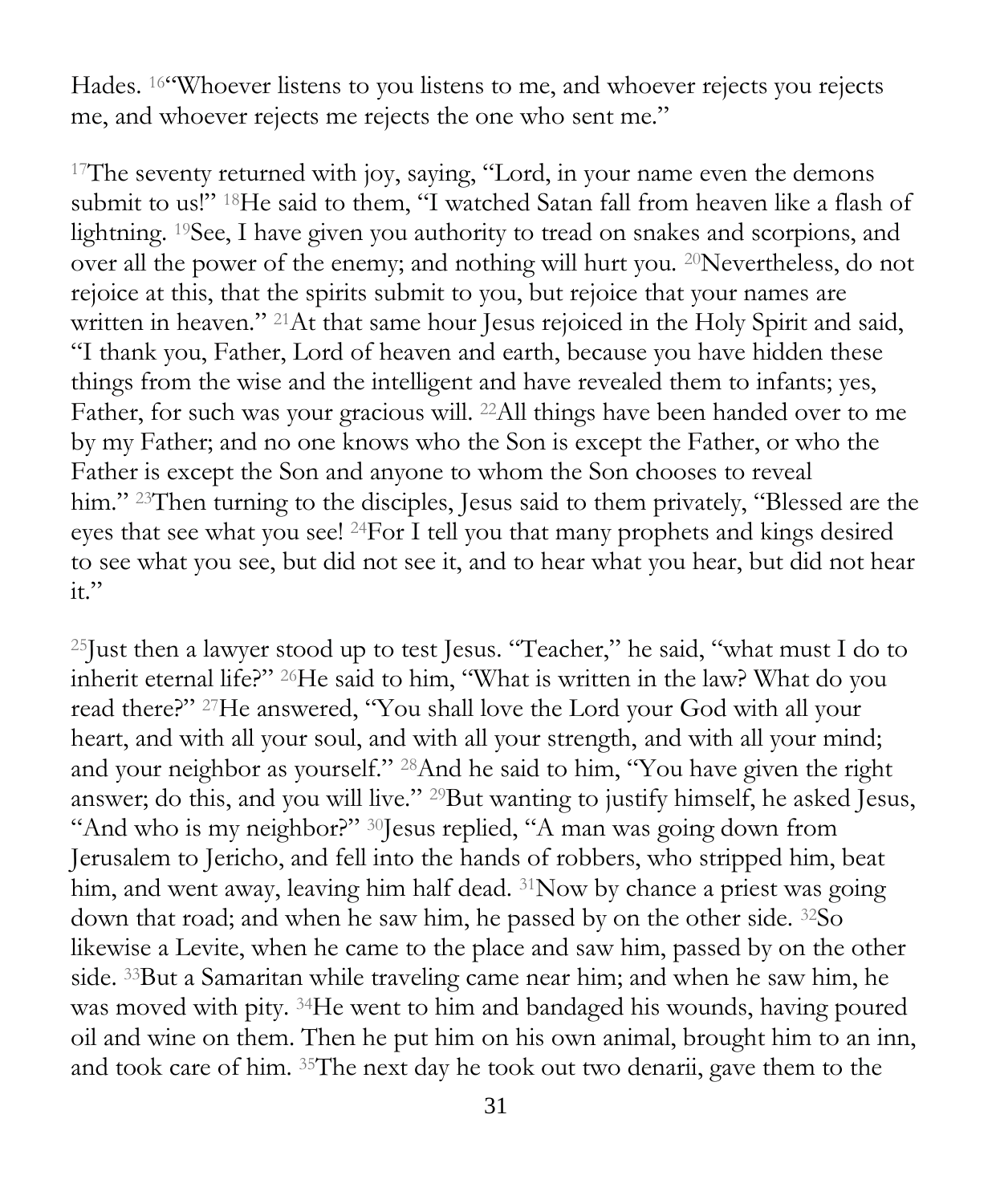Hades. [16]"Whoever listens to you listens to me, and whoever rejects you rejects me, and whoever rejects me rejects the one who sent me."

[17]The seventy returned with joy, saying, "Lord, in your name even the demons submit to us!" [18]He said to them, "I watched Satan fall from heaven like a flash of lightning. [19]See, I have given you authority to tread on snakes and scorpions, and over all the power of the enemy; and nothing will hurt you. [20]Nevertheless, do not rejoice at this, that the spirits submit to you, but rejoice that your names are written in heaven." [21]At that same hour Jesus rejoiced in the Holy Spirit and said, "I thank you, Father, Lord of heaven and earth, because you have hidden these things from the wise and the intelligent and have revealed them to infants; yes, Father, for such was your gracious will. [22]All things have been handed over to me by my Father; and no one knows who the Son is except the Father, or who the Father is except the Son and anyone to whom the Son chooses to reveal him." [23]Then turning to the disciples, Jesus said to them privately, "Blessed are the eyes that see what you see! [24]For I tell you that many prophets and kings desired to see what you see, but did not see it, and to hear what you hear, but did not hear it."

[25]Just then a lawyer stood up to test Jesus. "Teacher," he said, "what must I do to inherit eternal life?" [26]He said to him, "What is written in the law? What do you read there?" [27]He answered, "You shall love the Lord your God with all your heart, and with all your soul, and with all your strength, and with all your mind; and your neighbor as yourself." [28]And he said to him, "You have given the right answer; do this, and you will live." [29]But wanting to justify himself, he asked Jesus, "And who is my neighbor?" [30]Jesus replied, "A man was going down from Jerusalem to Jericho, and fell into the hands of robbers, who stripped him, beat him, and went away, leaving him half dead. [31]Now by chance a priest was going down that road; and when he saw him, he passed by on the other side. [32]So likewise a Levite, when he came to the place and saw him, passed by on the other side. [33]But a Samaritan while traveling came near him; and when he saw him, he was moved with pity. [34]He went to him and bandaged his wounds, having poured oil and wine on them. Then he put him on his own animal, brought him to an inn, and took care of him. [35]The next day he took out two denarii, gave them to the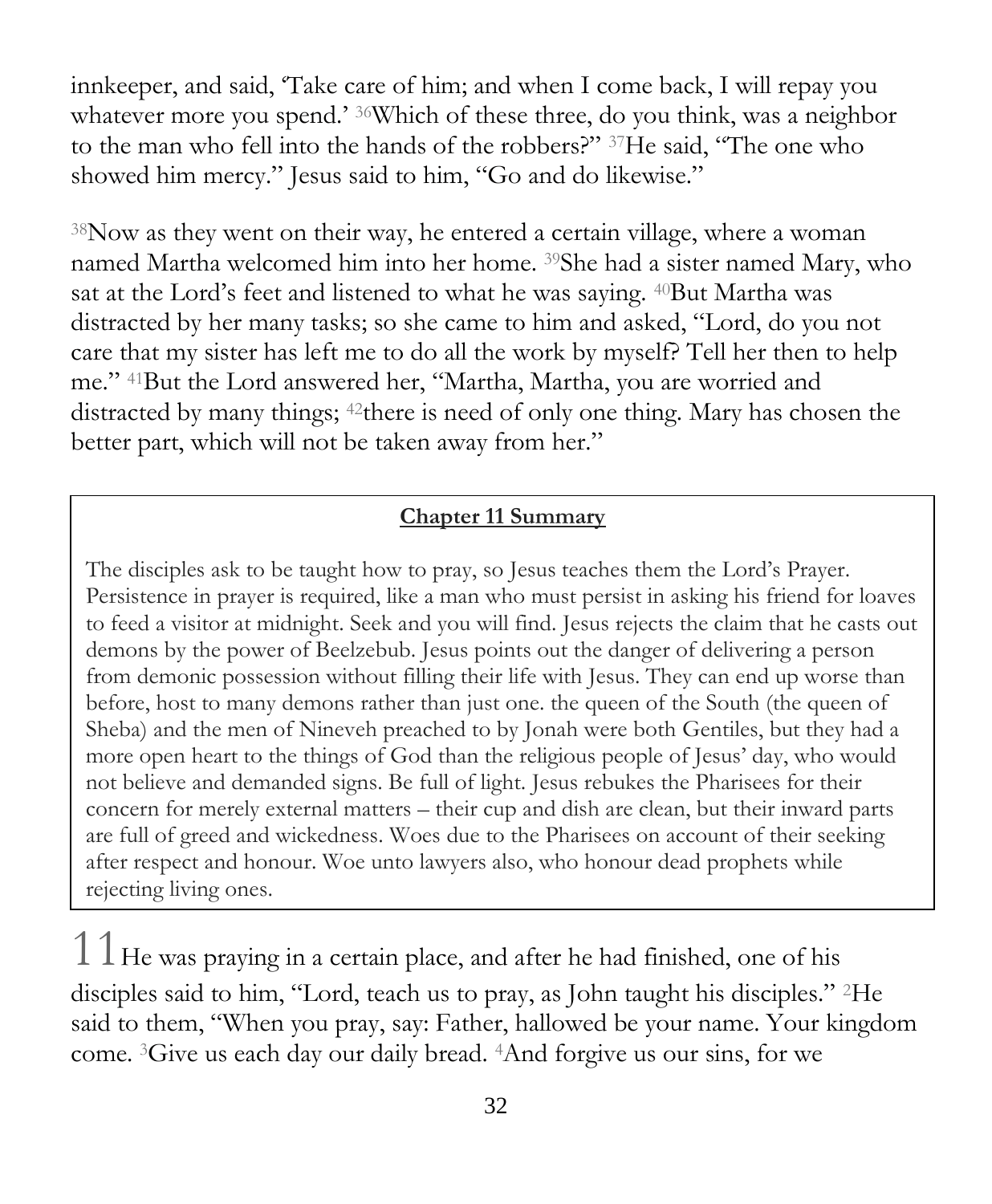innkeeper, and said, 'Take care of him; and when I come back, I will repay you whatever more you spend.' [36]Which of these three, do you think, was a neighbor to the man who fell into the hands of the robbers?" [37]He said, "The one who showed him mercy." Jesus said to him, "Go and do likewise."

[38]Now as they went on their way, he entered a certain village, where a woman named Martha welcomed him into her home. [39]She had a sister named Mary, who sat at the Lord's feet and listened to what he was saying. [40]But Martha was distracted by her many tasks; so she came to him and asked, "Lord, do you not care that my sister has left me to do all the work by myself? Tell her then to help me." [41]But the Lord answered her, "Martha, Martha, you are worried and distracted by many things; [42]there is need of only one thing. Mary has chosen the better part, which will not be taken away from her."

**Chapter 11 Summary**

The disciples ask to be taught how to pray, so Jesus teaches them the Lord's Prayer. Persistence in prayer is required, like a man who must persist in asking his friend for loaves to feed a visitor at midnight. Seek and you will find. Jesus rejects the claim that he casts out demons by the power of Beelzebub. Jesus points out the danger of delivering a person from demonic possession without filling their life with Jesus. They can end up worse than before, host to many demons rather than just one. the queen of the South (the queen of Sheba) and the men of Nineveh preached to by Jonah were both Gentiles, but they had a more open heart to the things of God than the religious people of Jesus' day, who would not believe and demanded signs. Be full of light. Jesus rebukes the Pharisees for their concern for merely external matters – their cup and dish are clean, but their inward parts are full of greed and wickedness. Woes due to the Pharisees on account of their seeking after respect and honour. Woe unto lawyers also, who honour dead prophets while rejecting living ones.

11 He was praying in a certain place, and after he had finished, one of his disciples said to him, "Lord, teach us to pray, as John taught his disciples." [2]He said to them, "When you pray, say: Father, hallowed be your name. Your kingdom come. [3]Give us each day our daily bread. [4]And forgive us our sins, for we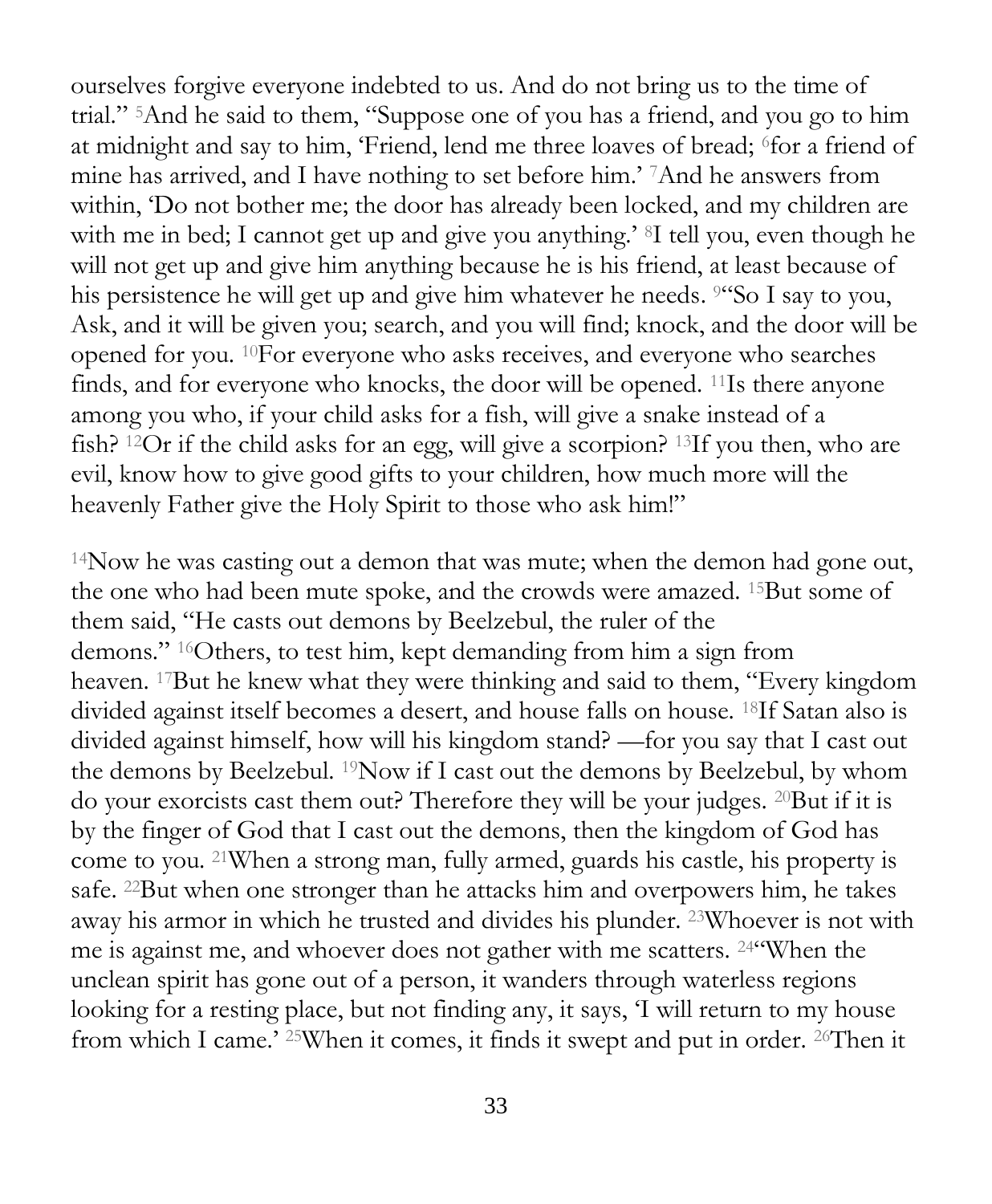ourselves forgive everyone indebted to us. And do not bring us to the time of trial." [5]And he said to them, "Suppose one of you has a friend, and you go to him at midnight and say to him, 'Friend, lend me three loaves of bread; [6]for a friend of mine has arrived, and I have nothing to set before him.' [7]And he answers from within, 'Do not bother me; the door has already been locked, and my children are with me in bed; I cannot get up and give you anything.' [8]I tell you, even though he will not get up and give him anything because he is his friend, at least because of his persistence he will get up and give him whatever he needs. [9]"So I say to you, Ask, and it will be given you; search, and you will find; knock, and the door will be opened for you. [10]For everyone who asks receives, and everyone who searches finds, and for everyone who knocks, the door will be opened. [11]Is there anyone among you who, if your child asks for a fish, will give a snake instead of a fish? [12]Or if the child asks for an egg, will give a scorpion? [13]If you then, who are evil, know how to give good gifts to your children, how much more will the heavenly Father give the Holy Spirit to those who ask him!"

[14]Now he was casting out a demon that was mute; when the demon had gone out, the one who had been mute spoke, and the crowds were amazed. [15]But some of them said, "He casts out demons by Beelzebul, the ruler of the demons." [16]Others, to test him, kept demanding from him a sign from heaven. [17]But he knew what they were thinking and said to them, "Every kingdom divided against itself becomes a desert, and house falls on house. [18]If Satan also is divided against himself, how will his kingdom stand? —for you say that I cast out the demons by Beelzebul. [19]Now if I cast out the demons by Beelzebul, by whom do your exorcists cast them out? Therefore they will be your judges. [20]But if it is by the finger of God that I cast out the demons, then the kingdom of God has come to you. [21]When a strong man, fully armed, guards his castle, his property is safe. [22]But when one stronger than he attacks him and overpowers him, he takes away his armor in which he trusted and divides his plunder. [23]Whoever is not with me is against me, and whoever does not gather with me scatters. [24]"When the unclean spirit has gone out of a person, it wanders through waterless regions looking for a resting place, but not finding any, it says, 'I will return to my house from which I came.' [25]When it comes, it finds it swept and put in order. [26]Then it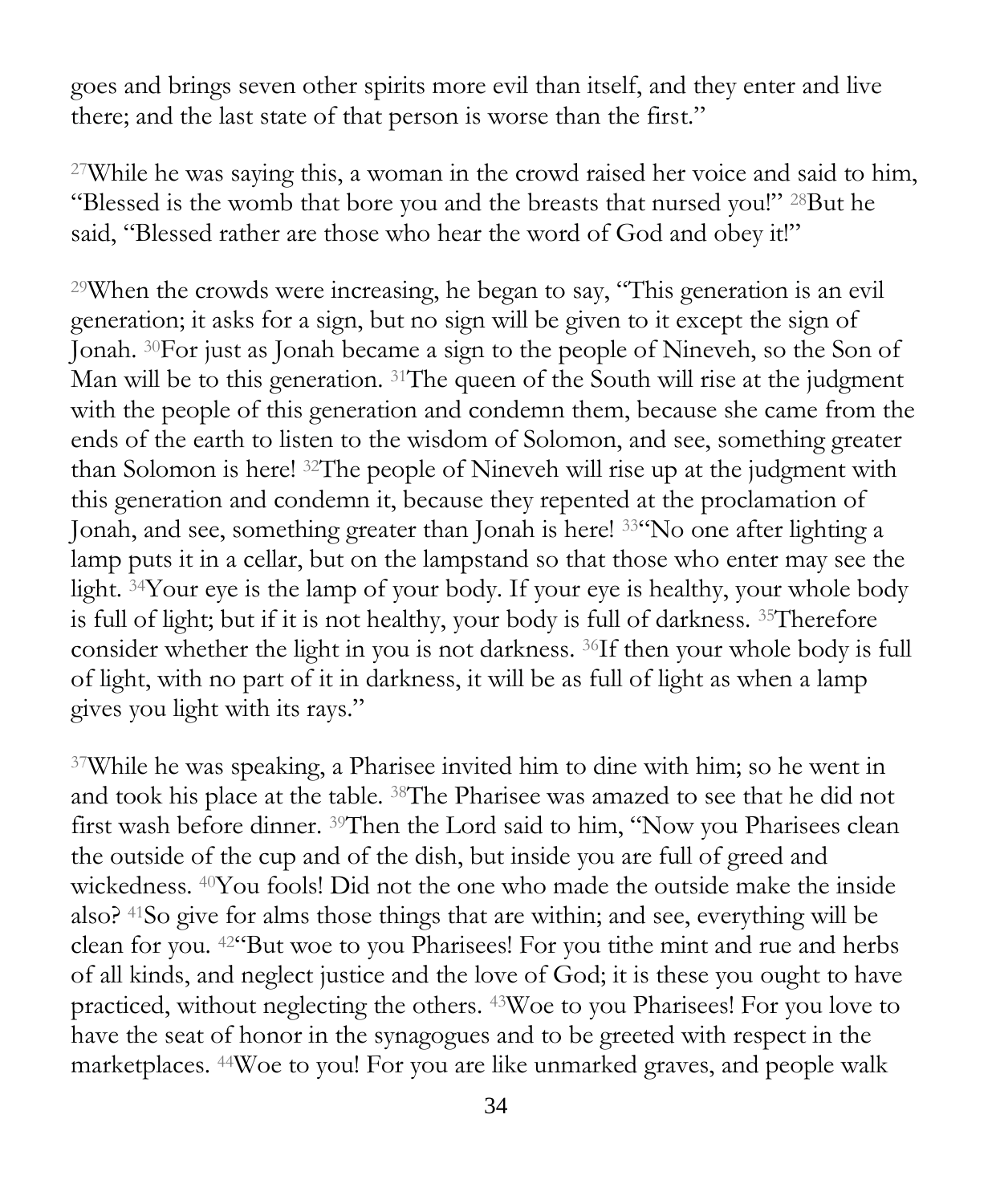goes and brings seven other spirits more evil than itself, and they enter and live there; and the last state of that person is worse than the first."

27While he was saying this, a woman in the crowd raised her voice and said to him, "Blessed is the womb that bore you and the breasts that nursed you!" 28But he said, "Blessed rather are those who hear the word of God and obey it!"

29When the crowds were increasing, he began to say, "This generation is an evil generation; it asks for a sign, but no sign will be given to it except the sign of Jonah. 30For just as Jonah became a sign to the people of Nineveh, so the Son of Man will be to this generation. 31The queen of the South will rise at the judgment with the people of this generation and condemn them, because she came from the ends of the earth to listen to the wisdom of Solomon, and see, something greater than Solomon is here! 32The people of Nineveh will rise up at the judgment with this generation and condemn it, because they repented at the proclamation of Jonah, and see, something greater than Jonah is here! 33"No one after lighting a lamp puts it in a cellar, but on the lampstand so that those who enter may see the light. 34Your eye is the lamp of your body. If your eye is healthy, your whole body is full of light; but if it is not healthy, your body is full of darkness. 35Therefore consider whether the light in you is not darkness. 36If then your whole body is full of light, with no part of it in darkness, it will be as full of light as when a lamp gives you light with its rays."

37While he was speaking, a Pharisee invited him to dine with him; so he went in and took his place at the table. 38The Pharisee was amazed to see that he did not first wash before dinner. 39Then the Lord said to him, "Now you Pharisees clean the outside of the cup and of the dish, but inside you are full of greed and wickedness. 40You fools! Did not the one who made the outside make the inside also? 41So give for alms those things that are within; and see, everything will be clean for you. 42"But woe to you Pharisees! For you tithe mint and rue and herbs of all kinds, and neglect justice and the love of God; it is these you ought to have practiced, without neglecting the others. 43Woe to you Pharisees! For you love to have the seat of honor in the synagogues and to be greeted with respect in the marketplaces. 44Woe to you! For you are like unmarked graves, and people walk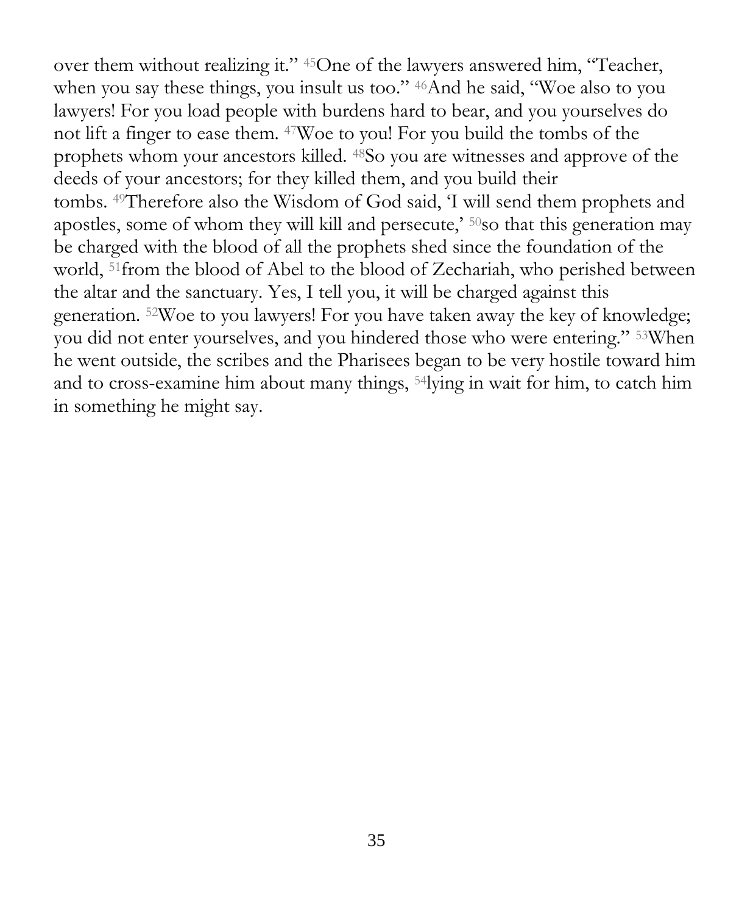over them without realizing it." [45]One of the lawyers answered him, "Teacher, when you say these things, you insult us too." [46]And he said, "Woe also to you lawyers! For you load people with burdens hard to bear, and you yourselves do not lift a finger to ease them. [47]Woe to you! For you build the tombs of the prophets whom your ancestors killed. [48]So you are witnesses and approve of the deeds of your ancestors; for they killed them, and you build their tombs. [49]Therefore also the Wisdom of God said, 'I will send them prophets and apostles, some of whom they will kill and persecute,' [50]so that this generation may be charged with the blood of all the prophets shed since the foundation of the world, [51]from the blood of Abel to the blood of Zechariah, who perished between the altar and the sanctuary. Yes, I tell you, it will be charged against this generation. [52]Woe to you lawyers! For you have taken away the key of knowledge; you did not enter yourselves, and you hindered those who were entering." [53]When he went outside, the scribes and the Pharisees began to be very hostile toward him and to cross-examine him about many things, [54]lying in wait for him, to catch him in something he might say.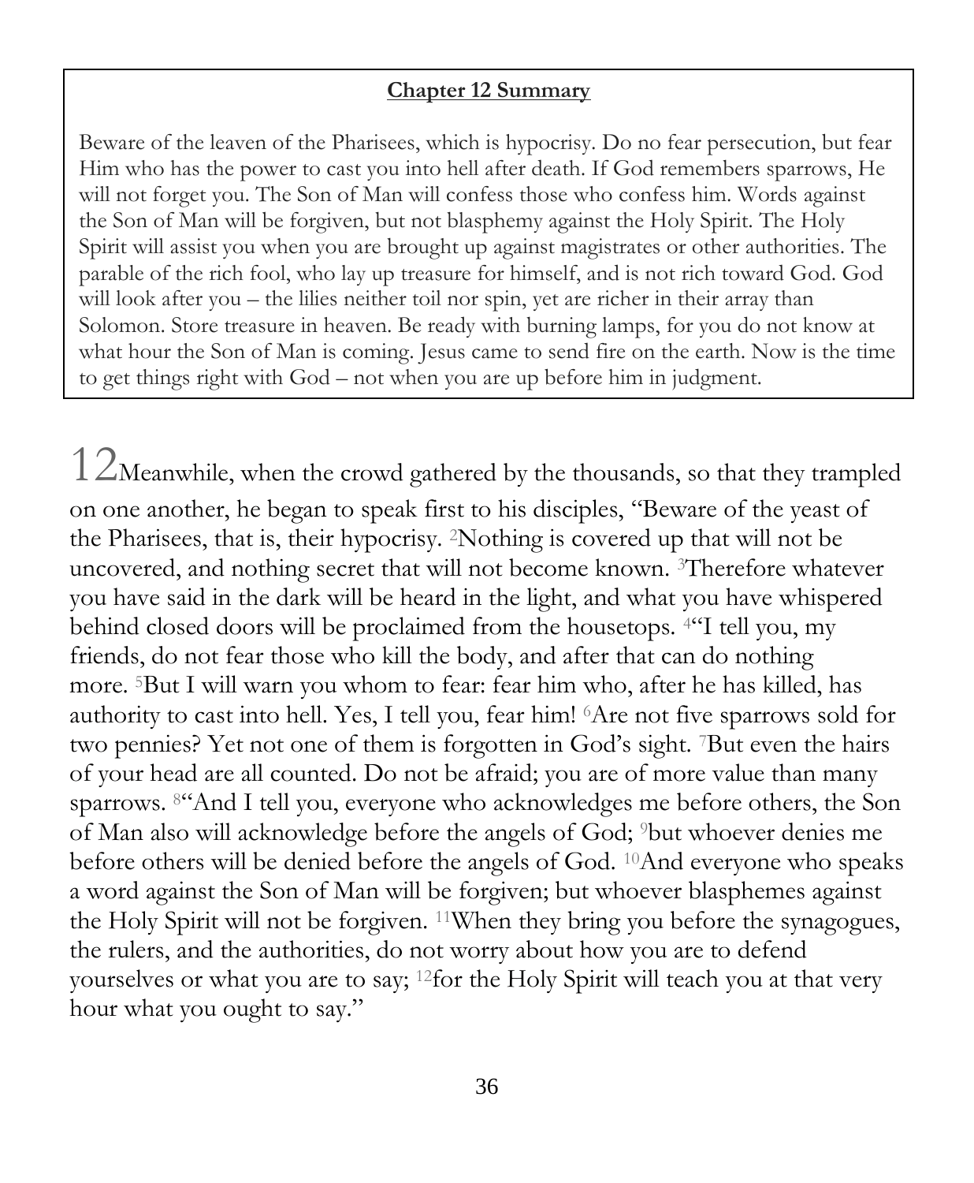**Chapter 12 Summary**

Beware of the leaven of the Pharisees, which is hypocrisy. Do no fear persecution, but fear Him who has the power to cast you into hell after death. If God remembers sparrows, He will not forget you. The Son of Man will confess those who confess him. Words against the Son of Man will be forgiven, but not blasphemy against the Holy Spirit. The Holy Spirit will assist you when you are brought up against magistrates or other authorities. The parable of the rich fool, who lay up treasure for himself, and is not rich toward God. God will look after you – the lilies neither toil nor spin, yet are richer in their array than Solomon. Store treasure in heaven. Be ready with burning lamps, for you do not know at what hour the Son of Man is coming. Jesus came to send fire on the earth. Now is the time to get things right with God – not when you are up before him in judgment.

12 Meanwhile, when the crowd gathered by the thousands, so that they trampled on one another, he began to speak first to his disciples, "Beware of the yeast of the Pharisees, that is, their hypocrisy. [2]Nothing is covered up that will not be uncovered, and nothing secret that will not become known. [3]Therefore whatever you have said in the dark will be heard in the light, and what you have whispered behind closed doors will be proclaimed from the housetops. [4]"I tell you, my friends, do not fear those who kill the body, and after that can do nothing more. [5]But I will warn you whom to fear: fear him who, after he has killed, has authority to cast into hell. Yes, I tell you, fear him! [6]Are not five sparrows sold for two pennies? Yet not one of them is forgotten in God's sight. [7]But even the hairs of your head are all counted. Do not be afraid; you are of more value than many sparrows. [8]"And I tell you, everyone who acknowledges me before others, the Son of Man also will acknowledge before the angels of God; [9]but whoever denies me before others will be denied before the angels of God. [10]And everyone who speaks a word against the Son of Man will be forgiven; but whoever blasphemes against the Holy Spirit will not be forgiven. [11]When they bring you before the synagogues, the rulers, and the authorities, do not worry about how you are to defend yourselves or what you are to say; [12]for the Holy Spirit will teach you at that very hour what you ought to say."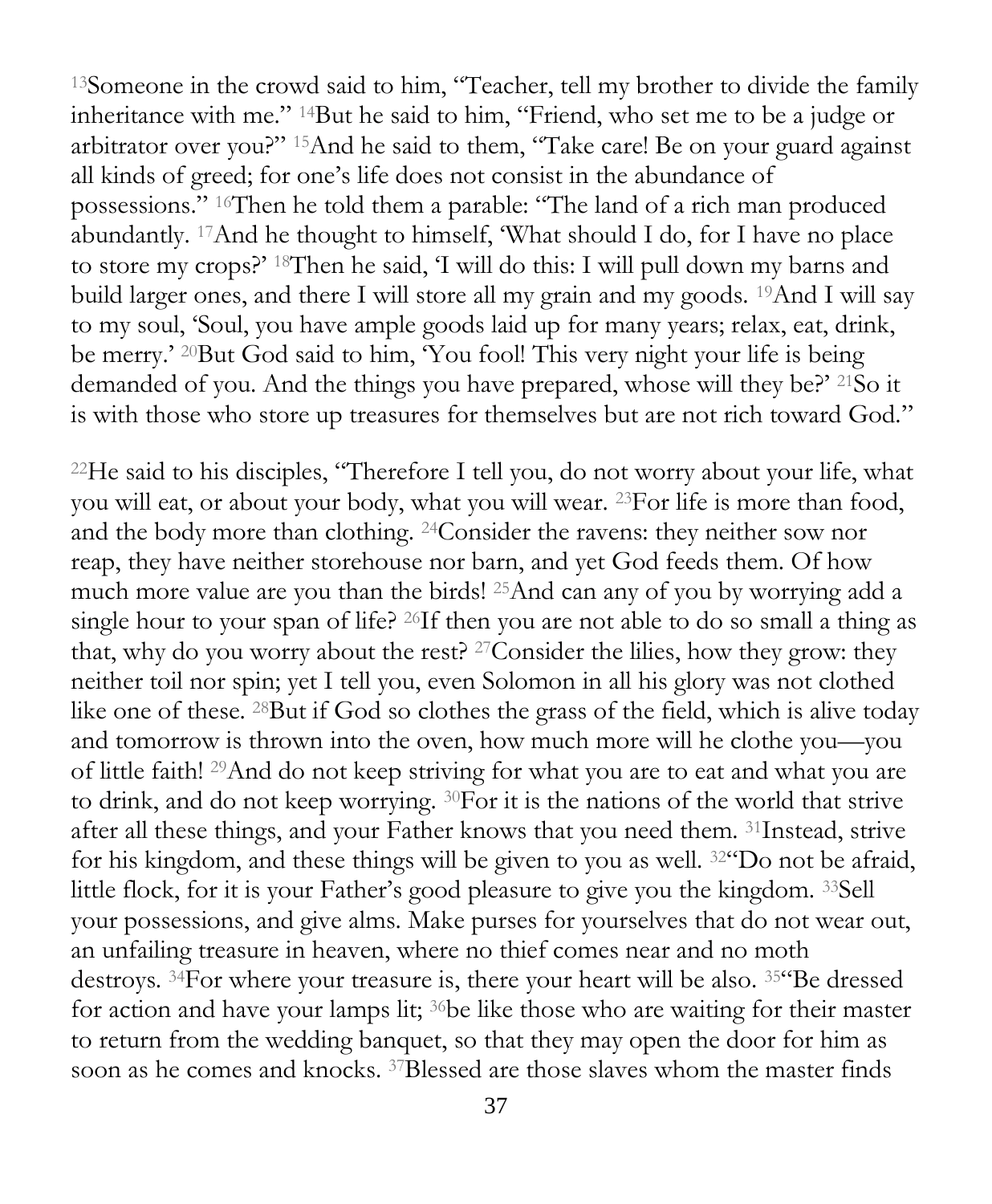[13]Someone in the crowd said to him, "Teacher, tell my brother to divide the family inheritance with me." [14]But he said to him, "Friend, who set me to be a judge or arbitrator over you?" [15]And he said to them, "Take care! Be on your guard against all kinds of greed; for one's life does not consist in the abundance of possessions." [16]Then he told them a parable: "The land of a rich man produced abundantly. [17]And he thought to himself, 'What should I do, for I have no place to store my crops?' [18]Then he said, 'I will do this: I will pull down my barns and build larger ones, and there I will store all my grain and my goods. [19]And I will say to my soul, 'Soul, you have ample goods laid up for many years; relax, eat, drink, be merry.' [20]But God said to him, 'You fool! This very night your life is being demanded of you. And the things you have prepared, whose will they be?' [21]So it is with those who store up treasures for themselves but are not rich toward God."

[22]He said to his disciples, "Therefore I tell you, do not worry about your life, what you will eat, or about your body, what you will wear. [23]For life is more than food, and the body more than clothing. [24]Consider the ravens: they neither sow nor reap, they have neither storehouse nor barn, and yet God feeds them. Of how much more value are you than the birds! [25]And can any of you by worrying add a single hour to your span of life? [26]If then you are not able to do so small a thing as that, why do you worry about the rest? [27]Consider the lilies, how they grow: they neither toil nor spin; yet I tell you, even Solomon in all his glory was not clothed like one of these. [28]But if God so clothes the grass of the field, which is alive today and tomorrow is thrown into the oven, how much more will he clothe you—you of little faith! [29]And do not keep striving for what you are to eat and what you are to drink, and do not keep worrying. [30]For it is the nations of the world that strive after all these things, and your Father knows that you need them. [31]Instead, strive for his kingdom, and these things will be given to you as well. [32]"Do not be afraid, little flock, for it is your Father's good pleasure to give you the kingdom. [33]Sell your possessions, and give alms. Make purses for yourselves that do not wear out, an unfailing treasure in heaven, where no thief comes near and no moth destroys. [34]For where your treasure is, there your heart will be also. [35]"Be dressed for action and have your lamps lit; [36]be like those who are waiting for their master to return from the wedding banquet, so that they may open the door for him as soon as he comes and knocks. [37]Blessed are those slaves whom the master finds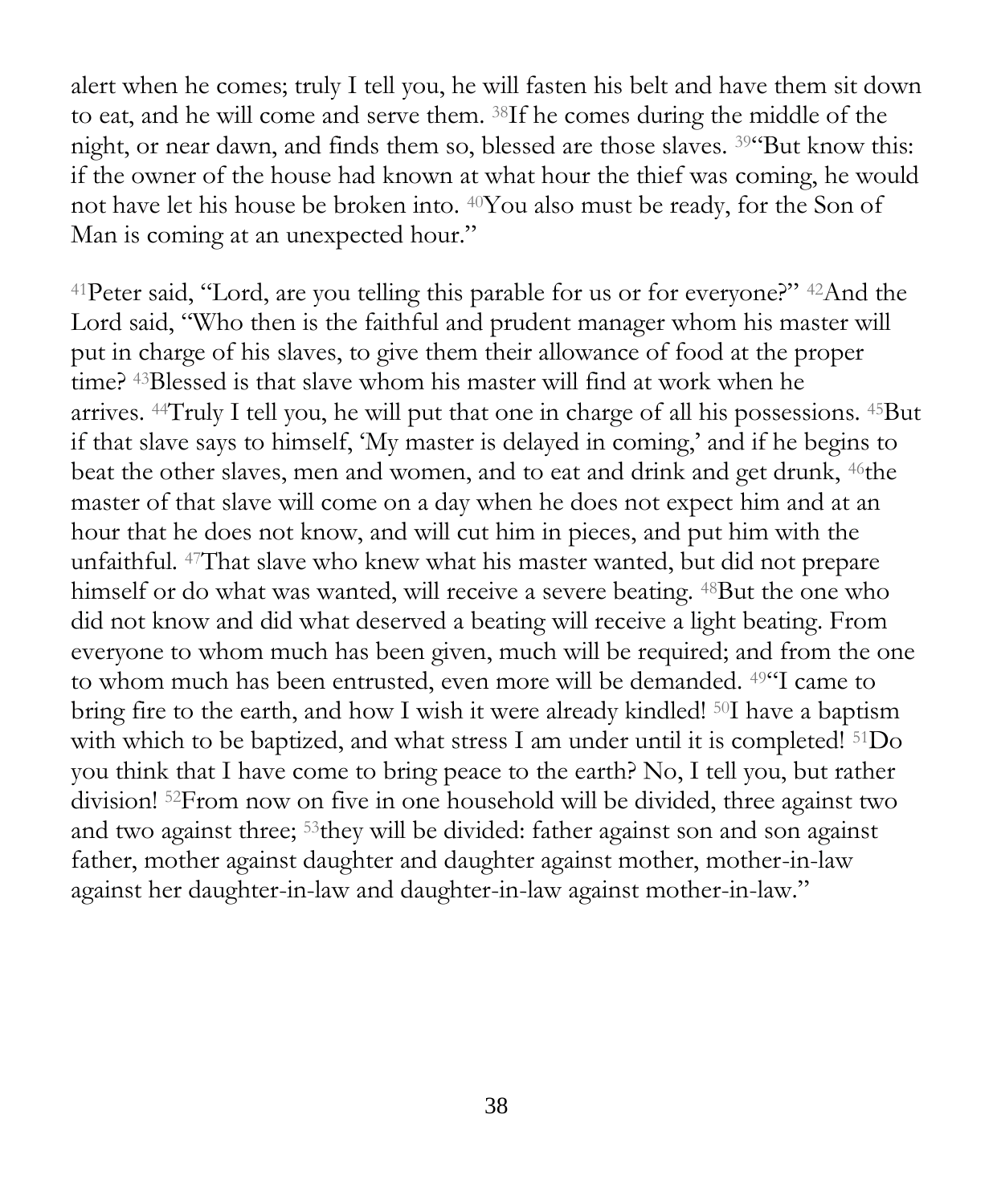alert when he comes; truly I tell you, he will fasten his belt and have them sit down to eat, and he will come and serve them. [38]If he comes during the middle of the night, or near dawn, and finds them so, blessed are those slaves. [39]"But know this: if the owner of the house had known at what hour the thief was coming, he would not have let his house be broken into. [40]You also must be ready, for the Son of Man is coming at an unexpected hour."

[41]Peter said, "Lord, are you telling this parable for us or for everyone?" [42]And the Lord said, "Who then is the faithful and prudent manager whom his master will put in charge of his slaves, to give them their allowance of food at the proper time? [43]Blessed is that slave whom his master will find at work when he arrives. [44]Truly I tell you, he will put that one in charge of all his possessions. [45]But if that slave says to himself, 'My master is delayed in coming,' and if he begins to beat the other slaves, men and women, and to eat and drink and get drunk, [46]the master of that slave will come on a day when he does not expect him and at an hour that he does not know, and will cut him in pieces, and put him with the unfaithful. [47]That slave who knew what his master wanted, but did not prepare himself or do what was wanted, will receive a severe beating. [48]But the one who did not know and did what deserved a beating will receive a light beating. From everyone to whom much has been given, much will be required; and from the one to whom much has been entrusted, even more will be demanded. [49]"I came to bring fire to the earth, and how I wish it were already kindled! [50]I have a baptism with which to be baptized, and what stress I am under until it is completed! [51]Do you think that I have come to bring peace to the earth? No, I tell you, but rather division! [52]From now on five in one household will be divided, three against two and two against three; [53]they will be divided: father against son and son against father, mother against daughter and daughter against mother, mother-in-law against her daughter-in-law and daughter-in-law against mother-in-law."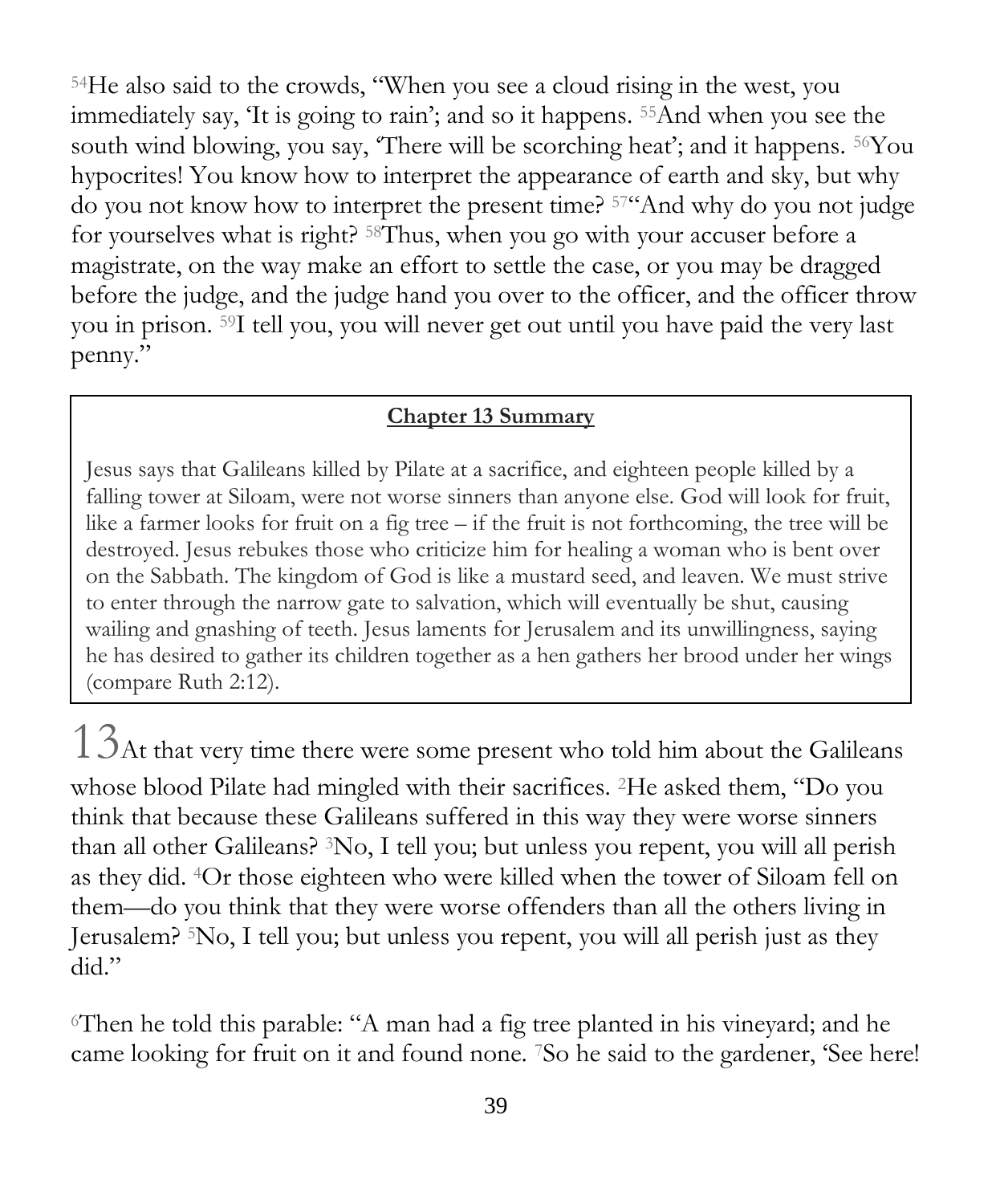[54]He also said to the crowds, "When you see a cloud rising in the west, you immediately say, 'It is going to rain'; and so it happens. [55]And when you see the south wind blowing, you say, 'There will be scorching heat'; and it happens. [56]You hypocrites! You know how to interpret the appearance of earth and sky, but why do you not know how to interpret the present time? [57]"And why do you not judge for yourselves what is right? [58]Thus, when you go with your accuser before a magistrate, on the way make an effort to settle the case, or you may be dragged before the judge, and the judge hand you over to the officer, and the officer throw you in prison. [59]I tell you, you will never get out until you have paid the very last penny."

> **Chapter 13 Summary**
>
> Jesus says that Galileans killed by Pilate at a sacrifice, and eighteen people killed by a falling tower at Siloam, were not worse sinners than anyone else. God will look for fruit, like a farmer looks for fruit on a fig tree – if the fruit is not forthcoming, the tree will be destroyed. Jesus rebukes those who criticize him for healing a woman who is bent over on the Sabbath. The kingdom of God is like a mustard seed, and leaven. We must strive to enter through the narrow gate to salvation, which will eventually be shut, causing wailing and gnashing of teeth. Jesus laments for Jerusalem and its unwillingness, saying he has desired to gather its children together as a hen gathers her brood under her wings (compare Ruth 2:12).

# 13

At that very time there were some present who told him about the Galileans whose blood Pilate had mingled with their sacrifices. [2]He asked them, "Do you think that because these Galileans suffered in this way they were worse sinners than all other Galileans? [3]No, I tell you; but unless you repent, you will all perish as they did. [4]Or those eighteen who were killed when the tower of Siloam fell on them—do you think that they were worse offenders than all the others living in Jerusalem? [5]No, I tell you; but unless you repent, you will all perish just as they did."

[6]Then he told this parable: "A man had a fig tree planted in his vineyard; and he came looking for fruit on it and found none. [7]So he said to the gardener, 'See here!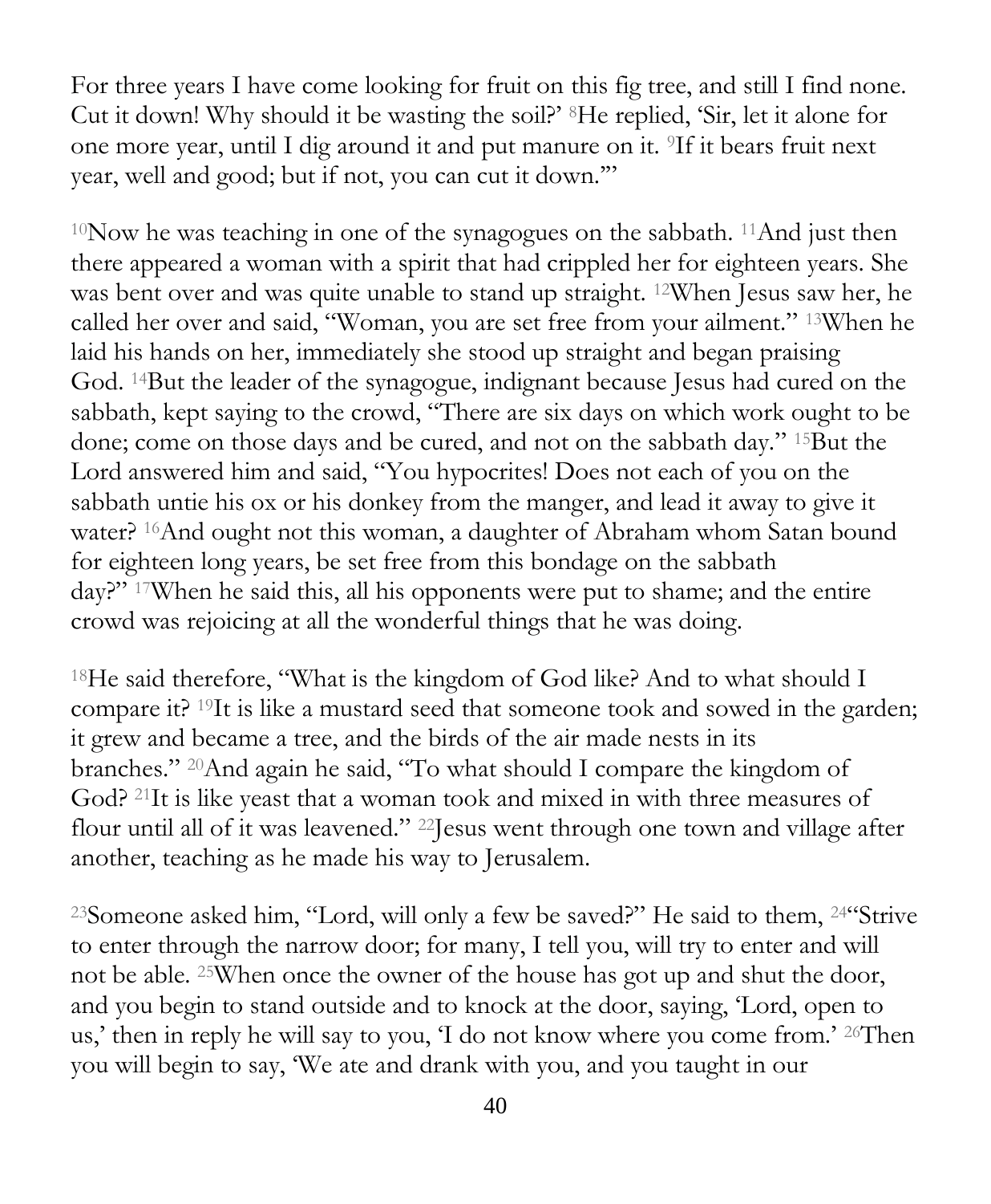For three years I have come looking for fruit on this fig tree, and still I find none. Cut it down! Why should it be wasting the soil?' [8]He replied, 'Sir, let it alone for one more year, until I dig around it and put manure on it. [9]If it bears fruit next year, well and good; but if not, you can cut it down.'"

[10]Now he was teaching in one of the synagogues on the sabbath. [11]And just then there appeared a woman with a spirit that had crippled her for eighteen years. She was bent over and was quite unable to stand up straight. [12]When Jesus saw her, he called her over and said, "Woman, you are set free from your ailment." [13]When he laid his hands on her, immediately she stood up straight and began praising God. [14]But the leader of the synagogue, indignant because Jesus had cured on the sabbath, kept saying to the crowd, "There are six days on which work ought to be done; come on those days and be cured, and not on the sabbath day." [15]But the Lord answered him and said, "You hypocrites! Does not each of you on the sabbath untie his ox or his donkey from the manger, and lead it away to give it water? [16]And ought not this woman, a daughter of Abraham whom Satan bound for eighteen long years, be set free from this bondage on the sabbath day?" [17]When he said this, all his opponents were put to shame; and the entire crowd was rejoicing at all the wonderful things that he was doing.

[18]He said therefore, "What is the kingdom of God like? And to what should I compare it? [19]It is like a mustard seed that someone took and sowed in the garden; it grew and became a tree, and the birds of the air made nests in its branches." [20]And again he said, "To what should I compare the kingdom of God? [21]It is like yeast that a woman took and mixed in with three measures of flour until all of it was leavened." [22]Jesus went through one town and village after another, teaching as he made his way to Jerusalem.

[23]Someone asked him, "Lord, will only a few be saved?" He said to them, [24]"Strive to enter through the narrow door; for many, I tell you, will try to enter and will not be able. [25]When once the owner of the house has got up and shut the door, and you begin to stand outside and to knock at the door, saying, 'Lord, open to us,' then in reply he will say to you, 'I do not know where you come from.' [26]Then you will begin to say, 'We ate and drank with you, and you taught in our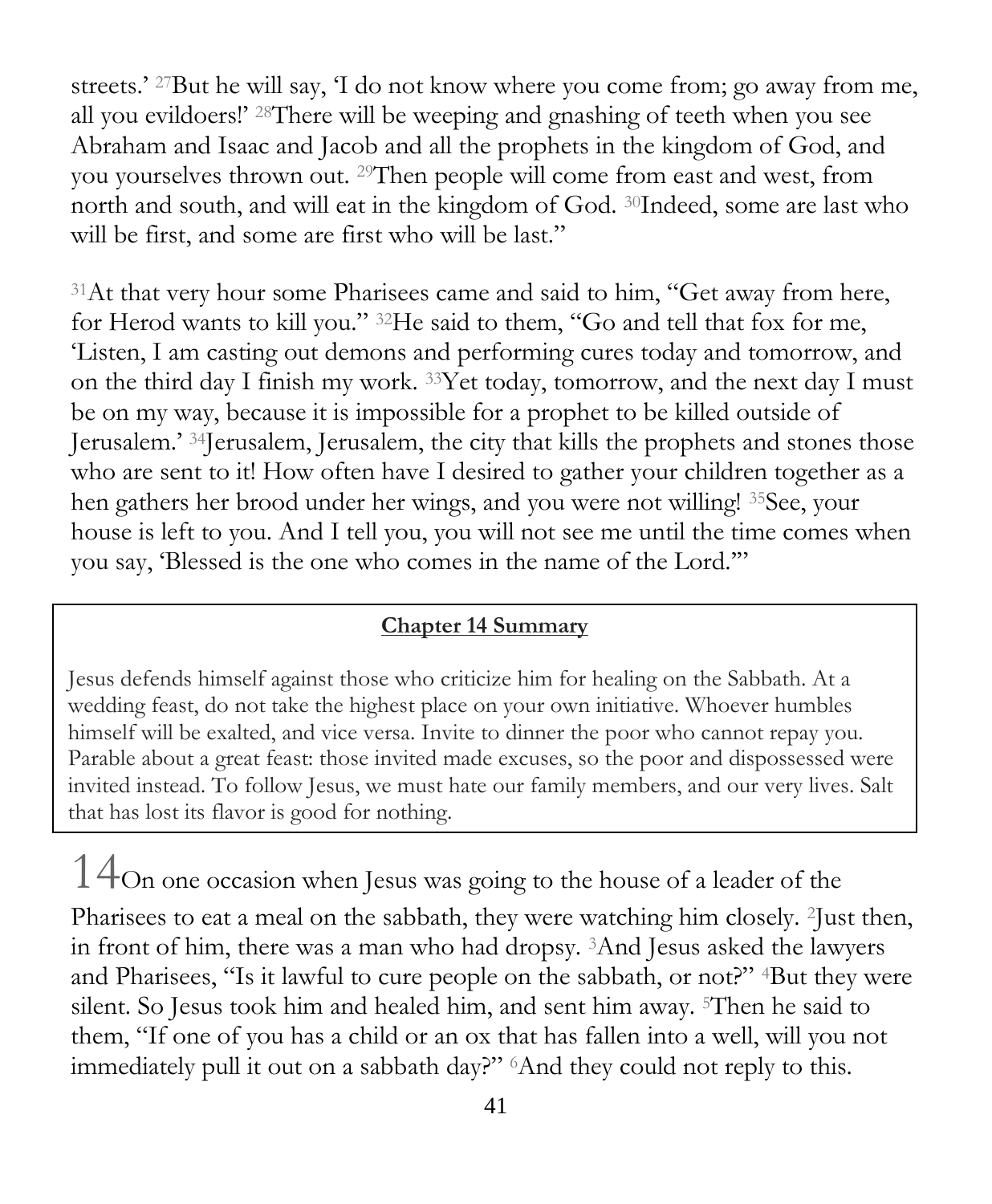streets.' [27]But he will say, 'I do not know where you come from; go away from me, all you evildoers!' [28]There will be weeping and gnashing of teeth when you see Abraham and Isaac and Jacob and all the prophets in the kingdom of God, and you yourselves thrown out. [29]Then people will come from east and west, from north and south, and will eat in the kingdom of God. [30]Indeed, some are last who will be first, and some are first who will be last."

[31]At that very hour some Pharisees came and said to him, "Get away from here, for Herod wants to kill you." [32]He said to them, "Go and tell that fox for me, 'Listen, I am casting out demons and performing cures today and tomorrow, and on the third day I finish my work. [33]Yet today, tomorrow, and the next day I must be on my way, because it is impossible for a prophet to be killed outside of Jerusalem.' [34]Jerusalem, Jerusalem, the city that kills the prophets and stones those who are sent to it! How often have I desired to gather your children together as a hen gathers her brood under her wings, and you were not willing! [35]See, your house is left to you. And I tell you, you will not see me until the time comes when you say, 'Blessed is the one who comes in the name of the Lord.'"

**Chapter 14 Summary**

Jesus defends himself against those who criticize him for healing on the Sabbath. At a wedding feast, do not take the highest place on your own initiative. Whoever humbles himself will be exalted, and vice versa. Invite to dinner the poor who cannot repay you. Parable about a great feast: those invited made excuses, so the poor and dispossessed were invited instead. To follow Jesus, we must hate our family members, and our very lives. Salt that has lost its flavor is good for nothing.

14 On one occasion when Jesus was going to the house of a leader of the Pharisees to eat a meal on the sabbath, they were watching him closely. [2]Just then, in front of him, there was a man who had dropsy. [3]And Jesus asked the lawyers and Pharisees, "Is it lawful to cure people on the sabbath, or not?" [4]But they were silent. So Jesus took him and healed him, and sent him away. [5]Then he said to them, "If one of you has a child or an ox that has fallen into a well, will you not immediately pull it out on a sabbath day?" [6]And they could not reply to this.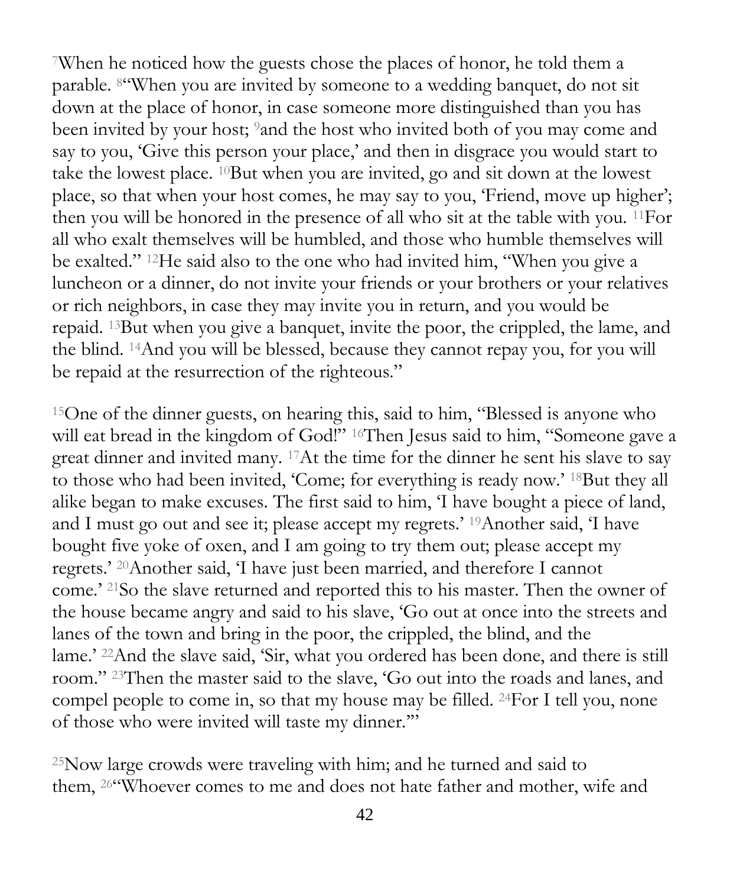[7]When he noticed how the guests chose the places of honor, he told them a parable. [8]"When you are invited by someone to a wedding banquet, do not sit down at the place of honor, in case someone more distinguished than you has been invited by your host; [9]and the host who invited both of you may come and say to you, 'Give this person your place,' and then in disgrace you would start to take the lowest place. [10]But when you are invited, go and sit down at the lowest place, so that when your host comes, he may say to you, 'Friend, move up higher'; then you will be honored in the presence of all who sit at the table with you. [11]For all who exalt themselves will be humbled, and those who humble themselves will be exalted." [12]He said also to the one who had invited him, "When you give a luncheon or a dinner, do not invite your friends or your brothers or your relatives or rich neighbors, in case they may invite you in return, and you would be repaid. [13]But when you give a banquet, invite the poor, the crippled, the lame, and the blind. [14]And you will be blessed, because they cannot repay you, for you will be repaid at the resurrection of the righteous."

[15]One of the dinner guests, on hearing this, said to him, "Blessed is anyone who will eat bread in the kingdom of God!" [16]Then Jesus said to him, "Someone gave a great dinner and invited many. [17]At the time for the dinner he sent his slave to say to those who had been invited, 'Come; for everything is ready now.' [18]But they all alike began to make excuses. The first said to him, 'I have bought a piece of land, and I must go out and see it; please accept my regrets.' [19]Another said, 'I have bought five yoke of oxen, and I am going to try them out; please accept my regrets.' [20]Another said, 'I have just been married, and therefore I cannot come.' [21]So the slave returned and reported this to his master. Then the owner of the house became angry and said to his slave, 'Go out at once into the streets and lanes of the town and bring in the poor, the crippled, the blind, and the lame.' [22]And the slave said, 'Sir, what you ordered has been done, and there is still room." [23]Then the master said to the slave, 'Go out into the roads and lanes, and compel people to come in, so that my house may be filled. [24]For I tell you, none of those who were invited will taste my dinner.'"

[25]Now large crowds were traveling with him; and he turned and said to them, [26]"Whoever comes to me and does not hate father and mother, wife and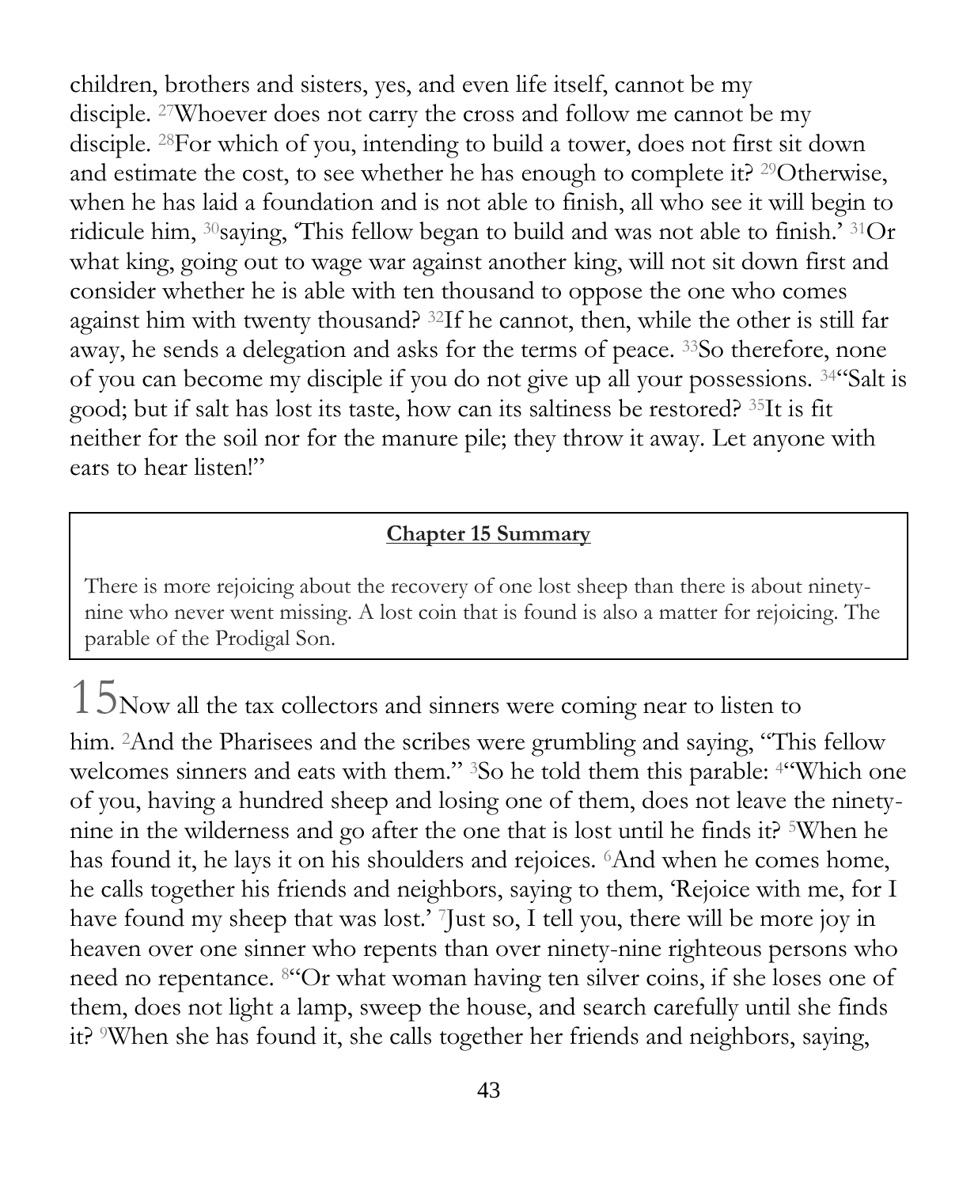children, brothers and sisters, yes, and even life itself, cannot be my disciple. [27]Whoever does not carry the cross and follow me cannot be my disciple. [28]For which of you, intending to build a tower, does not first sit down and estimate the cost, to see whether he has enough to complete it? [29]Otherwise, when he has laid a foundation and is not able to finish, all who see it will begin to ridicule him, [30]saying, 'This fellow began to build and was not able to finish.' [31]Or what king, going out to wage war against another king, will not sit down first and consider whether he is able with ten thousand to oppose the one who comes against him with twenty thousand? [32]If he cannot, then, while the other is still far away, he sends a delegation and asks for the terms of peace. [33]So therefore, none of you can become my disciple if you do not give up all your possessions. [34]"Salt is good; but if salt has lost its taste, how can its saltiness be restored? [35]It is fit neither for the soil nor for the manure pile; they throw it away. Let anyone with ears to hear listen!"

**Chapter 15 Summary**

There is more rejoicing about the recovery of one lost sheep than there is about ninety-nine who never went missing. A lost coin that is found is also a matter for rejoicing. The parable of the Prodigal Son.

15 Now all the tax collectors and sinners were coming near to listen to him. [2]And the Pharisees and the scribes were grumbling and saying, "This fellow welcomes sinners and eats with them." [3]So he told them this parable: [4]"Which one of you, having a hundred sheep and losing one of them, does not leave the ninety-nine in the wilderness and go after the one that is lost until he finds it? [5]When he has found it, he lays it on his shoulders and rejoices. [6]And when he comes home, he calls together his friends and neighbors, saying to them, 'Rejoice with me, for I have found my sheep that was lost.' [7]Just so, I tell you, there will be more joy in heaven over one sinner who repents than over ninety-nine righteous persons who need no repentance. [8]"Or what woman having ten silver coins, if she loses one of them, does not light a lamp, sweep the house, and search carefully until she finds it? [9]When she has found it, she calls together her friends and neighbors, saying,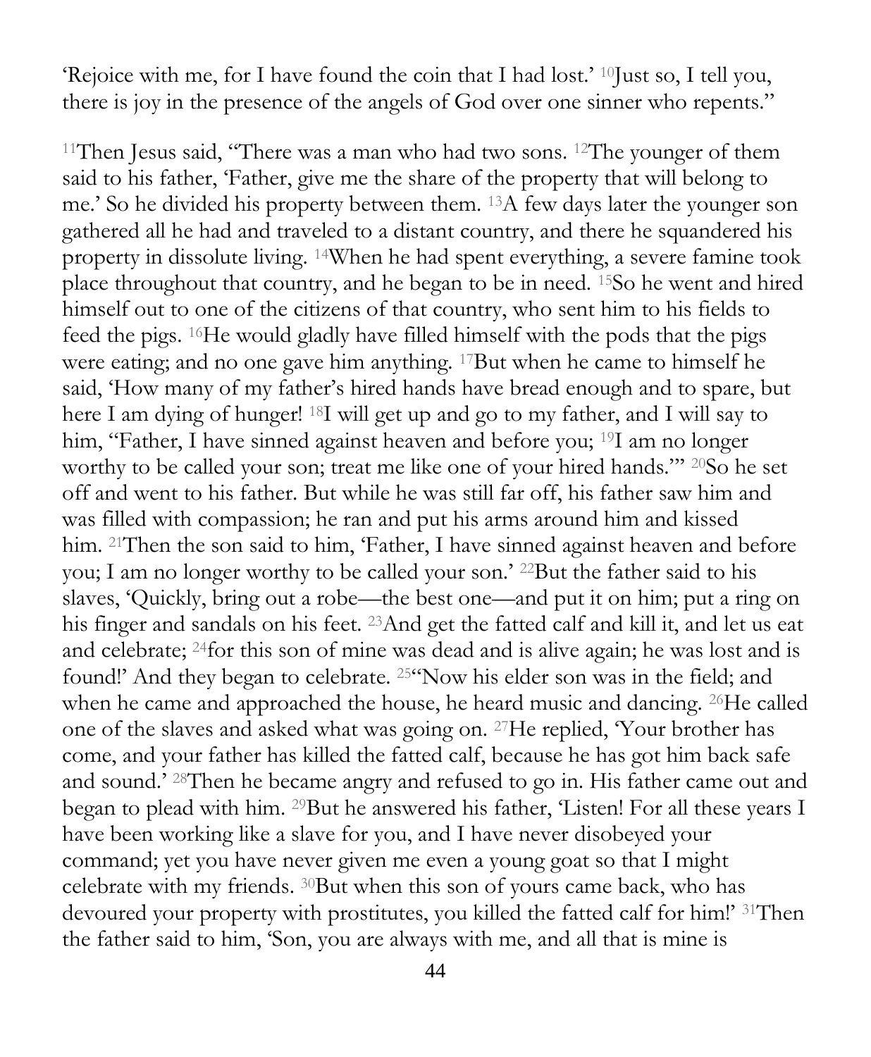'Rejoice with me, for I have found the coin that I had lost.' [10]Just so, I tell you, there is joy in the presence of the angels of God over one sinner who repents."

[11]Then Jesus said, "There was a man who had two sons. [12]The younger of them said to his father, 'Father, give me the share of the property that will belong to me.' So he divided his property between them. [13]A few days later the younger son gathered all he had and traveled to a distant country, and there he squandered his property in dissolute living. [14]When he had spent everything, a severe famine took place throughout that country, and he began to be in need. [15]So he went and hired himself out to one of the citizens of that country, who sent him to his fields to feed the pigs. [16]He would gladly have filled himself with the pods that the pigs were eating; and no one gave him anything. [17]But when he came to himself he said, 'How many of my father's hired hands have bread enough and to spare, but here I am dying of hunger! [18]I will get up and go to my father, and I will say to him, "Father, I have sinned against heaven and before you; [19]I am no longer worthy to be called your son; treat me like one of your hired hands."' [20]So he set off and went to his father. But while he was still far off, his father saw him and was filled with compassion; he ran and put his arms around him and kissed him. [21]Then the son said to him, 'Father, I have sinned against heaven and before you; I am no longer worthy to be called your son.' [22]But the father said to his slaves, 'Quickly, bring out a robe—the best one—and put it on him; put a ring on his finger and sandals on his feet. [23]And get the fatted calf and kill it, and let us eat and celebrate; [24]for this son of mine was dead and is alive again; he was lost and is found!' And they began to celebrate. [25]"Now his elder son was in the field; and when he came and approached the house, he heard music and dancing. [26]He called one of the slaves and asked what was going on. [27]He replied, 'Your brother has come, and your father has killed the fatted calf, because he has got him back safe and sound.' [28]Then he became angry and refused to go in. His father came out and began to plead with him. [29]But he answered his father, 'Listen! For all these years I have been working like a slave for you, and I have never disobeyed your command; yet you have never given me even a young goat so that I might celebrate with my friends. [30]But when this son of yours came back, who has devoured your property with prostitutes, you killed the fatted calf for him!' [31]Then the father said to him, 'Son, you are always with me, and all that is mine is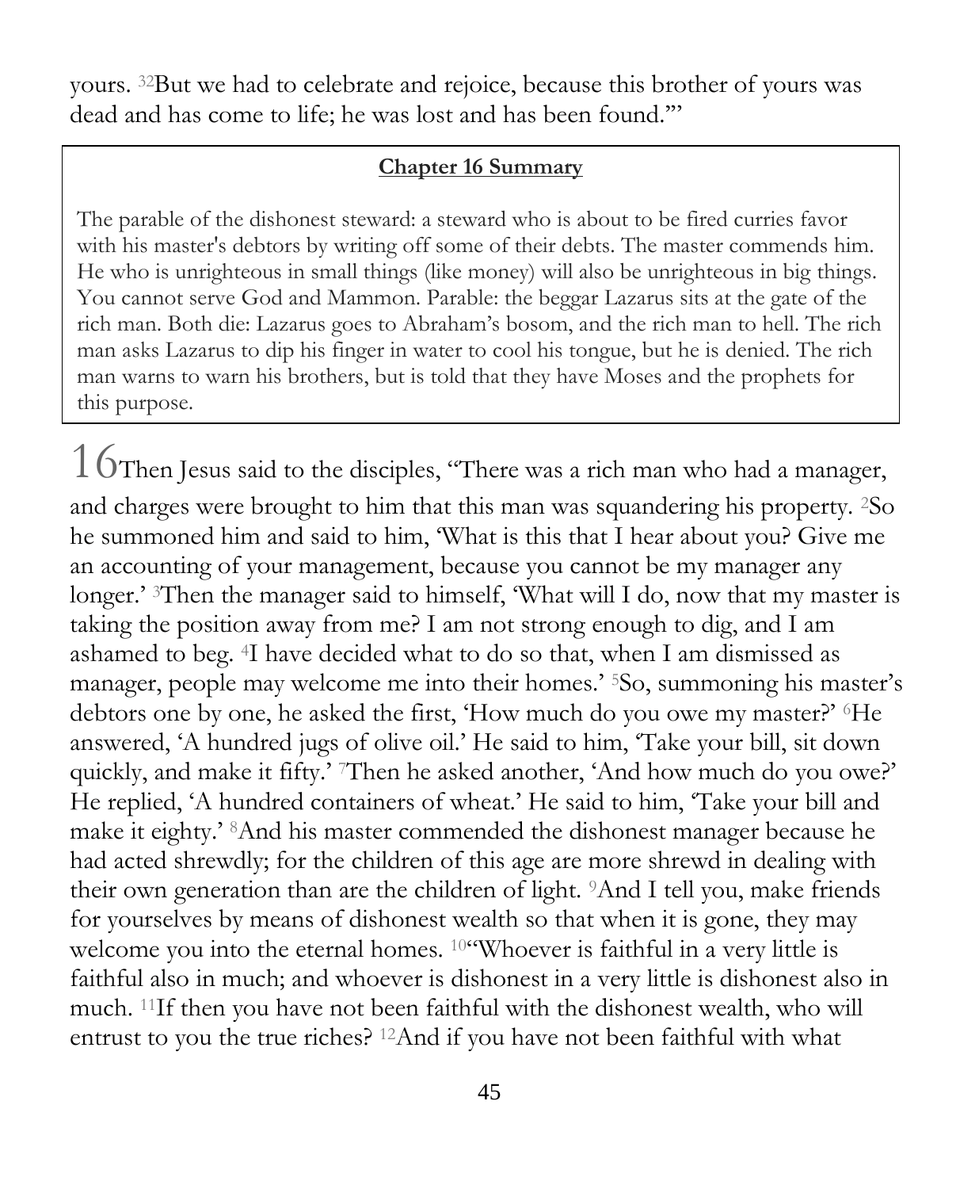yours. [32]But we had to celebrate and rejoice, because this brother of yours was dead and has come to life; he was lost and has been found.'"

**Chapter 16 Summary**

The parable of the dishonest steward: a steward who is about to be fired curries favor with his master's debtors by writing off some of their debts. The master commends him. He who is unrighteous in small things (like money) will also be unrighteous in big things. You cannot serve God and Mammon. Parable: the beggar Lazarus sits at the gate of the rich man. Both die: Lazarus goes to Abraham's bosom, and the rich man to hell. The rich man asks Lazarus to dip his finger in water to cool his tongue, but he is denied. The rich man warns to warn his brothers, but is told that they have Moses and the prophets for this purpose.

16 Then Jesus said to the disciples, "There was a rich man who had a manager, and charges were brought to him that this man was squandering his property. [2]So he summoned him and said to him, 'What is this that I hear about you? Give me an accounting of your management, because you cannot be my manager any longer.' [3]Then the manager said to himself, 'What will I do, now that my master is taking the position away from me? I am not strong enough to dig, and I am ashamed to beg. [4]I have decided what to do so that, when I am dismissed as manager, people may welcome me into their homes.' [5]So, summoning his master's debtors one by one, he asked the first, 'How much do you owe my master?' [6]He answered, 'A hundred jugs of olive oil.' He said to him, 'Take your bill, sit down quickly, and make it fifty.' [7]Then he asked another, 'And how much do you owe?' He replied, 'A hundred containers of wheat.' He said to him, 'Take your bill and make it eighty.' [8]And his master commended the dishonest manager because he had acted shrewdly; for the children of this age are more shrewd in dealing with their own generation than are the children of light. [9]And I tell you, make friends for yourselves by means of dishonest wealth so that when it is gone, they may welcome you into the eternal homes. [10]"Whoever is faithful in a very little is faithful also in much; and whoever is dishonest in a very little is dishonest also in much. [11]If then you have not been faithful with the dishonest wealth, who will entrust to you the true riches? [12]And if you have not been faithful with what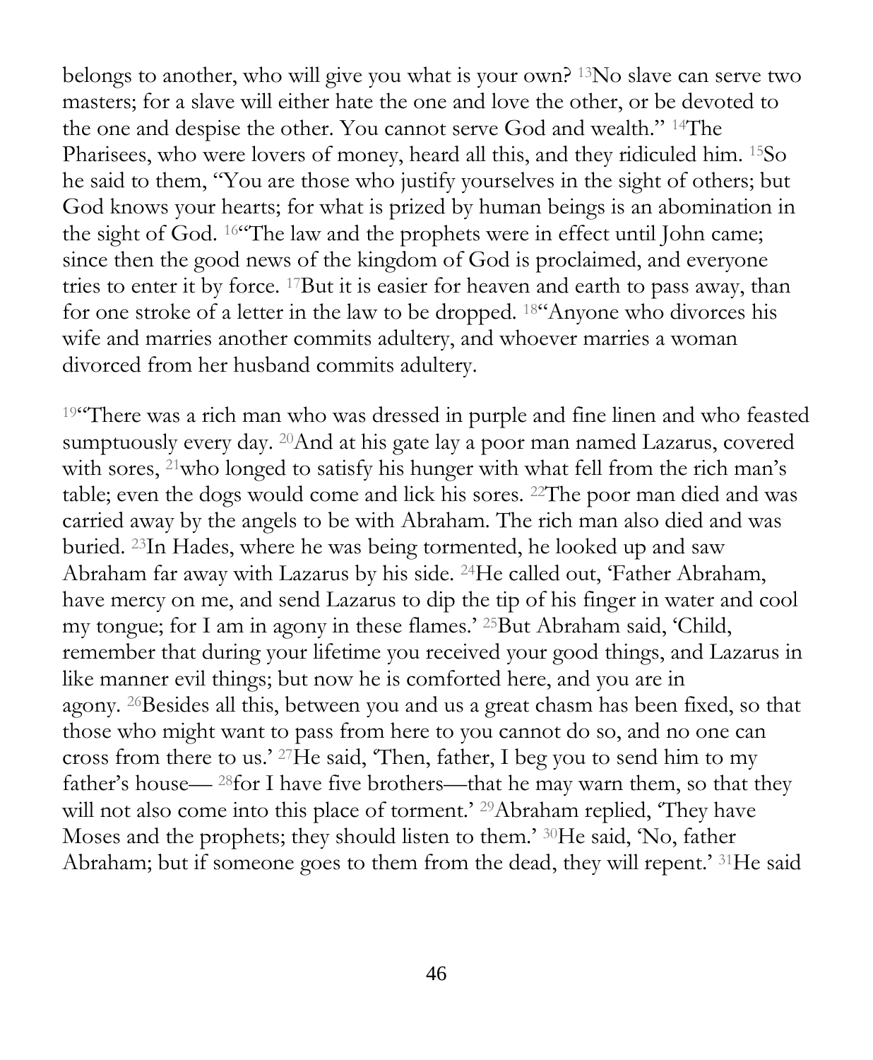belongs to another, who will give you what is your own? [13]No slave can serve two masters; for a slave will either hate the one and love the other, or be devoted to the one and despise the other. You cannot serve God and wealth." [14]The Pharisees, who were lovers of money, heard all this, and they ridiculed him. [15]So he said to them, "You are those who justify yourselves in the sight of others; but God knows your hearts; for what is prized by human beings is an abomination in the sight of God. [16]"The law and the prophets were in effect until John came; since then the good news of the kingdom of God is proclaimed, and everyone tries to enter it by force. [17]But it is easier for heaven and earth to pass away, than for one stroke of a letter in the law to be dropped. [18]"Anyone who divorces his wife and marries another commits adultery, and whoever marries a woman divorced from her husband commits adultery.

[19]"There was a rich man who was dressed in purple and fine linen and who feasted sumptuously every day. [20]And at his gate lay a poor man named Lazarus, covered with sores, [21]who longed to satisfy his hunger with what fell from the rich man's table; even the dogs would come and lick his sores. [22]The poor man died and was carried away by the angels to be with Abraham. The rich man also died and was buried. [23]In Hades, where he was being tormented, he looked up and saw Abraham far away with Lazarus by his side. [24]He called out, 'Father Abraham, have mercy on me, and send Lazarus to dip the tip of his finger in water and cool my tongue; for I am in agony in these flames.' [25]But Abraham said, 'Child, remember that during your lifetime you received your good things, and Lazarus in like manner evil things; but now he is comforted here, and you are in agony. [26]Besides all this, between you and us a great chasm has been fixed, so that those who might want to pass from here to you cannot do so, and no one can cross from there to us.' [27]He said, 'Then, father, I beg you to send him to my father's house— [28]for I have five brothers—that he may warn them, so that they will not also come into this place of torment.' [29]Abraham replied, 'They have Moses and the prophets; they should listen to them.' [30]He said, 'No, father Abraham; but if someone goes to them from the dead, they will repent.' [31]He said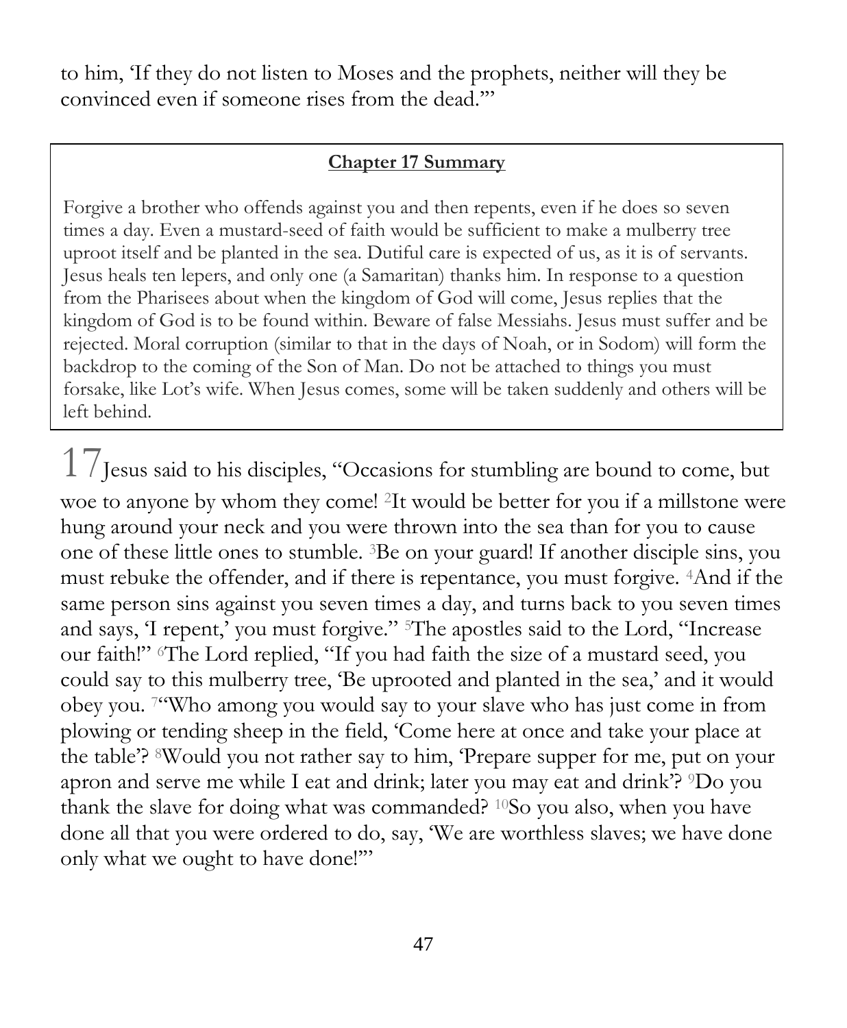to him, 'If they do not listen to Moses and the prophets, neither will they be convinced even if someone rises from the dead.'"

**Chapter 17 Summary**

Forgive a brother who offends against you and then repents, even if he does so seven times a day. Even a mustard-seed of faith would be sufficient to make a mulberry tree uproot itself and be planted in the sea. Dutiful care is expected of us, as it is of servants. Jesus heals ten lepers, and only one (a Samaritan) thanks him. In response to a question from the Pharisees about when the kingdom of God will come, Jesus replies that the kingdom of God is to be found within. Beware of false Messiahs. Jesus must suffer and be rejected. Moral corruption (similar to that in the days of Noah, or in Sodom) will form the backdrop to the coming of the Son of Man. Do not be attached to things you must forsake, like Lot's wife. When Jesus comes, some will be taken suddenly and others will be left behind.

17 Jesus said to his disciples, "Occasions for stumbling are bound to come, but woe to anyone by whom they come! [2]It would be better for you if a millstone were hung around your neck and you were thrown into the sea than for you to cause one of these little ones to stumble. [3]Be on your guard! If another disciple sins, you must rebuke the offender, and if there is repentance, you must forgive. [4]And if the same person sins against you seven times a day, and turns back to you seven times and says, 'I repent,' you must forgive." [5]The apostles said to the Lord, "Increase our faith!" [6]The Lord replied, "If you had faith the size of a mustard seed, you could say to this mulberry tree, 'Be uprooted and planted in the sea,' and it would obey you. [7]"Who among you would say to your slave who has just come in from plowing or tending sheep in the field, 'Come here at once and take your place at the table'? [8]Would you not rather say to him, 'Prepare supper for me, put on your apron and serve me while I eat and drink; later you may eat and drink'? [9]Do you thank the slave for doing what was commanded? [10]So you also, when you have done all that you were ordered to do, say, 'We are worthless slaves; we have done only what we ought to have done!'"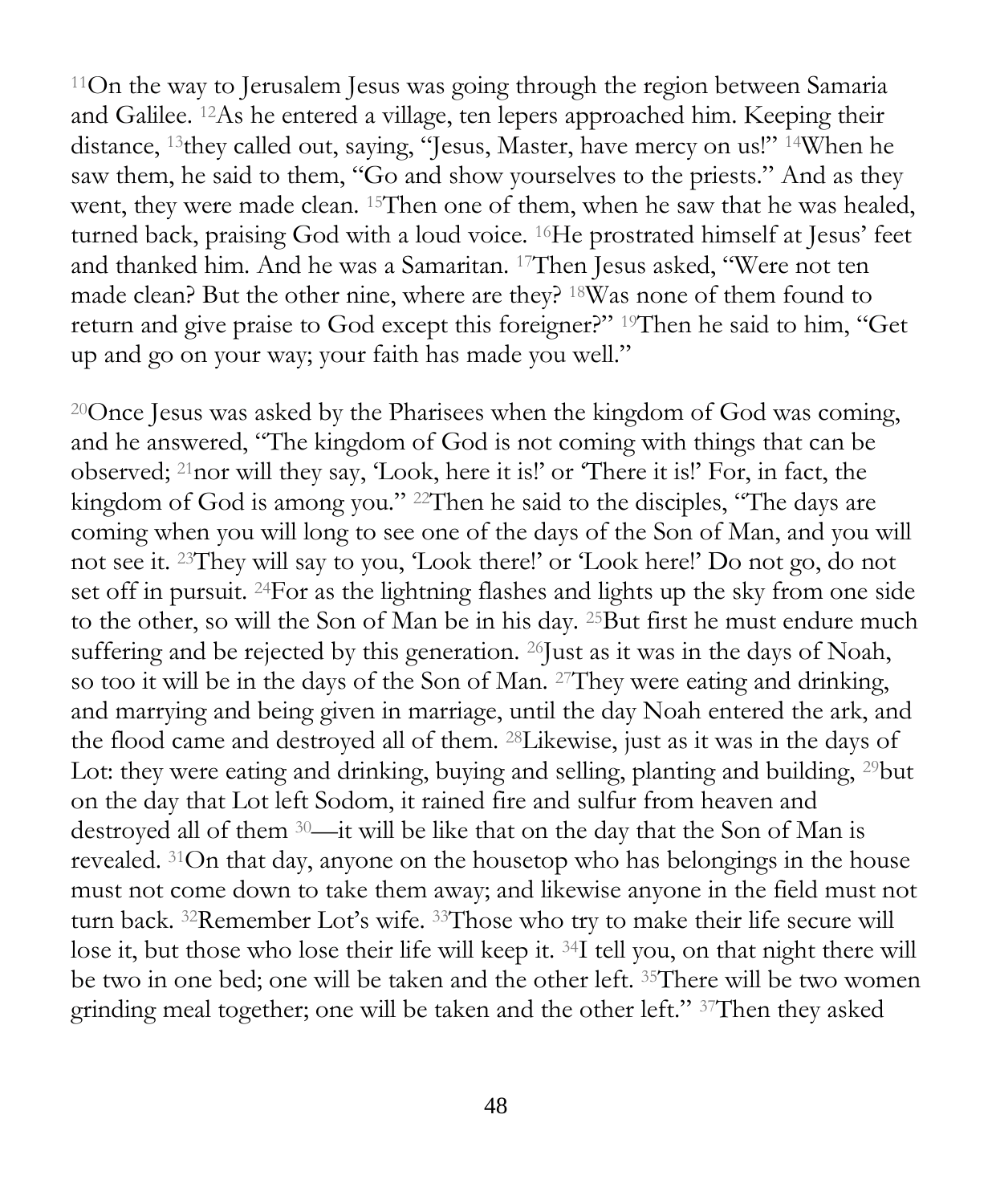[11]On the way to Jerusalem Jesus was going through the region between Samaria and Galilee. [12]As he entered a village, ten lepers approached him. Keeping their distance, [13]they called out, saying, "Jesus, Master, have mercy on us!" [14]When he saw them, he said to them, "Go and show yourselves to the priests." And as they went, they were made clean. [15]Then one of them, when he saw that he was healed, turned back, praising God with a loud voice. [16]He prostrated himself at Jesus' feet and thanked him. And he was a Samaritan. [17]Then Jesus asked, "Were not ten made clean? But the other nine, where are they? [18]Was none of them found to return and give praise to God except this foreigner?" [19]Then he said to him, "Get up and go on your way; your faith has made you well."

[20]Once Jesus was asked by the Pharisees when the kingdom of God was coming, and he answered, "The kingdom of God is not coming with things that can be observed; [21]nor will they say, 'Look, here it is!' or 'There it is!' For, in fact, the kingdom of God is among you." [22]Then he said to the disciples, "The days are coming when you will long to see one of the days of the Son of Man, and you will not see it. [23]They will say to you, 'Look there!' or 'Look here!' Do not go, do not set off in pursuit. [24]For as the lightning flashes and lights up the sky from one side to the other, so will the Son of Man be in his day. [25]But first he must endure much suffering and be rejected by this generation. [26]Just as it was in the days of Noah, so too it will be in the days of the Son of Man. [27]They were eating and drinking, and marrying and being given in marriage, until the day Noah entered the ark, and the flood came and destroyed all of them. [28]Likewise, just as it was in the days of Lot: they were eating and drinking, buying and selling, planting and building, [29]but on the day that Lot left Sodom, it rained fire and sulfur from heaven and destroyed all of them [30]—it will be like that on the day that the Son of Man is revealed. [31]On that day, anyone on the housetop who has belongings in the house must not come down to take them away; and likewise anyone in the field must not turn back. [32]Remember Lot's wife. [33]Those who try to make their life secure will lose it, but those who lose their life will keep it. [34]I tell you, on that night there will be two in one bed; one will be taken and the other left. [35]There will be two women grinding meal together; one will be taken and the other left." [37]Then they asked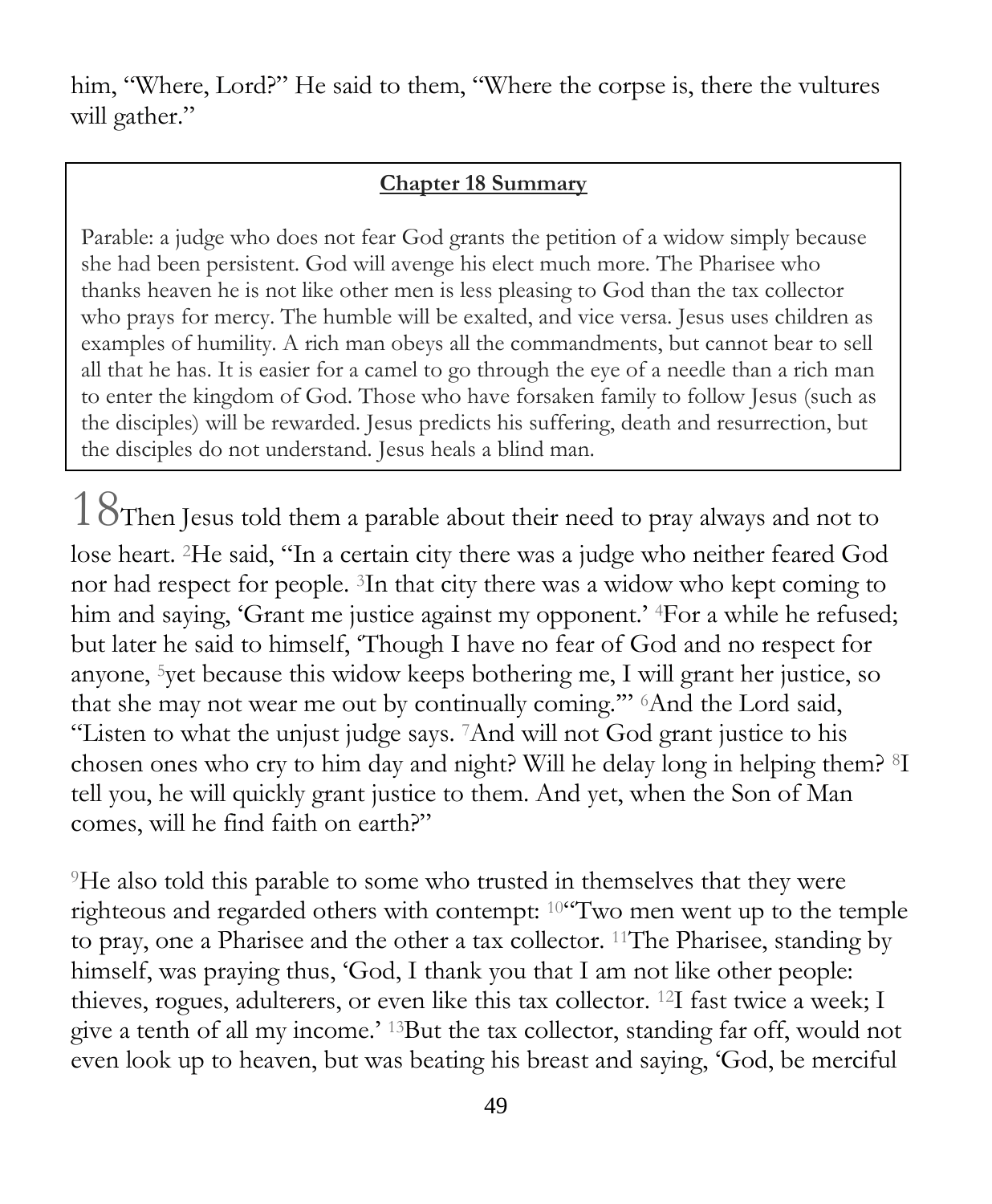him, "Where, Lord?" He said to them, "Where the corpse is, there the vultures will gather."

> **Chapter 18 Summary**
>
> Parable: a judge who does not fear God grants the petition of a widow simply because she had been persistent. God will avenge his elect much more. The Pharisee who thanks heaven he is not like other men is less pleasing to God than the tax collector who prays for mercy. The humble will be exalted, and vice versa. Jesus uses children as examples of humility. A rich man obeys all the commandments, but cannot bear to sell all that he has. It is easier for a camel to go through the eye of a needle than a rich man to enter the kingdom of God. Those who have forsaken family to follow Jesus (such as the disciples) will be rewarded. Jesus predicts his suffering, death and resurrection, but the disciples do not understand. Jesus heals a blind man.

18 Then Jesus told them a parable about their need to pray always and not to lose heart. [2]He said, "In a certain city there was a judge who neither feared God nor had respect for people. [3]In that city there was a widow who kept coming to him and saying, 'Grant me justice against my opponent.' [4]For a while he refused; but later he said to himself, 'Though I have no fear of God and no respect for anyone, [5]yet because this widow keeps bothering me, I will grant her justice, so that she may not wear me out by continually coming.'" [6]And the Lord said, "Listen to what the unjust judge says. [7]And will not God grant justice to his chosen ones who cry to him day and night? Will he delay long in helping them? [8]I tell you, he will quickly grant justice to them. And yet, when the Son of Man comes, will he find faith on earth?"

[9]He also told this parable to some who trusted in themselves that they were righteous and regarded others with contempt: [10]"Two men went up to the temple to pray, one a Pharisee and the other a tax collector. [11]The Pharisee, standing by himself, was praying thus, 'God, I thank you that I am not like other people: thieves, rogues, adulterers, or even like this tax collector. [12]I fast twice a week; I give a tenth of all my income.' [13]But the tax collector, standing far off, would not even look up to heaven, but was beating his breast and saying, 'God, be merciful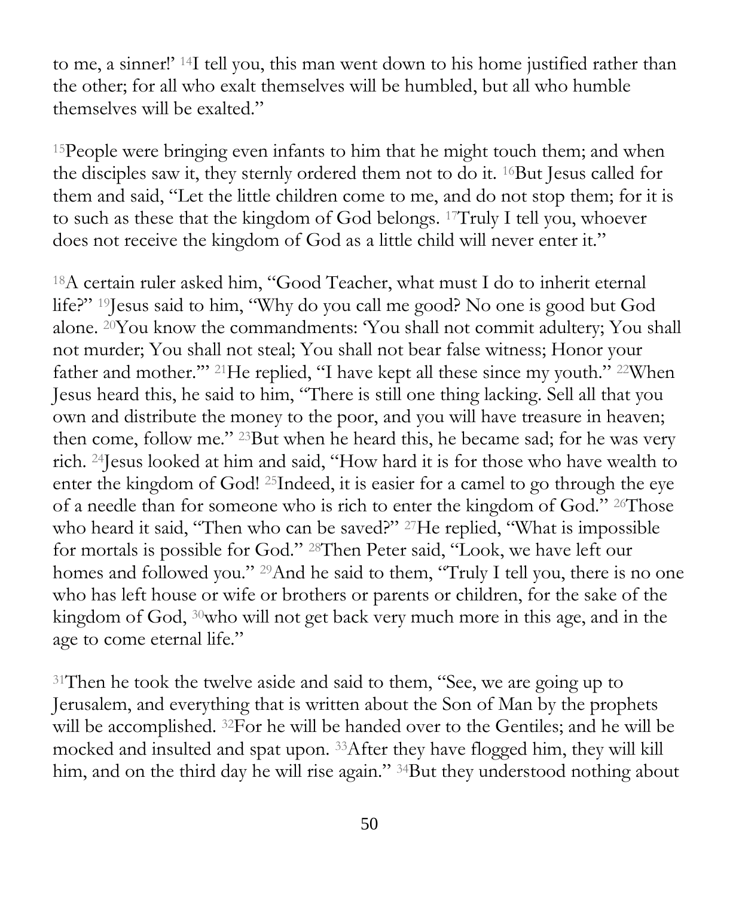to me, a sinner!' [14]I tell you, this man went down to his home justified rather than the other; for all who exalt themselves will be humbled, but all who humble themselves will be exalted."

[15]People were bringing even infants to him that he might touch them; and when the disciples saw it, they sternly ordered them not to do it. [16]But Jesus called for them and said, "Let the little children come to me, and do not stop them; for it is to such as these that the kingdom of God belongs. [17]Truly I tell you, whoever does not receive the kingdom of God as a little child will never enter it."

[18]A certain ruler asked him, "Good Teacher, what must I do to inherit eternal life?" [19]Jesus said to him, "Why do you call me good? No one is good but God alone. [20]You know the commandments: 'You shall not commit adultery; You shall not murder; You shall not steal; You shall not bear false witness; Honor your father and mother.'" [21]He replied, "I have kept all these since my youth." [22]When Jesus heard this, he said to him, "There is still one thing lacking. Sell all that you own and distribute the money to the poor, and you will have treasure in heaven; then come, follow me." [23]But when he heard this, he became sad; for he was very rich. [24]Jesus looked at him and said, "How hard it is for those who have wealth to enter the kingdom of God! [25]Indeed, it is easier for a camel to go through the eye of a needle than for someone who is rich to enter the kingdom of God." [26]Those who heard it said, "Then who can be saved?" [27]He replied, "What is impossible for mortals is possible for God." [28]Then Peter said, "Look, we have left our homes and followed you." [29]And he said to them, "Truly I tell you, there is no one who has left house or wife or brothers or parents or children, for the sake of the kingdom of God, [30]who will not get back very much more in this age, and in the age to come eternal life."

[31]Then he took the twelve aside and said to them, "See, we are going up to Jerusalem, and everything that is written about the Son of Man by the prophets will be accomplished. [32]For he will be handed over to the Gentiles; and he will be mocked and insulted and spat upon. [33]After they have flogged him, they will kill him, and on the third day he will rise again." [34]But they understood nothing about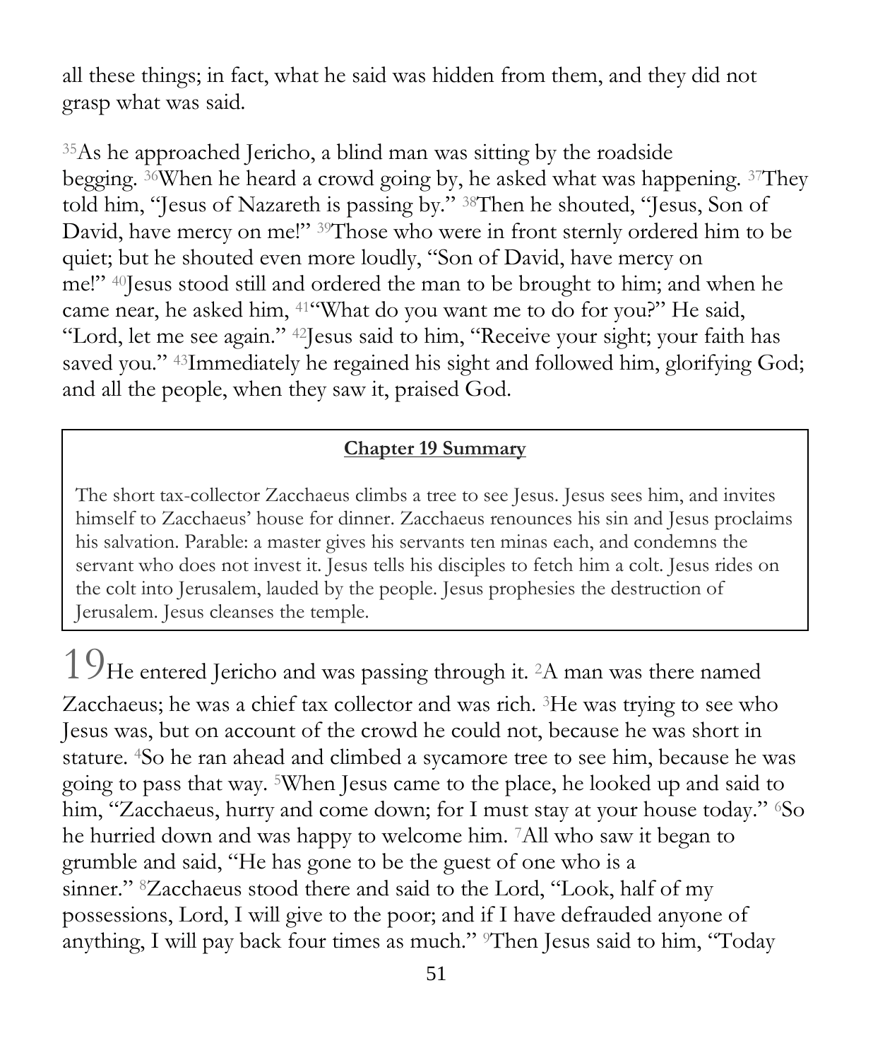all these things; in fact, what he said was hidden from them, and they did not grasp what was said.

[35]As he approached Jericho, a blind man was sitting by the roadside begging. [36]When he heard a crowd going by, he asked what was happening. [37]They told him, "Jesus of Nazareth is passing by." [38]Then he shouted, "Jesus, Son of David, have mercy on me!" [39]Those who were in front sternly ordered him to be quiet; but he shouted even more loudly, "Son of David, have mercy on me!" [40]Jesus stood still and ordered the man to be brought to him; and when he came near, he asked him, [41]"What do you want me to do for you?" He said, "Lord, let me see again." [42]Jesus said to him, "Receive your sight; your faith has saved you." [43]Immediately he regained his sight and followed him, glorifying God; and all the people, when they saw it, praised God.

**Chapter 19 Summary**

The short tax-collector Zacchaeus climbs a tree to see Jesus. Jesus sees him, and invites himself to Zacchaeus' house for dinner. Zacchaeus renounces his sin and Jesus proclaims his salvation. Parable: a master gives his servants ten minas each, and condemns the servant who does not invest it. Jesus tells his disciples to fetch him a colt. Jesus rides on the colt into Jerusalem, lauded by the people. Jesus prophesies the destruction of Jerusalem. Jesus cleanses the temple.

19 He entered Jericho and was passing through it. [2]A man was there named Zacchaeus; he was a chief tax collector and was rich. [3]He was trying to see who Jesus was, but on account of the crowd he could not, because he was short in stature. [4]So he ran ahead and climbed a sycamore tree to see him, because he was going to pass that way. [5]When Jesus came to the place, he looked up and said to him, "Zacchaeus, hurry and come down; for I must stay at your house today." [6]So he hurried down and was happy to welcome him. [7]All who saw it began to grumble and said, "He has gone to be the guest of one who is a sinner." [8]Zacchaeus stood there and said to the Lord, "Look, half of my possessions, Lord, I will give to the poor; and if I have defrauded anyone of anything, I will pay back four times as much." [9]Then Jesus said to him, "Today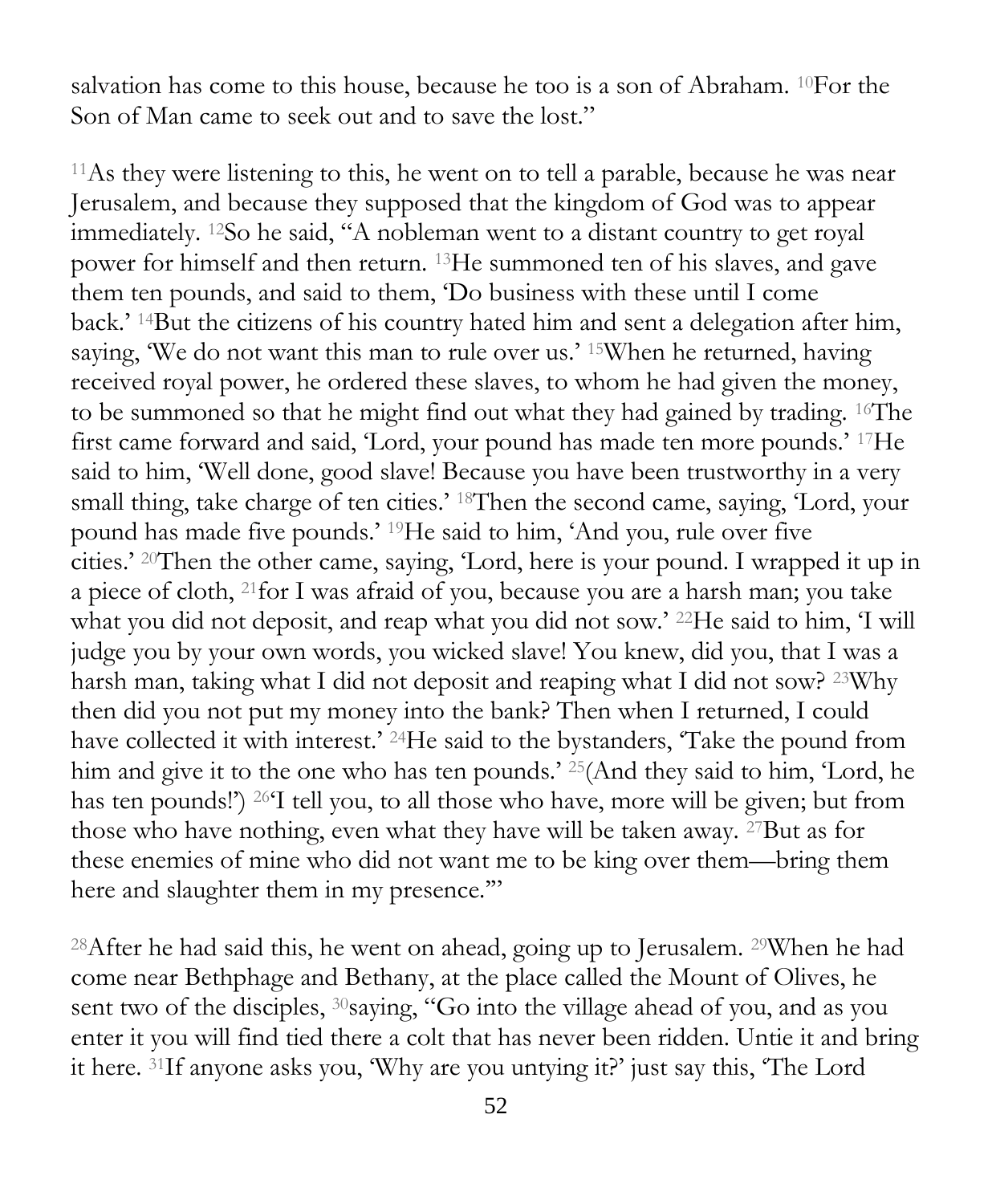salvation has come to this house, because he too is a son of Abraham. [10]For the Son of Man came to seek out and to save the lost."

[11]As they were listening to this, he went on to tell a parable, because he was near Jerusalem, and because they supposed that the kingdom of God was to appear immediately. [12]So he said, "A nobleman went to a distant country to get royal power for himself and then return. [13]He summoned ten of his slaves, and gave them ten pounds, and said to them, 'Do business with these until I come back.' [14]But the citizens of his country hated him and sent a delegation after him, saying, 'We do not want this man to rule over us.' [15]When he returned, having received royal power, he ordered these slaves, to whom he had given the money, to be summoned so that he might find out what they had gained by trading. [16]The first came forward and said, 'Lord, your pound has made ten more pounds.' [17]He said to him, 'Well done, good slave! Because you have been trustworthy in a very small thing, take charge of ten cities.' [18]Then the second came, saying, 'Lord, your pound has made five pounds.' [19]He said to him, 'And you, rule over five cities.' [20]Then the other came, saying, 'Lord, here is your pound. I wrapped it up in a piece of cloth, [21]for I was afraid of you, because you are a harsh man; you take what you did not deposit, and reap what you did not sow.' [22]He said to him, 'I will judge you by your own words, you wicked slave! You knew, did you, that I was a harsh man, taking what I did not deposit and reaping what I did not sow? [23]Why then did you not put my money into the bank? Then when I returned, I could have collected it with interest.' [24]He said to the bystanders, 'Take the pound from him and give it to the one who has ten pounds.' [25](And they said to him, 'Lord, he has ten pounds!') [26]'I tell you, to all those who have, more will be given; but from those who have nothing, even what they have will be taken away. [27]But as for these enemies of mine who did not want me to be king over them—bring them here and slaughter them in my presence.'"

[28]After he had said this, he went on ahead, going up to Jerusalem. [29]When he had come near Bethphage and Bethany, at the place called the Mount of Olives, he sent two of the disciples, [30]saying, "Go into the village ahead of you, and as you enter it you will find tied there a colt that has never been ridden. Untie it and bring it here. [31]If anyone asks you, 'Why are you untying it?' just say this, 'The Lord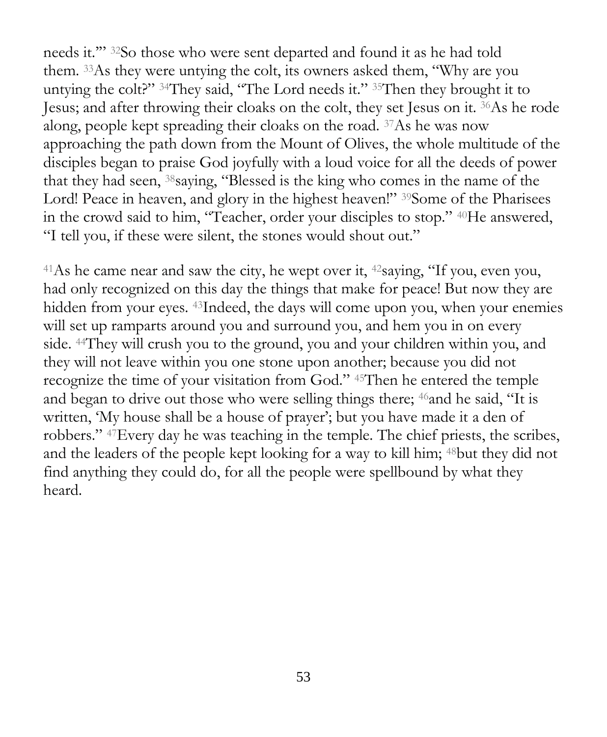needs it.'" [32]So those who were sent departed and found it as he had told them. [33]As they were untying the colt, its owners asked them, "Why are you untying the colt?" [34]They said, "The Lord needs it." [35]Then they brought it to Jesus; and after throwing their cloaks on the colt, they set Jesus on it. [36]As he rode along, people kept spreading their cloaks on the road. [37]As he was now approaching the path down from the Mount of Olives, the whole multitude of the disciples began to praise God joyfully with a loud voice for all the deeds of power that they had seen, [38]saying, "Blessed is the king who comes in the name of the Lord! Peace in heaven, and glory in the highest heaven!" [39]Some of the Pharisees in the crowd said to him, "Teacher, order your disciples to stop." [40]He answered, "I tell you, if these were silent, the stones would shout out."

[41]As he came near and saw the city, he wept over it, [42]saying, "If you, even you, had only recognized on this day the things that make for peace! But now they are hidden from your eyes. [43]Indeed, the days will come upon you, when your enemies will set up ramparts around you and surround you, and hem you in on every side. [44]They will crush you to the ground, you and your children within you, and they will not leave within you one stone upon another; because you did not recognize the time of your visitation from God." [45]Then he entered the temple and began to drive out those who were selling things there; [46]and he said, "It is written, 'My house shall be a house of prayer'; but you have made it a den of robbers." [47]Every day he was teaching in the temple. The chief priests, the scribes, and the leaders of the people kept looking for a way to kill him; [48]but they did not find anything they could do, for all the people were spellbound by what they heard.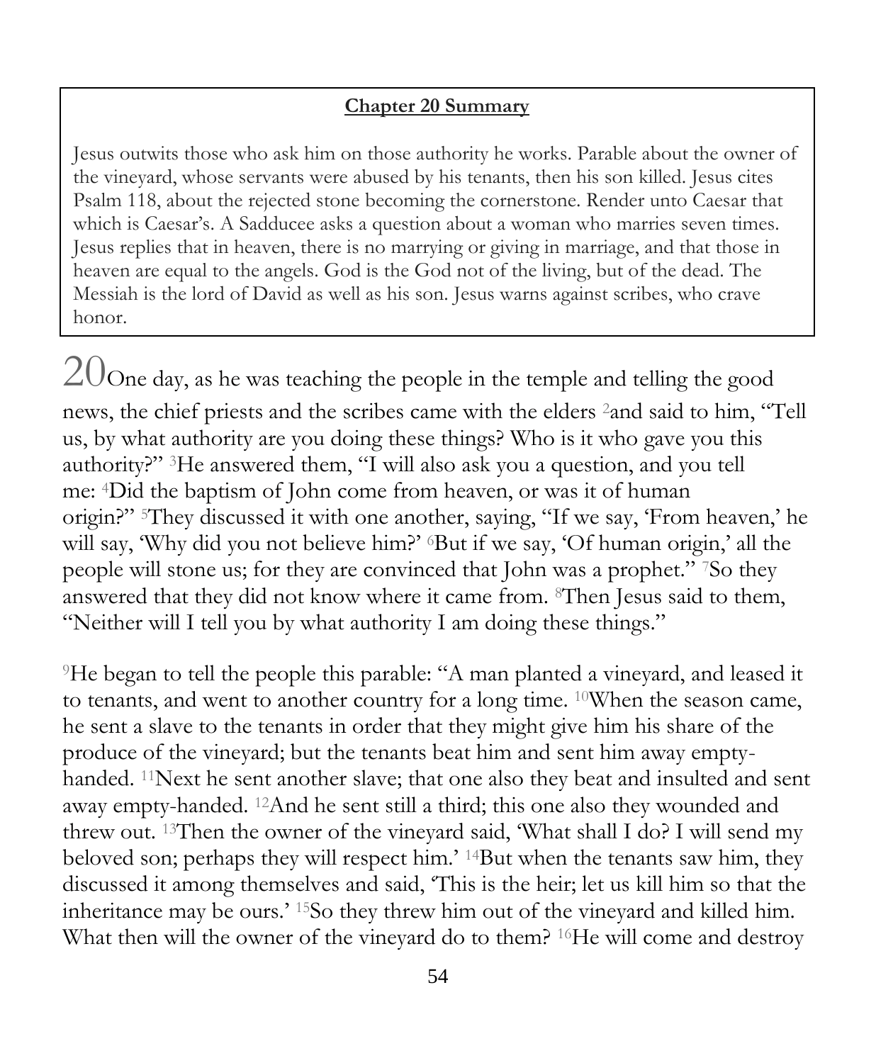**Chapter 20 Summary**

Jesus outwits those who ask him on those authority he works. Parable about the owner of the vineyard, whose servants were abused by his tenants, then his son killed. Jesus cites Psalm 118, about the rejected stone becoming the cornerstone. Render unto Caesar that which is Caesar's. A Sadducee asks a question about a woman who marries seven times. Jesus replies that in heaven, there is no marrying or giving in marriage, and that those in heaven are equal to the angels. God is the God not of the living, but of the dead. The Messiah is the lord of David as well as his son. Jesus warns against scribes, who crave honor.

20 One day, as he was teaching the people in the temple and telling the good news, the chief priests and the scribes came with the elders [2]and said to him, "Tell us, by what authority are you doing these things? Who is it who gave you this authority?" [3]He answered them, "I will also ask you a question, and you tell me: [4]Did the baptism of John come from heaven, or was it of human origin?" [5]They discussed it with one another, saying, "If we say, 'From heaven,' he will say, 'Why did you not believe him?' [6]But if we say, 'Of human origin,' all the people will stone us; for they are convinced that John was a prophet." [7]So they answered that they did not know where it came from. [8]Then Jesus said to them, "Neither will I tell you by what authority I am doing these things."

[9]He began to tell the people this parable: "A man planted a vineyard, and leased it to tenants, and went to another country for a long time. [10]When the season came, he sent a slave to the tenants in order that they might give him his share of the produce of the vineyard; but the tenants beat him and sent him away empty-handed. [11]Next he sent another slave; that one also they beat and insulted and sent away empty-handed. [12]And he sent still a third; this one also they wounded and threw out. [13]Then the owner of the vineyard said, 'What shall I do? I will send my beloved son; perhaps they will respect him.' [14]But when the tenants saw him, they discussed it among themselves and said, 'This is the heir; let us kill him so that the inheritance may be ours.' [15]So they threw him out of the vineyard and killed him. What then will the owner of the vineyard do to them? [16]He will come and destroy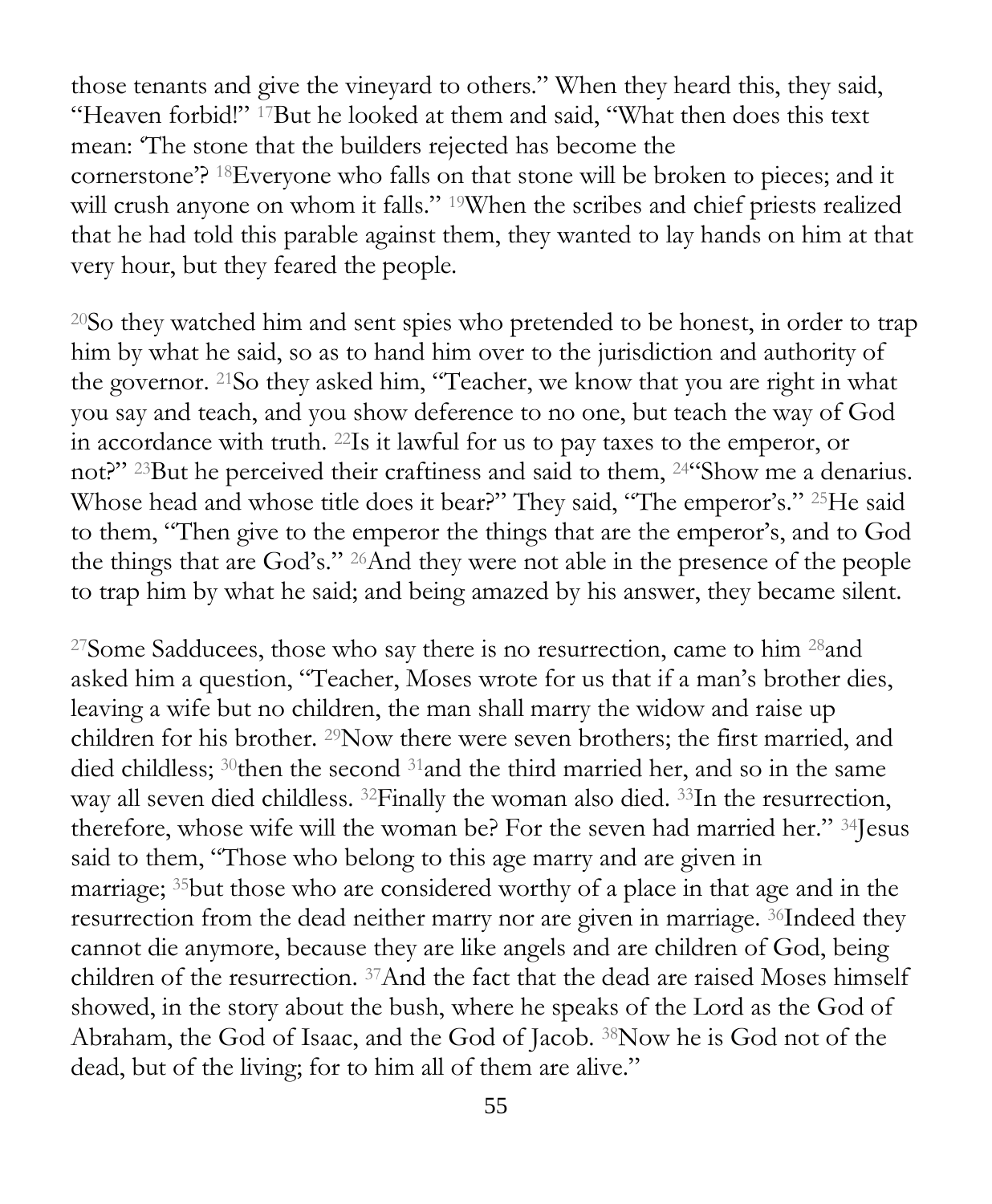those tenants and give the vineyard to others." When they heard this, they said, "Heaven forbid!" [17]But he looked at them and said, "What then does this text mean: 'The stone that the builders rejected has become the cornerstone'? [18]Everyone who falls on that stone will be broken to pieces; and it will crush anyone on whom it falls." [19]When the scribes and chief priests realized that he had told this parable against them, they wanted to lay hands on him at that very hour, but they feared the people.

[20]So they watched him and sent spies who pretended to be honest, in order to trap him by what he said, so as to hand him over to the jurisdiction and authority of the governor. [21]So they asked him, "Teacher, we know that you are right in what you say and teach, and you show deference to no one, but teach the way of God in accordance with truth. [22]Is it lawful for us to pay taxes to the emperor, or not?" [23]But he perceived their craftiness and said to them, [24]"Show me a denarius. Whose head and whose title does it bear?" They said, "The emperor's." [25]He said to them, "Then give to the emperor the things that are the emperor's, and to God the things that are God's." [26]And they were not able in the presence of the people to trap him by what he said; and being amazed by his answer, they became silent.

[27]Some Sadducees, those who say there is no resurrection, came to him [28]and asked him a question, "Teacher, Moses wrote for us that if a man's brother dies, leaving a wife but no children, the man shall marry the widow and raise up children for his brother. [29]Now there were seven brothers; the first married, and died childless; [30]then the second [31]and the third married her, and so in the same way all seven died childless. [32]Finally the woman also died. [33]In the resurrection, therefore, whose wife will the woman be? For the seven had married her." [34]Jesus said to them, "Those who belong to this age marry and are given in marriage; [35]but those who are considered worthy of a place in that age and in the resurrection from the dead neither marry nor are given in marriage. [36]Indeed they cannot die anymore, because they are like angels and are children of God, being children of the resurrection. [37]And the fact that the dead are raised Moses himself showed, in the story about the bush, where he speaks of the Lord as the God of Abraham, the God of Isaac, and the God of Jacob. [38]Now he is God not of the dead, but of the living; for to him all of them are alive."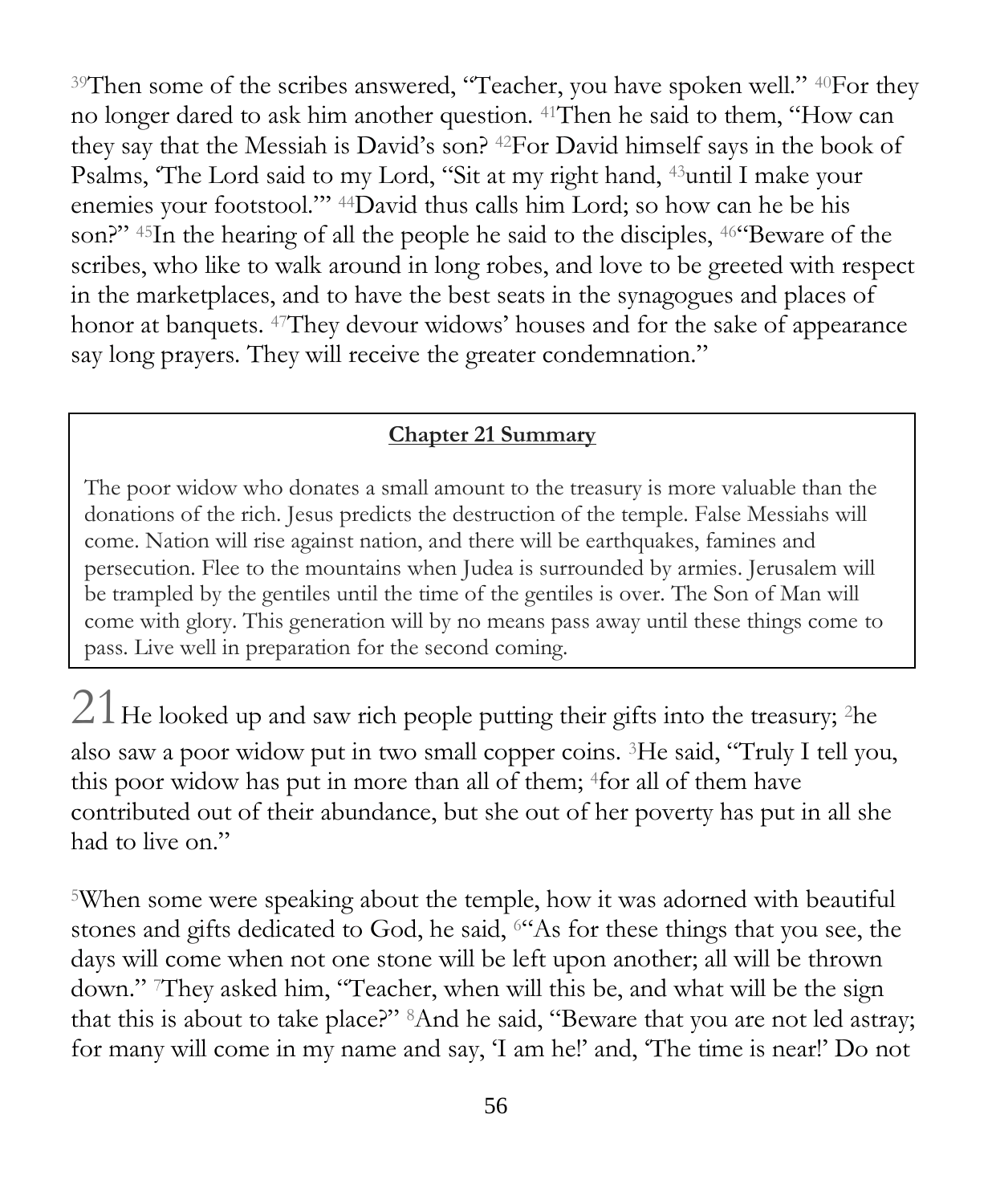[39]Then some of the scribes answered, "Teacher, you have spoken well." [40]For they no longer dared to ask him another question. [41]Then he said to them, "How can they say that the Messiah is David's son? [42]For David himself says in the book of Psalms, 'The Lord said to my Lord, "Sit at my right hand, [43]until I make your enemies your footstool."' [44]David thus calls him Lord; so how can he be his son?" [45]In the hearing of all the people he said to the disciples, [46]"Beware of the scribes, who like to walk around in long robes, and love to be greeted with respect in the marketplaces, and to have the best seats in the synagogues and places of honor at banquets. [47]They devour widows' houses and for the sake of appearance say long prayers. They will receive the greater condemnation."

**Chapter 21 Summary**

The poor widow who donates a small amount to the treasury is more valuable than the donations of the rich. Jesus predicts the destruction of the temple. False Messiahs will come. Nation will rise against nation, and there will be earthquakes, famines and persecution. Flee to the mountains when Judea is surrounded by armies. Jerusalem will be trampled by the gentiles until the time of the gentiles is over. The Son of Man will come with glory. This generation will by no means pass away until these things come to pass. Live well in preparation for the second coming.

21 He looked up and saw rich people putting their gifts into the treasury; [2]he also saw a poor widow put in two small copper coins. [3]He said, "Truly I tell you, this poor widow has put in more than all of them; [4]for all of them have contributed out of their abundance, but she out of her poverty has put in all she had to live on."

[5]When some were speaking about the temple, how it was adorned with beautiful stones and gifts dedicated to God, he said, [6]"As for these things that you see, the days will come when not one stone will be left upon another; all will be thrown down." [7]They asked him, "Teacher, when will this be, and what will be the sign that this is about to take place?" [8]And he said, "Beware that you are not led astray; for many will come in my name and say, 'I am he!' and, 'The time is near!' Do not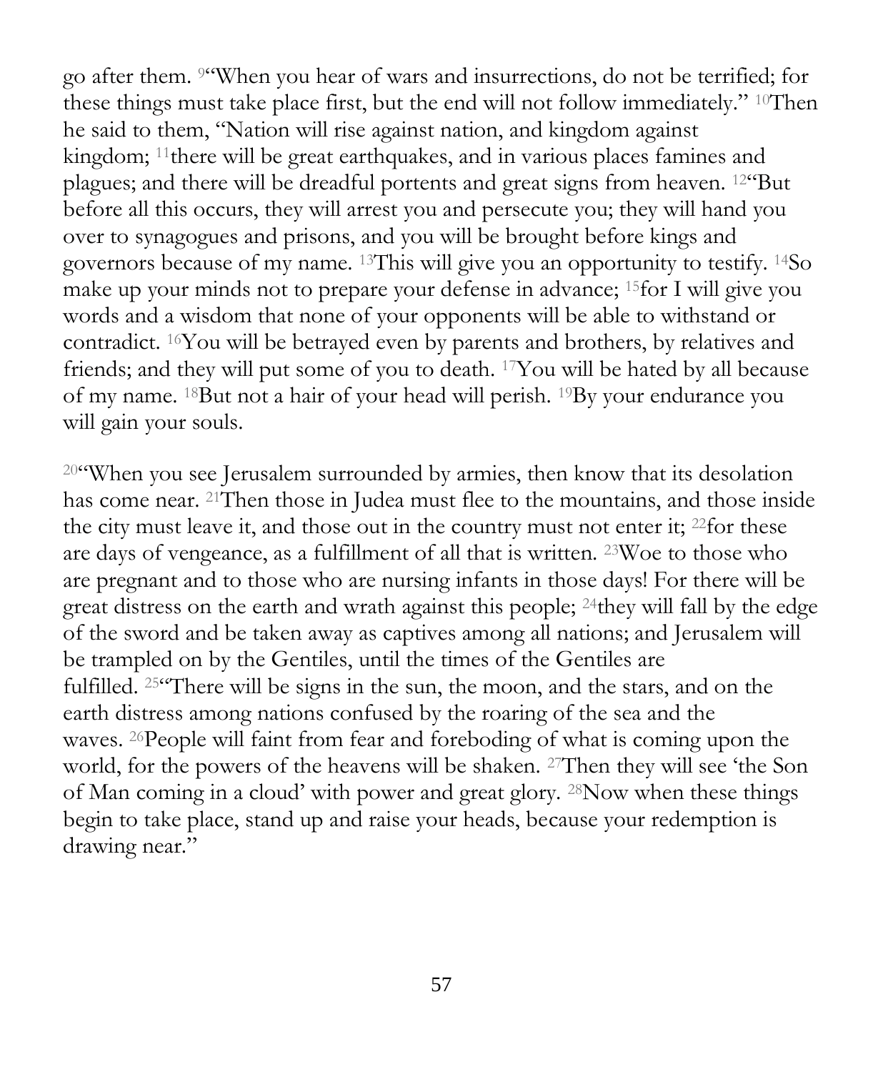go after them. [9]"When you hear of wars and insurrections, do not be terrified; for these things must take place first, but the end will not follow immediately." [10]Then he said to them, "Nation will rise against nation, and kingdom against kingdom; [11]there will be great earthquakes, and in various places famines and plagues; and there will be dreadful portents and great signs from heaven. [12]"But before all this occurs, they will arrest you and persecute you; they will hand you over to synagogues and prisons, and you will be brought before kings and governors because of my name. [13]This will give you an opportunity to testify. [14]So make up your minds not to prepare your defense in advance; [15]for I will give you words and a wisdom that none of your opponents will be able to withstand or contradict. [16]You will be betrayed even by parents and brothers, by relatives and friends; and they will put some of you to death. [17]You will be hated by all because of my name. [18]But not a hair of your head will perish. [19]By your endurance you will gain your souls.

[20]"When you see Jerusalem surrounded by armies, then know that its desolation has come near. [21]Then those in Judea must flee to the mountains, and those inside the city must leave it, and those out in the country must not enter it; [22]for these are days of vengeance, as a fulfillment of all that is written. [23]Woe to those who are pregnant and to those who are nursing infants in those days! For there will be great distress on the earth and wrath against this people; [24]they will fall by the edge of the sword and be taken away as captives among all nations; and Jerusalem will be trampled on by the Gentiles, until the times of the Gentiles are fulfilled. [25]"There will be signs in the sun, the moon, and the stars, and on the earth distress among nations confused by the roaring of the sea and the waves. [26]People will faint from fear and foreboding of what is coming upon the world, for the powers of the heavens will be shaken. [27]Then they will see 'the Son of Man coming in a cloud' with power and great glory. [28]Now when these things begin to take place, stand up and raise your heads, because your redemption is drawing near."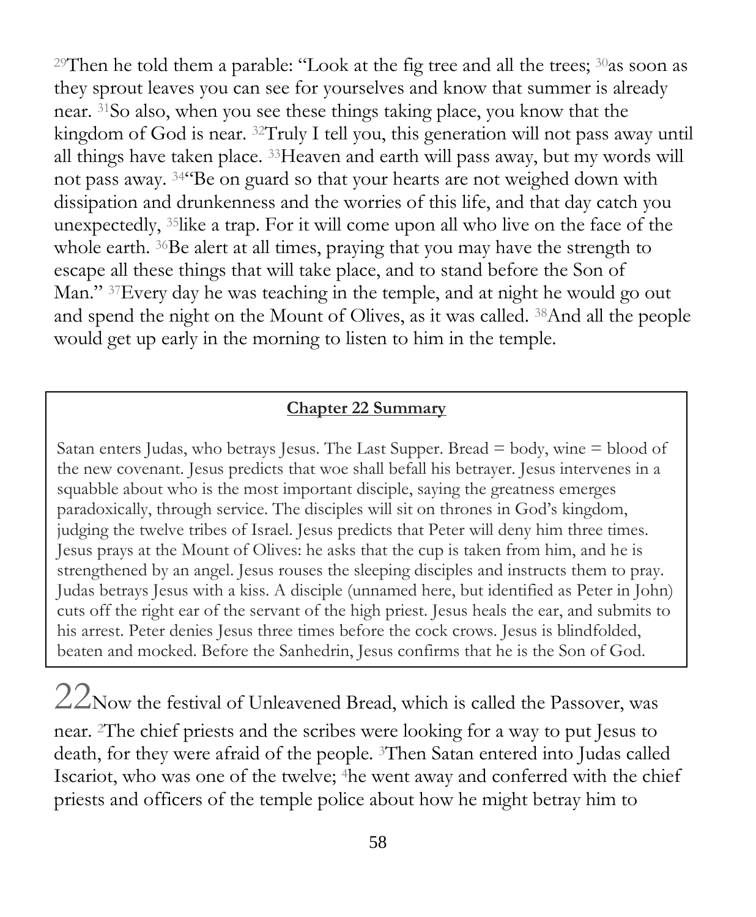[29]Then he told them a parable: "Look at the fig tree and all the trees; [30]as soon as they sprout leaves you can see for yourselves and know that summer is already near. [31]So also, when you see these things taking place, you know that the kingdom of God is near. [32]Truly I tell you, this generation will not pass away until all things have taken place. [33]Heaven and earth will pass away, but my words will not pass away. [34]"Be on guard so that your hearts are not weighed down with dissipation and drunkenness and the worries of this life, and that day catch you unexpectedly, [35]like a trap. For it will come upon all who live on the face of the whole earth. [36]Be alert at all times, praying that you may have the strength to escape all these things that will take place, and to stand before the Son of Man." [37]Every day he was teaching in the temple, and at night he would go out and spend the night on the Mount of Olives, as it was called. [38]And all the people would get up early in the morning to listen to him in the temple.

**Chapter 22 Summary**

Satan enters Judas, who betrays Jesus. The Last Supper. Bread = body, wine = blood of the new covenant. Jesus predicts that woe shall befall his betrayer. Jesus intervenes in a squabble about who is the most important disciple, saying the greatness emerges paradoxically, through service. The disciples will sit on thrones in God's kingdom, judging the twelve tribes of Israel. Jesus predicts that Peter will deny him three times. Jesus prays at the Mount of Olives: he asks that the cup is taken from him, and he is strengthened by an angel. Jesus rouses the sleeping disciples and instructs them to pray. Judas betrays Jesus with a kiss. A disciple (unnamed here, but identified as Peter in John) cuts off the right ear of the servant of the high priest. Jesus heals the ear, and submits to his arrest. Peter denies Jesus three times before the cock crows. Jesus is blindfolded, beaten and mocked. Before the Sanhedrin, Jesus confirms that he is the Son of God.

22 Now the festival of Unleavened Bread, which is called the Passover, was near. [2]The chief priests and the scribes were looking for a way to put Jesus to death, for they were afraid of the people. [3]Then Satan entered into Judas called Iscariot, who was one of the twelve; [4]he went away and conferred with the chief priests and officers of the temple police about how he might betray him to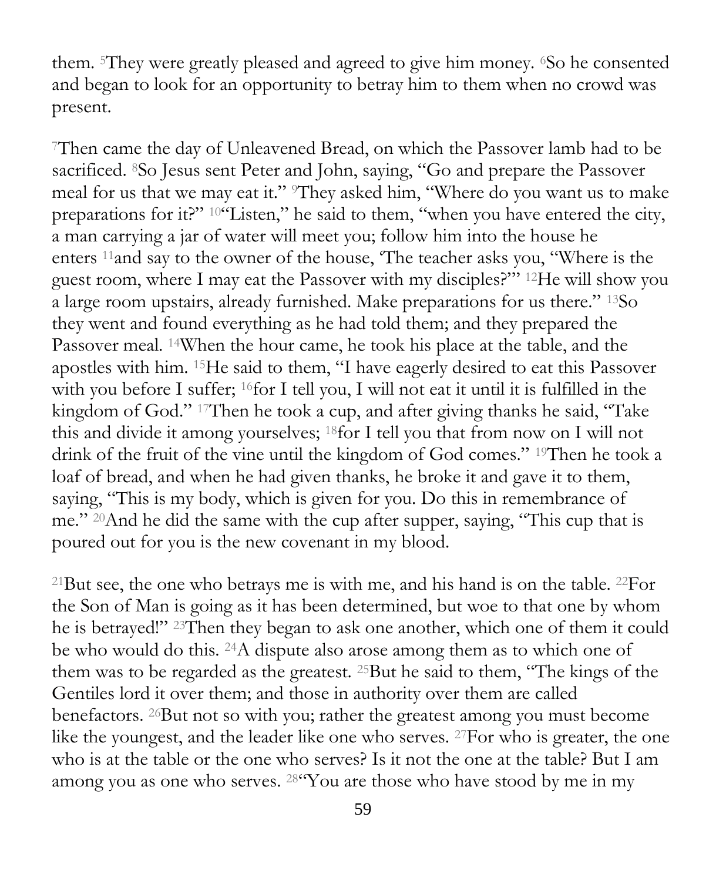them. [5]They were greatly pleased and agreed to give him money. [6]So he consented and began to look for an opportunity to betray him to them when no crowd was present.

[7]Then came the day of Unleavened Bread, on which the Passover lamb had to be sacrificed. [8]So Jesus sent Peter and John, saying, "Go and prepare the Passover meal for us that we may eat it." [9]They asked him, "Where do you want us to make preparations for it?" [10]"Listen," he said to them, "when you have entered the city, a man carrying a jar of water will meet you; follow him into the house he enters [11]and say to the owner of the house, 'The teacher asks you, "Where is the guest room, where I may eat the Passover with my disciples?"' [12]He will show you a large room upstairs, already furnished. Make preparations for us there." [13]So they went and found everything as he had told them; and they prepared the Passover meal. [14]When the hour came, he took his place at the table, and the apostles with him. [15]He said to them, "I have eagerly desired to eat this Passover with you before I suffer; [16]for I tell you, I will not eat it until it is fulfilled in the kingdom of God." [17]Then he took a cup, and after giving thanks he said, "Take this and divide it among yourselves; [18]for I tell you that from now on I will not drink of the fruit of the vine until the kingdom of God comes." [19]Then he took a loaf of bread, and when he had given thanks, he broke it and gave it to them, saying, "This is my body, which is given for you. Do this in remembrance of me." [20]And he did the same with the cup after supper, saying, "This cup that is poured out for you is the new covenant in my blood.

[21]But see, the one who betrays me is with me, and his hand is on the table. [22]For the Son of Man is going as it has been determined, but woe to that one by whom he is betrayed!" [23]Then they began to ask one another, which one of them it could be who would do this. [24]A dispute also arose among them as to which one of them was to be regarded as the greatest. [25]But he said to them, "The kings of the Gentiles lord it over them; and those in authority over them are called benefactors. [26]But not so with you; rather the greatest among you must become like the youngest, and the leader like one who serves. [27]For who is greater, the one who is at the table or the one who serves? Is it not the one at the table? But I am among you as one who serves. [28]"You are those who have stood by me in my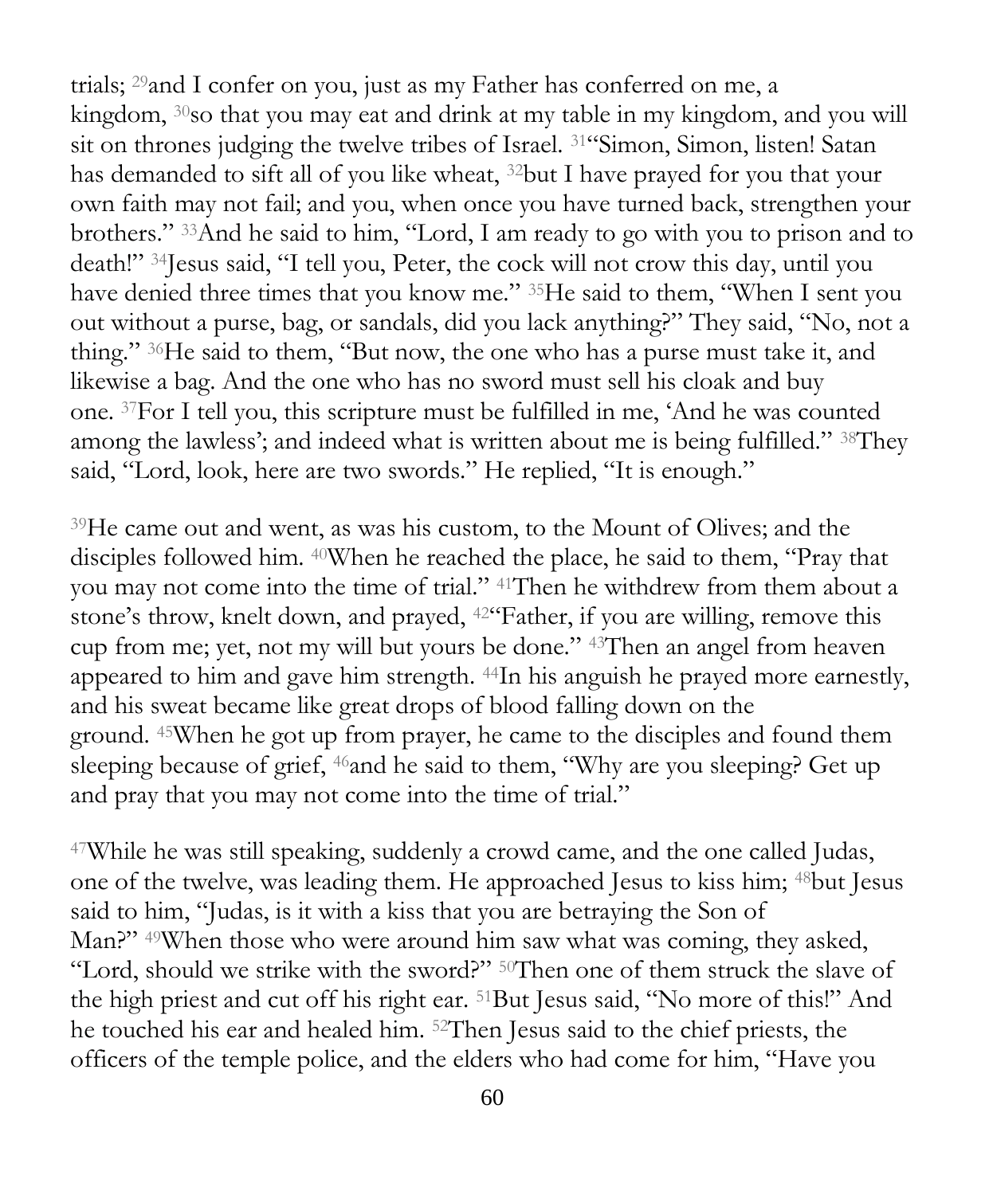trials; [29]and I confer on you, just as my Father has conferred on me, a kingdom, [30]so that you may eat and drink at my table in my kingdom, and you will sit on thrones judging the twelve tribes of Israel. [31]"Simon, Simon, listen! Satan has demanded to sift all of you like wheat, [32]but I have prayed for you that your own faith may not fail; and you, when once you have turned back, strengthen your brothers." [33]And he said to him, "Lord, I am ready to go with you to prison and to death!" [34]Jesus said, "I tell you, Peter, the cock will not crow this day, until you have denied three times that you know me." [35]He said to them, "When I sent you out without a purse, bag, or sandals, did you lack anything?" They said, "No, not a thing." [36]He said to them, "But now, the one who has a purse must take it, and likewise a bag. And the one who has no sword must sell his cloak and buy one. [37]For I tell you, this scripture must be fulfilled in me, 'And he was counted among the lawless'; and indeed what is written about me is being fulfilled." [38]They said, "Lord, look, here are two swords." He replied, "It is enough."

[39]He came out and went, as was his custom, to the Mount of Olives; and the disciples followed him. [40]When he reached the place, he said to them, "Pray that you may not come into the time of trial." [41]Then he withdrew from them about a stone's throw, knelt down, and prayed, [42]"Father, if you are willing, remove this cup from me; yet, not my will but yours be done." [43]Then an angel from heaven appeared to him and gave him strength. [44]In his anguish he prayed more earnestly, and his sweat became like great drops of blood falling down on the ground. [45]When he got up from prayer, he came to the disciples and found them sleeping because of grief, [46]and he said to them, "Why are you sleeping? Get up and pray that you may not come into the time of trial."

[47]While he was still speaking, suddenly a crowd came, and the one called Judas, one of the twelve, was leading them. He approached Jesus to kiss him; [48]but Jesus said to him, "Judas, is it with a kiss that you are betraying the Son of Man?" [49]When those who were around him saw what was coming, they asked, "Lord, should we strike with the sword?" [50]Then one of them struck the slave of the high priest and cut off his right ear. [51]But Jesus said, "No more of this!" And he touched his ear and healed him. [52]Then Jesus said to the chief priests, the officers of the temple police, and the elders who had come for him, "Have you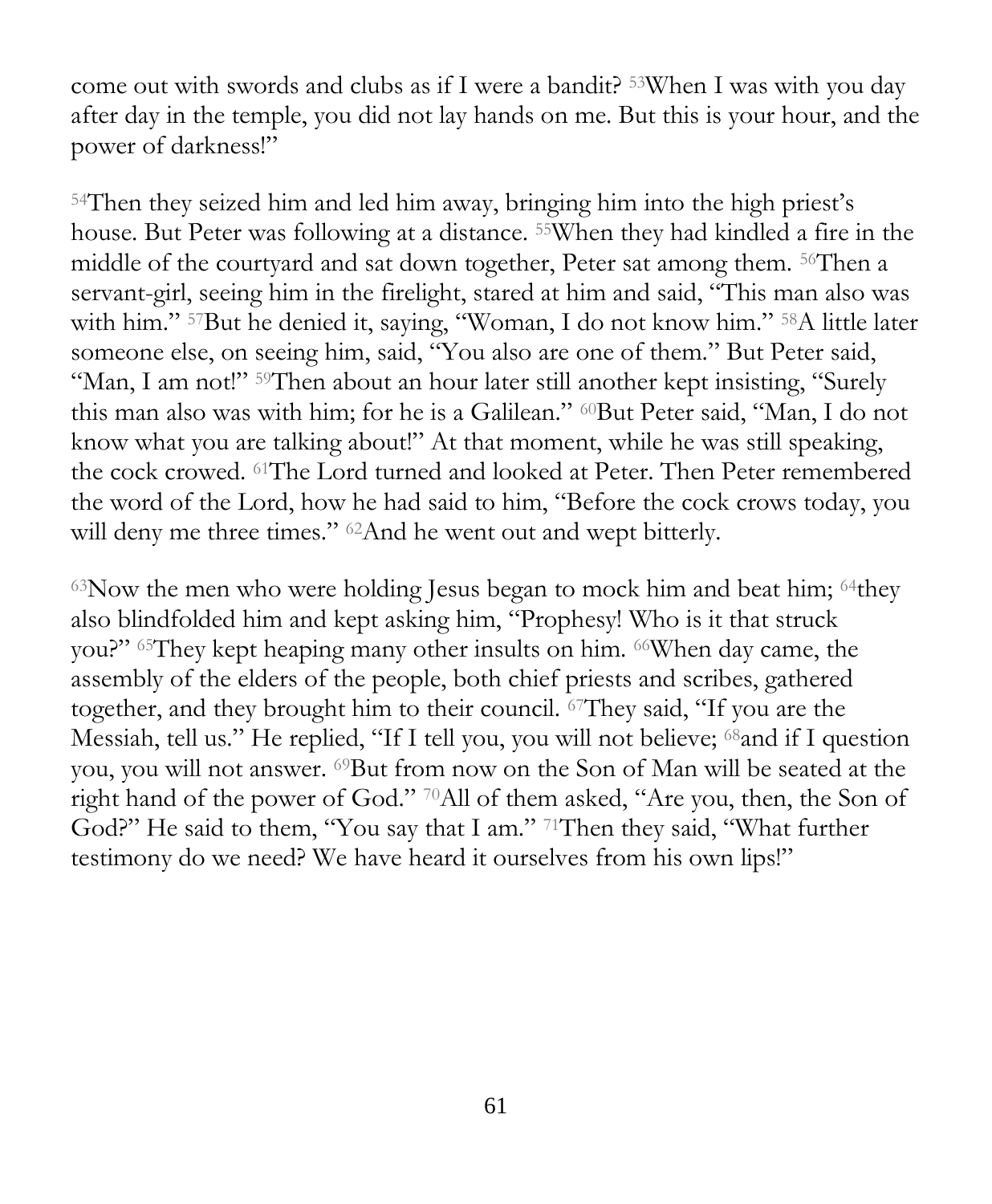come out with swords and clubs as if I were a bandit? [53]When I was with you day after day in the temple, you did not lay hands on me. But this is your hour, and the power of darkness!"

[54]Then they seized him and led him away, bringing him into the high priest's house. But Peter was following at a distance. [55]When they had kindled a fire in the middle of the courtyard and sat down together, Peter sat among them. [56]Then a servant-girl, seeing him in the firelight, stared at him and said, "This man also was with him." [57]But he denied it, saying, "Woman, I do not know him." [58]A little later someone else, on seeing him, said, "You also are one of them." But Peter said, "Man, I am not!" [59]Then about an hour later still another kept insisting, "Surely this man also was with him; for he is a Galilean." [60]But Peter said, "Man, I do not know what you are talking about!" At that moment, while he was still speaking, the cock crowed. [61]The Lord turned and looked at Peter. Then Peter remembered the word of the Lord, how he had said to him, "Before the cock crows today, you will deny me three times." [62]And he went out and wept bitterly.

[63]Now the men who were holding Jesus began to mock him and beat him; [64]they also blindfolded him and kept asking him, "Prophesy! Who is it that struck you?" [65]They kept heaping many other insults on him. [66]When day came, the assembly of the elders of the people, both chief priests and scribes, gathered together, and they brought him to their council. [67]They said, "If you are the Messiah, tell us." He replied, "If I tell you, you will not believe; [68]and if I question you, you will not answer. [69]But from now on the Son of Man will be seated at the right hand of the power of God." [70]All of them asked, "Are you, then, the Son of God?" He said to them, "You say that I am." [71]Then they said, "What further testimony do we need? We have heard it ourselves from his own lips!"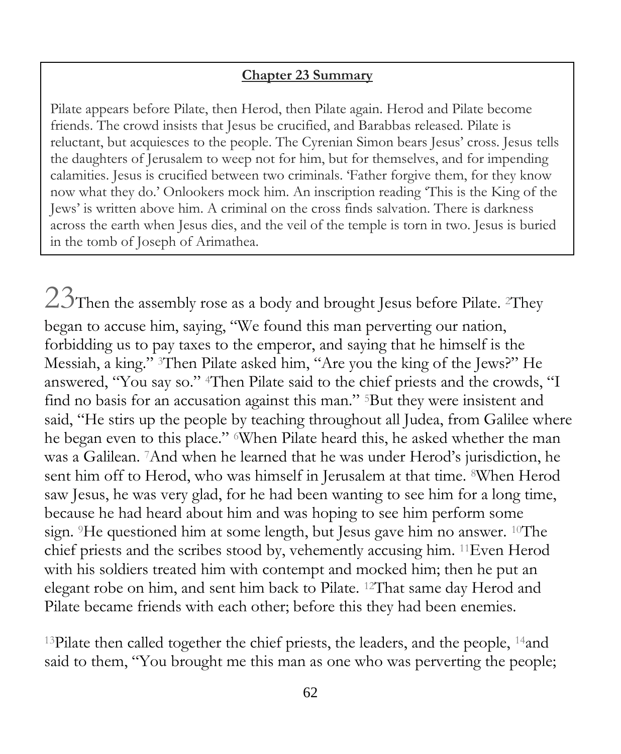**Chapter 23 Summary**

Pilate appears before Pilate, then Herod, then Pilate again. Herod and Pilate become friends. The crowd insists that Jesus be crucified, and Barabbas released. Pilate is reluctant, but acquiesces to the people. The Cyrenian Simon bears Jesus' cross. Jesus tells the daughters of Jerusalem to weep not for him, but for themselves, and for impending calamities. Jesus is crucified between two criminals. 'Father forgive them, for they know now what they do.' Onlookers mock him. An inscription reading 'This is the King of the Jews' is written above him. A criminal on the cross finds salvation. There is darkness across the earth when Jesus dies, and the veil of the temple is torn in two. Jesus is buried in the tomb of Joseph of Arimathea.

23 Then the assembly rose as a body and brought Jesus before Pilate. 2They began to accuse him, saying, "We found this man perverting our nation, forbidding us to pay taxes to the emperor, and saying that he himself is the Messiah, a king." 3Then Pilate asked him, "Are you the king of the Jews?" He answered, "You say so." 4Then Pilate said to the chief priests and the crowds, "I find no basis for an accusation against this man." 5But they were insistent and said, "He stirs up the people by teaching throughout all Judea, from Galilee where he began even to this place." 6When Pilate heard this, he asked whether the man was a Galilean. 7And when he learned that he was under Herod's jurisdiction, he sent him off to Herod, who was himself in Jerusalem at that time. 8When Herod saw Jesus, he was very glad, for he had been wanting to see him for a long time, because he had heard about him and was hoping to see him perform some sign. 9He questioned him at some length, but Jesus gave him no answer. 10The chief priests and the scribes stood by, vehemently accusing him. 11Even Herod with his soldiers treated him with contempt and mocked him; then he put an elegant robe on him, and sent him back to Pilate. 12That same day Herod and Pilate became friends with each other; before this they had been enemies.

13Pilate then called together the chief priests, the leaders, and the people, 14and said to them, "You brought me this man as one who was perverting the people;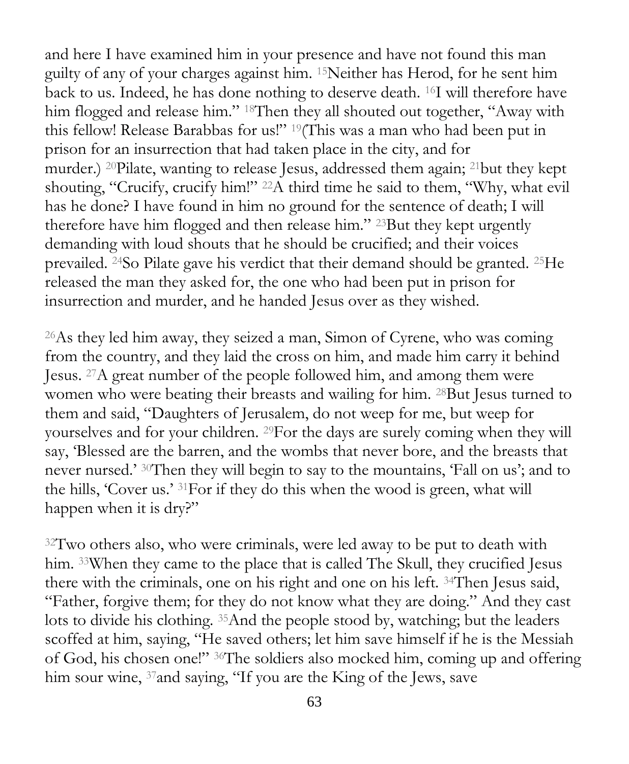and here I have examined him in your presence and have not found this man guilty of any of your charges against him. [15]Neither has Herod, for he sent him back to us. Indeed, he has done nothing to deserve death. [16]I will therefore have him flogged and release him." [18]Then they all shouted out together, "Away with this fellow! Release Barabbas for us!" [19](This was a man who had been put in prison for an insurrection that had taken place in the city, and for murder.) [20]Pilate, wanting to release Jesus, addressed them again; [21]but they kept shouting, "Crucify, crucify him!" [22]A third time he said to them, "Why, what evil has he done? I have found in him no ground for the sentence of death; I will therefore have him flogged and then release him." [23]But they kept urgently demanding with loud shouts that he should be crucified; and their voices prevailed. [24]So Pilate gave his verdict that their demand should be granted. [25]He released the man they asked for, the one who had been put in prison for insurrection and murder, and he handed Jesus over as they wished.

[26]As they led him away, they seized a man, Simon of Cyrene, who was coming from the country, and they laid the cross on him, and made him carry it behind Jesus. [27]A great number of the people followed him, and among them were women who were beating their breasts and wailing for him. [28]But Jesus turned to them and said, "Daughters of Jerusalem, do not weep for me, but weep for yourselves and for your children. [29]For the days are surely coming when they will say, 'Blessed are the barren, and the wombs that never bore, and the breasts that never nursed.' [30]Then they will begin to say to the mountains, 'Fall on us'; and to the hills, 'Cover us.' [31]For if they do this when the wood is green, what will happen when it is dry?"

[32]Two others also, who were criminals, were led away to be put to death with him. [33]When they came to the place that is called The Skull, they crucified Jesus there with the criminals, one on his right and one on his left. [34]Then Jesus said, "Father, forgive them; for they do not know what they are doing." And they cast lots to divide his clothing. [35]And the people stood by, watching; but the leaders scoffed at him, saying, "He saved others; let him save himself if he is the Messiah of God, his chosen one!" [36]The soldiers also mocked him, coming up and offering him sour wine, [37]and saying, "If you are the King of the Jews, save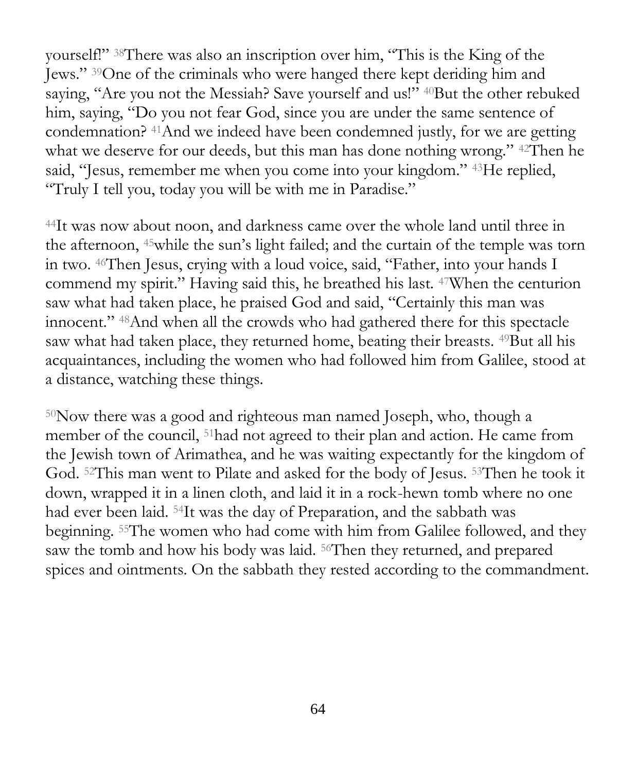yourself!" [38]There was also an inscription over him, "This is the King of the Jews." [39]One of the criminals who were hanged there kept deriding him and saying, "Are you not the Messiah? Save yourself and us!" [40]But the other rebuked him, saying, "Do you not fear God, since you are under the same sentence of condemnation? [41]And we indeed have been condemned justly, for we are getting what we deserve for our deeds, but this man has done nothing wrong." [42]Then he said, "Jesus, remember me when you come into your kingdom." [43]He replied, "Truly I tell you, today you will be with me in Paradise."

[44]It was now about noon, and darkness came over the whole land until three in the afternoon, [45]while the sun's light failed; and the curtain of the temple was torn in two. [46]Then Jesus, crying with a loud voice, said, "Father, into your hands I commend my spirit." Having said this, he breathed his last. [47]When the centurion saw what had taken place, he praised God and said, "Certainly this man was innocent." [48]And when all the crowds who had gathered there for this spectacle saw what had taken place, they returned home, beating their breasts. [49]But all his acquaintances, including the women who had followed him from Galilee, stood at a distance, watching these things.

[50]Now there was a good and righteous man named Joseph, who, though a member of the council, [51]had not agreed to their plan and action. He came from the Jewish town of Arimathea, and he was waiting expectantly for the kingdom of God. [52]This man went to Pilate and asked for the body of Jesus. [53]Then he took it down, wrapped it in a linen cloth, and laid it in a rock-hewn tomb where no one had ever been laid. [54]It was the day of Preparation, and the sabbath was beginning. [55]The women who had come with him from Galilee followed, and they saw the tomb and how his body was laid. [56]Then they returned, and prepared spices and ointments. On the sabbath they rested according to the commandment.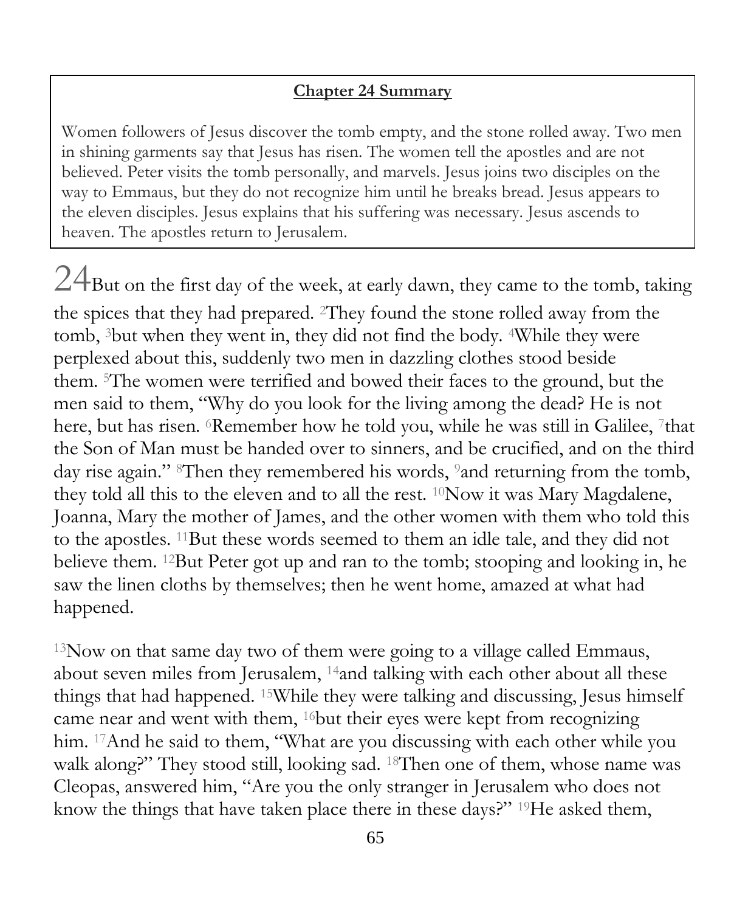**Chapter 24 Summary**

Women followers of Jesus discover the tomb empty, and the stone rolled away. Two men in shining garments say that Jesus has risen. The women tell the apostles and are not believed. Peter visits the tomb personally, and marvels. Jesus joins two disciples on the way to Emmaus, but they do not recognize him until he breaks bread. Jesus appears to the eleven disciples. Jesus explains that his suffering was necessary. Jesus ascends to heaven. The apostles return to Jerusalem.

24 But on the first day of the week, at early dawn, they came to the tomb, taking the spices that they had prepared. 2They found the stone rolled away from the tomb, 3but when they went in, they did not find the body. 4While they were perplexed about this, suddenly two men in dazzling clothes stood beside them. 5The women were terrified and bowed their faces to the ground, but the men said to them, "Why do you look for the living among the dead? He is not here, but has risen. 6Remember how he told you, while he was still in Galilee, 7that the Son of Man must be handed over to sinners, and be crucified, and on the third day rise again." 8Then they remembered his words, 9and returning from the tomb, they told all this to the eleven and to all the rest. 10Now it was Mary Magdalene, Joanna, Mary the mother of James, and the other women with them who told this to the apostles. 11But these words seemed to them an idle tale, and they did not believe them. 12But Peter got up and ran to the tomb; stooping and looking in, he saw the linen cloths by themselves; then he went home, amazed at what had happened.

13Now on that same day two of them were going to a village called Emmaus, about seven miles from Jerusalem, 14and talking with each other about all these things that had happened. 15While they were talking and discussing, Jesus himself came near and went with them, 16but their eyes were kept from recognizing him. 17And he said to them, "What are you discussing with each other while you walk along?" They stood still, looking sad. 18Then one of them, whose name was Cleopas, answered him, "Are you the only stranger in Jerusalem who does not know the things that have taken place there in these days?" 19He asked them,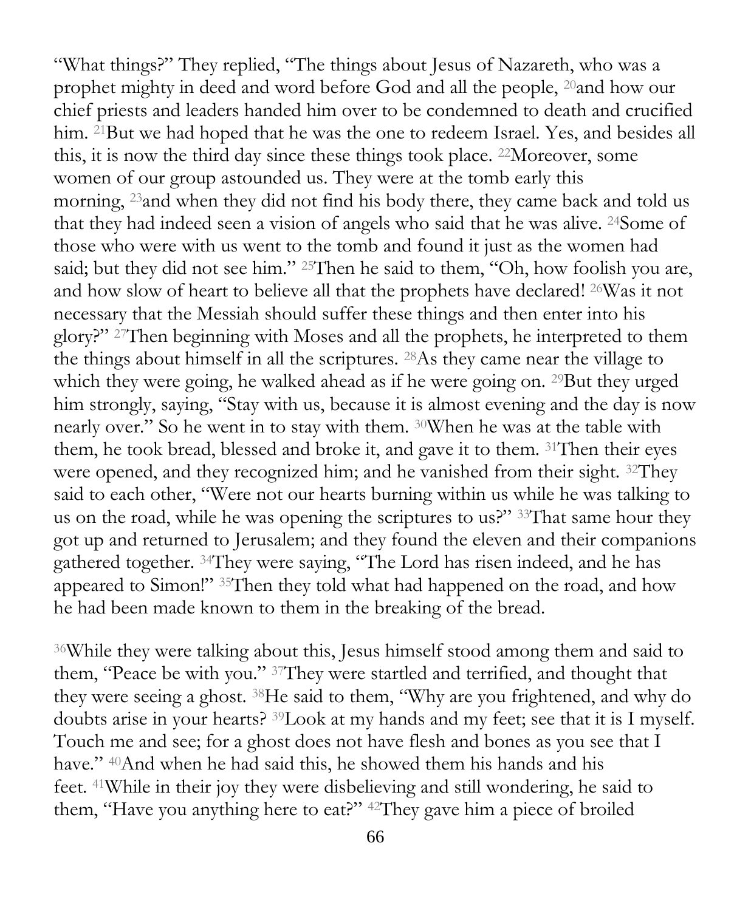"What things?" They replied, "The things about Jesus of Nazareth, who was a prophet mighty in deed and word before God and all the people, [20]and how our chief priests and leaders handed him over to be condemned to death and crucified him. [21]But we had hoped that he was the one to redeem Israel. Yes, and besides all this, it is now the third day since these things took place. [22]Moreover, some women of our group astounded us. They were at the tomb early this morning, [23]and when they did not find his body there, they came back and told us that they had indeed seen a vision of angels who said that he was alive. [24]Some of those who were with us went to the tomb and found it just as the women had said; but they did not see him." [25]Then he said to them, "Oh, how foolish you are, and how slow of heart to believe all that the prophets have declared! [26]Was it not necessary that the Messiah should suffer these things and then enter into his glory?" [27]Then beginning with Moses and all the prophets, he interpreted to them the things about himself in all the scriptures. [28]As they came near the village to which they were going, he walked ahead as if he were going on. [29]But they urged him strongly, saying, "Stay with us, because it is almost evening and the day is now nearly over." So he went in to stay with them. [30]When he was at the table with them, he took bread, blessed and broke it, and gave it to them. [31]Then their eyes were opened, and they recognized him; and he vanished from their sight. [32]They said to each other, "Were not our hearts burning within us while he was talking to us on the road, while he was opening the scriptures to us?" [33]That same hour they got up and returned to Jerusalem; and they found the eleven and their companions gathered together. [34]They were saying, "The Lord has risen indeed, and he has appeared to Simon!" [35]Then they told what had happened on the road, and how he had been made known to them in the breaking of the bread.

[36]While they were talking about this, Jesus himself stood among them and said to them, "Peace be with you." [37]They were startled and terrified, and thought that they were seeing a ghost. [38]He said to them, "Why are you frightened, and why do doubts arise in your hearts? [39]Look at my hands and my feet; see that it is I myself. Touch me and see; for a ghost does not have flesh and bones as you see that I have." [40]And when he had said this, he showed them his hands and his feet. [41]While in their joy they were disbelieving and still wondering, he said to them, "Have you anything here to eat?" [42]They gave him a piece of broiled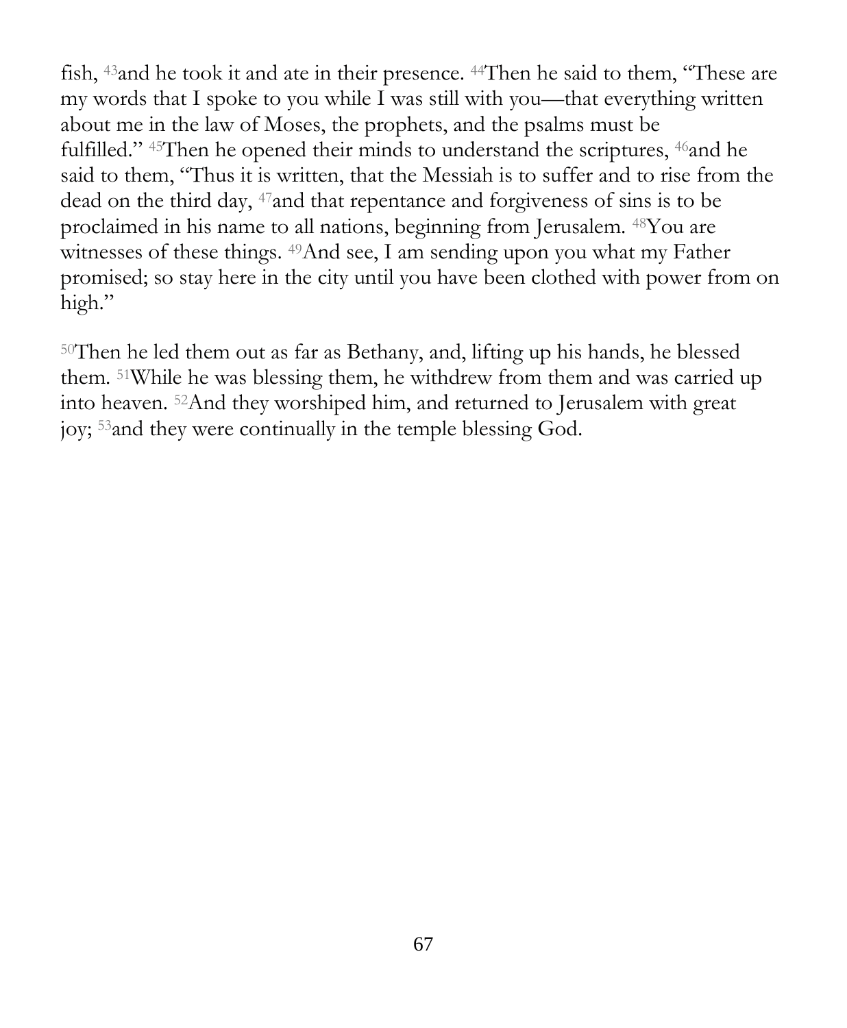fish, [43]and he took it and ate in their presence. [44]Then he said to them, "These are my words that I spoke to you while I was still with you—that everything written about me in the law of Moses, the prophets, and the psalms must be fulfilled." [45]Then he opened their minds to understand the scriptures, [46]and he said to them, "Thus it is written, that the Messiah is to suffer and to rise from the dead on the third day, [47]and that repentance and forgiveness of sins is to be proclaimed in his name to all nations, beginning from Jerusalem. [48]You are witnesses of these things. [49]And see, I am sending upon you what my Father promised; so stay here in the city until you have been clothed with power from on high."

[50]Then he led them out as far as Bethany, and, lifting up his hands, he blessed them. [51]While he was blessing them, he withdrew from them and was carried up into heaven. [52]And they worshiped him, and returned to Jerusalem with great joy; [53]and they were continually in the temple blessing God.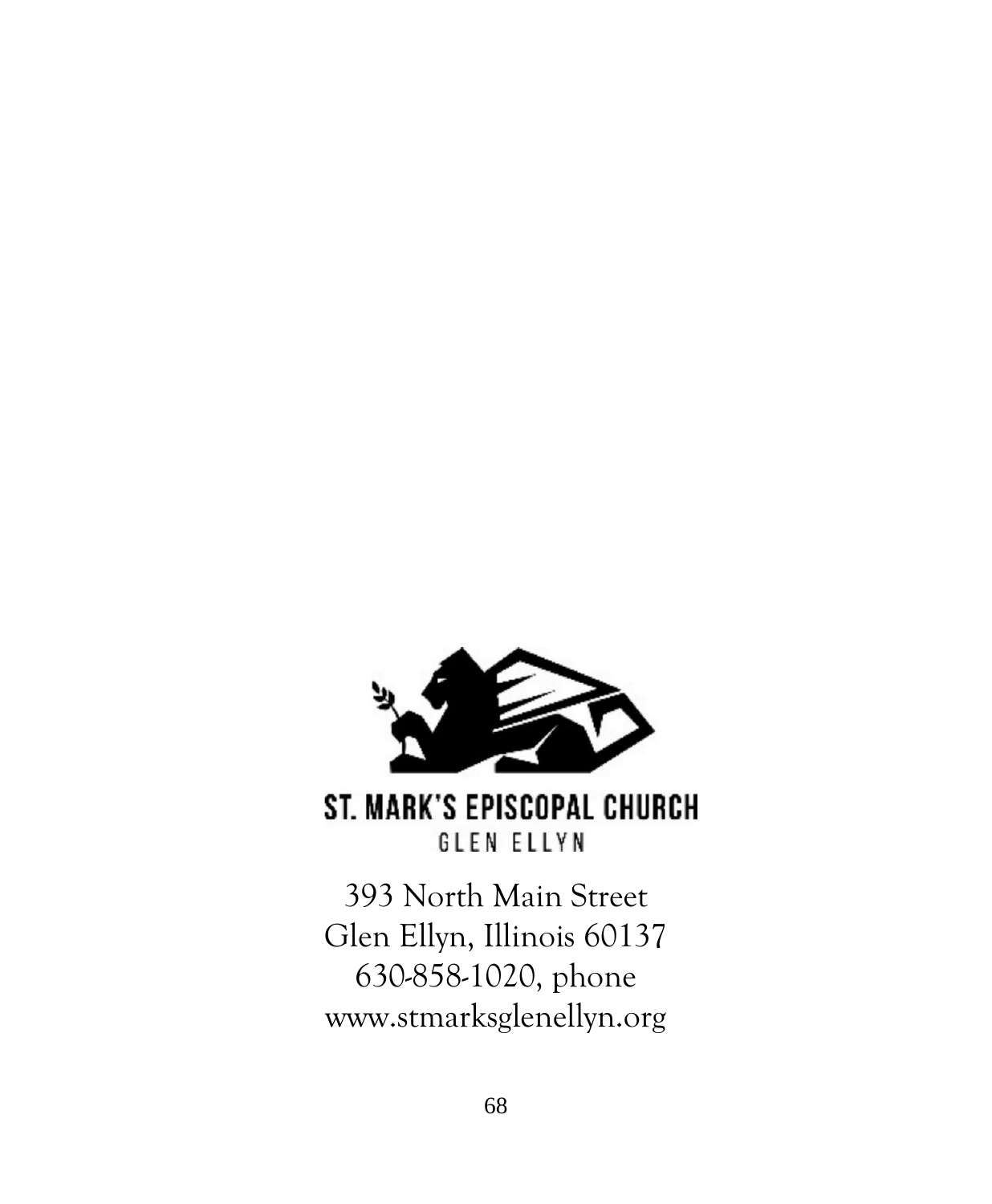ST. MARK'S EPISCOPAL CHURCH
GLEN ELLYN

393 North Main Street
Glen Ellyn, Illinois 60137
630-858-1020, phone
www.stmarksglenellyn.org